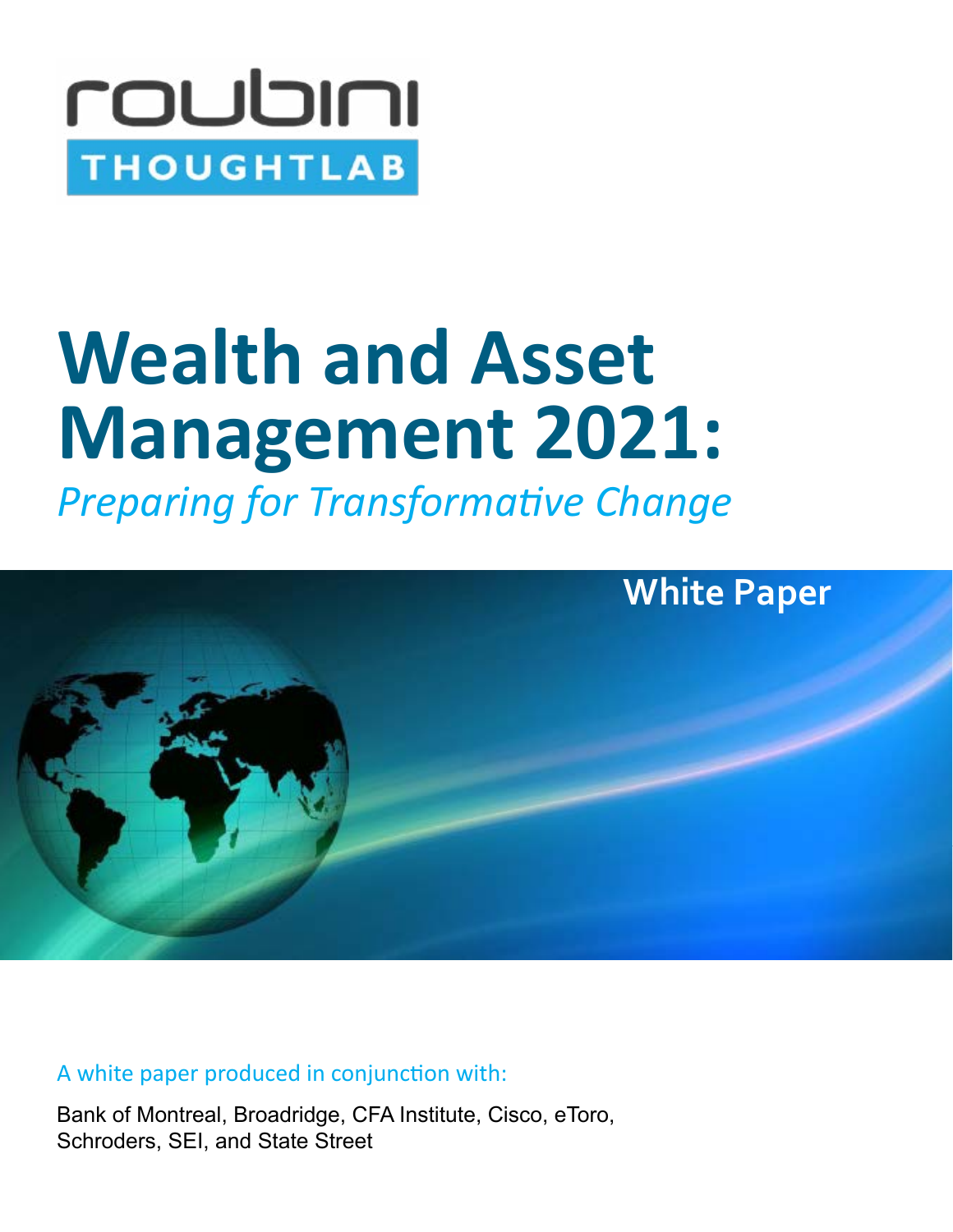roubini

THOUGHTLAB

# Wealth and Asset Management 2021:

*Preparing for Transformative Change*

White Paper

A white paper produced in conjunction with:

Bank of Montreal, Broadridge, CFA Institute, Cisco, eToro, Schroders, SEI, and State Street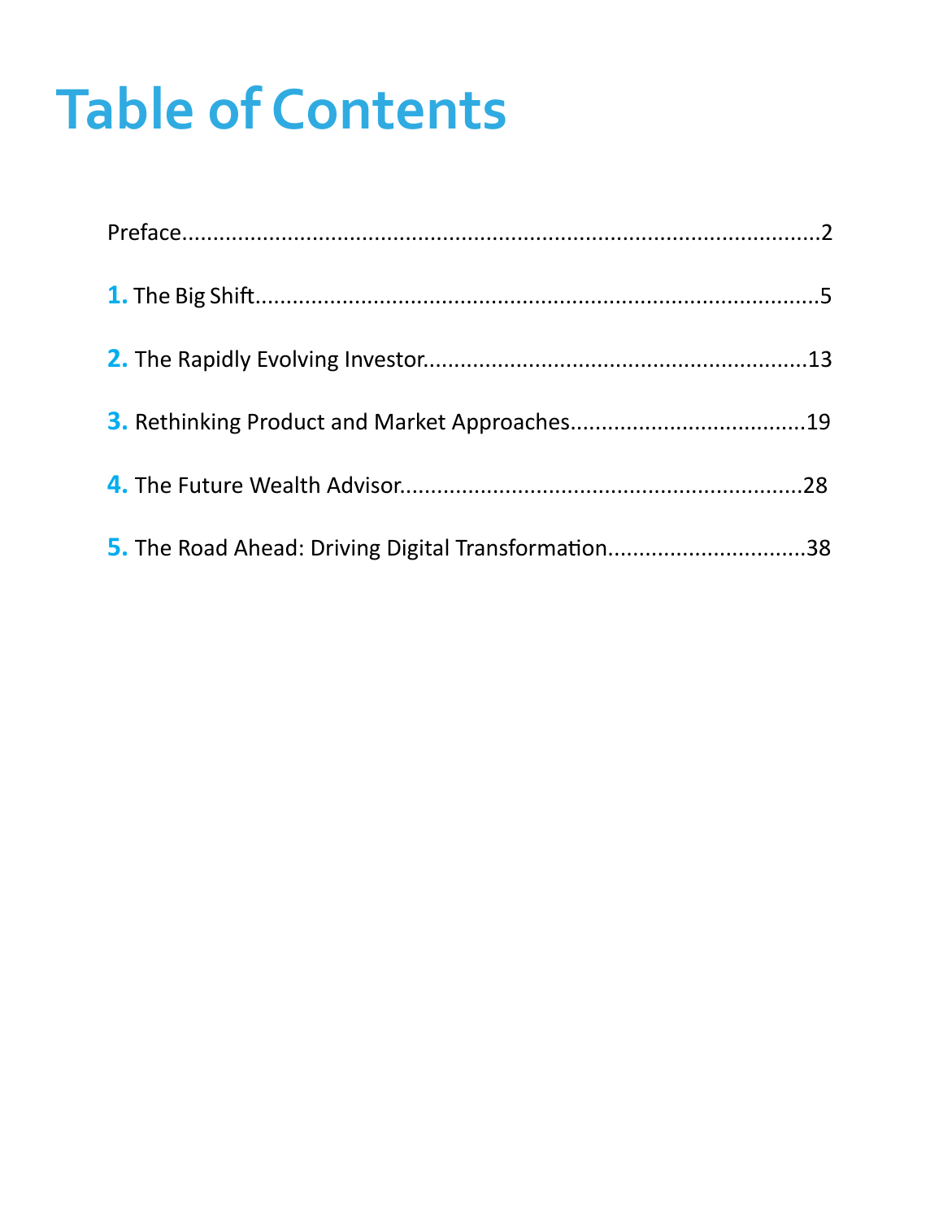# Table of Contents

Preface.......................................................................................2

**1.** The Big Shift.......................................................................................5

**2.** The Rapidly Evolving Investor.......................................................13

**3.** Rethinking Product and Market Approaches...............................19

**4.** The Future Wealth Advisor.............................................................28

**5.** The Road Ahead: Driving Digital Transformation.......................38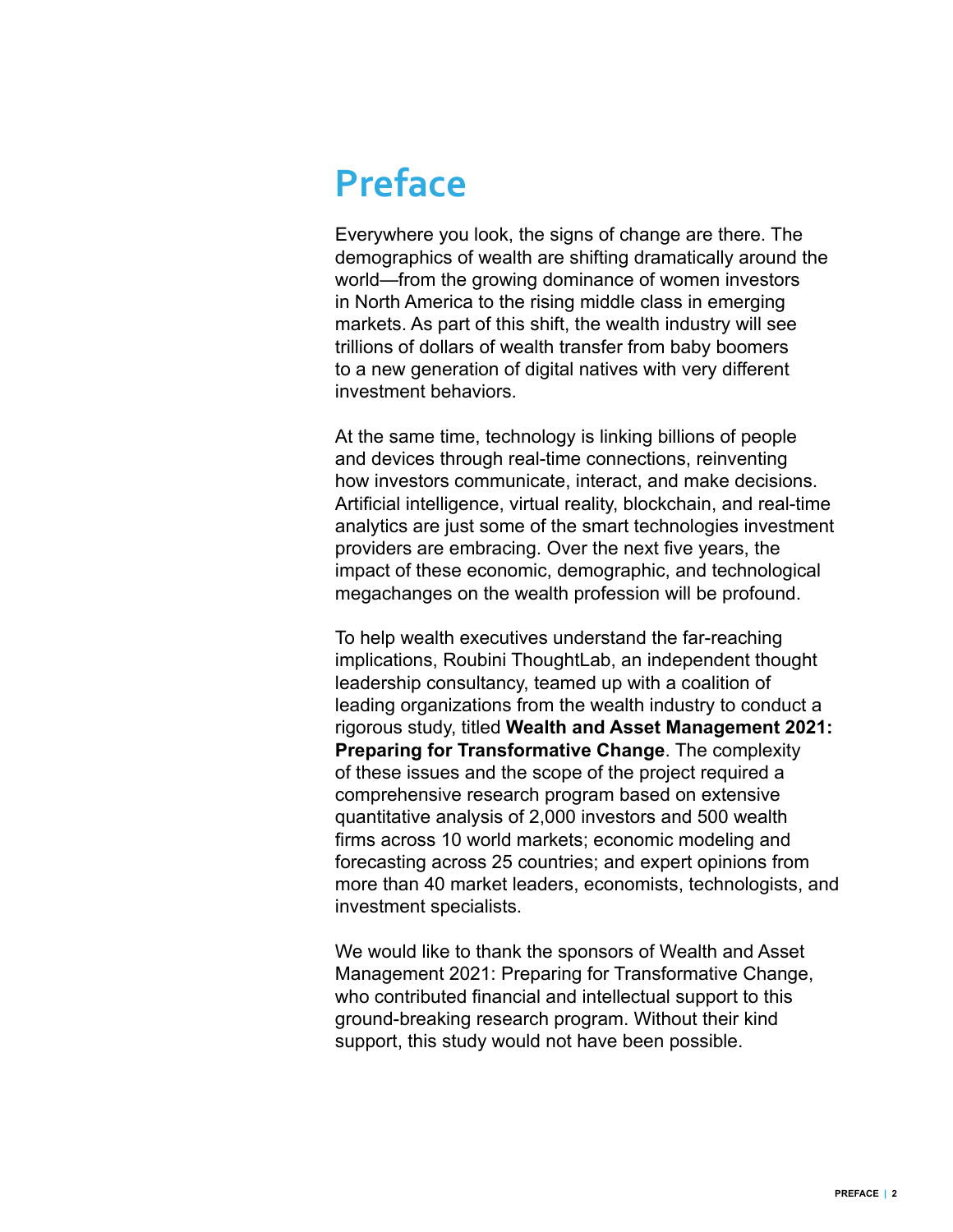# Preface

Everywhere you look, the signs of change are there. The demographics of wealth are shifting dramatically around the world—from the growing dominance of women investors in North America to the rising middle class in emerging markets. As part of this shift, the wealth industry will see trillions of dollars of wealth transfer from baby boomers to a new generation of digital natives with very different investment behaviors.

At the same time, technology is linking billions of people and devices through real-time connections, reinventing how investors communicate, interact, and make decisions. Artificial intelligence, virtual reality, blockchain, and real-time analytics are just some of the smart technologies investment providers are embracing. Over the next five years, the impact of these economic, demographic, and technological megachanges on the wealth profession will be profound.

To help wealth executives understand the far-reaching implications, Roubini ThoughtLab, an independent thought leadership consultancy, teamed up with a coalition of leading organizations from the wealth industry to conduct a rigorous study, titled **Wealth and Asset Management 2021: Preparing for Transformative Change**. The complexity of these issues and the scope of the project required a comprehensive research program based on extensive quantitative analysis of 2,000 investors and 500 wealth firms across 10 world markets; economic modeling and forecasting across 25 countries; and expert opinions from more than 40 market leaders, economists, technologists, and investment specialists.

We would like to thank the sponsors of Wealth and Asset Management 2021: Preparing for Transformative Change, who contributed financial and intellectual support to this ground-breaking research program. Without their kind support, this study would not have been possible.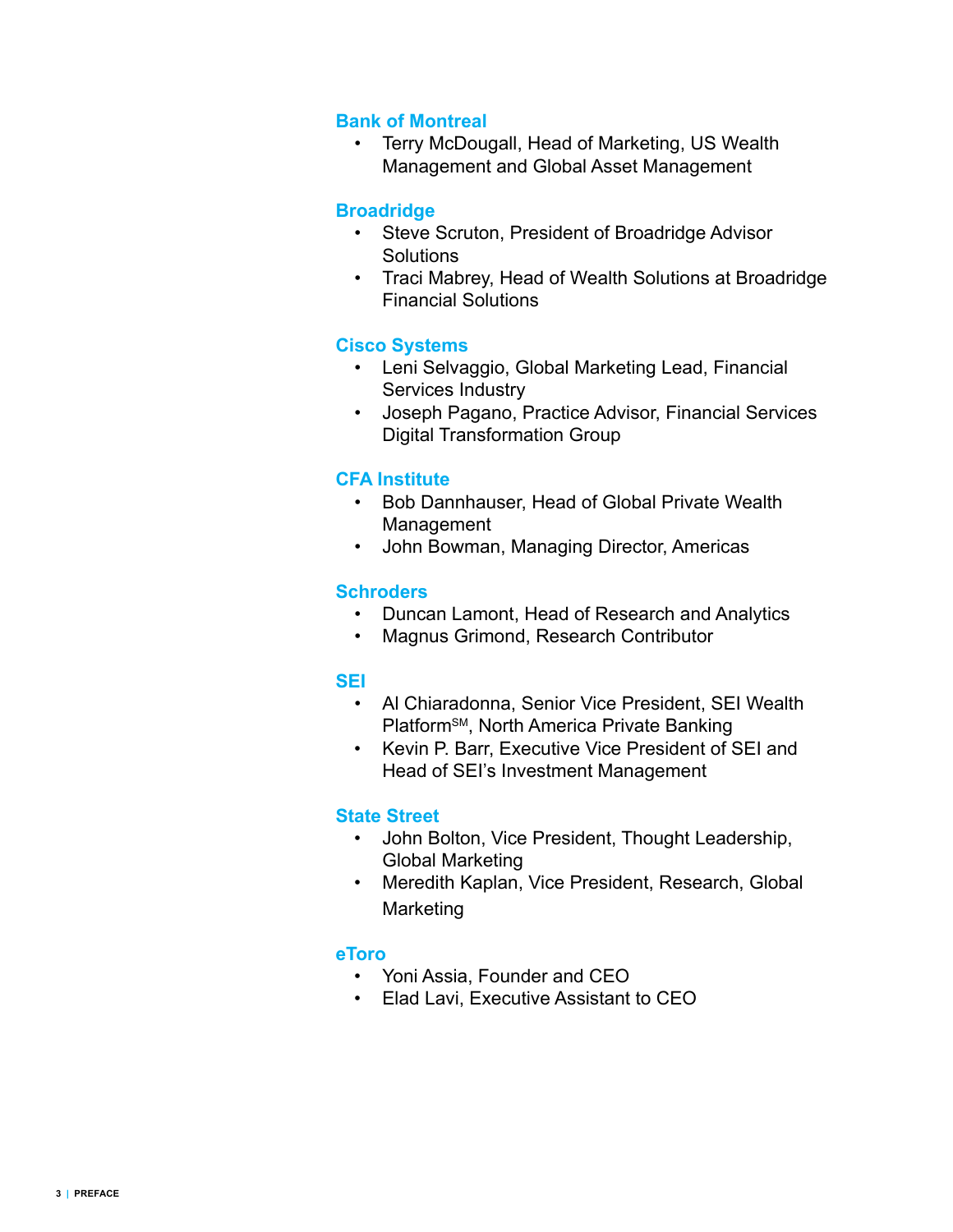### Bank of Montreal

- Terry McDougall, Head of Marketing, US Wealth Management and Global Asset Management

### Broadridge

- Steve Scruton, President of Broadridge Advisor Solutions
- Traci Mabrey, Head of Wealth Solutions at Broadridge Financial Solutions

### Cisco Systems

- Leni Selvaggio, Global Marketing Lead, Financial Services Industry
- Joseph Pagano, Practice Advisor, Financial Services Digital Transformation Group

### CFA Institute

- Bob Dannhauser, Head of Global Private Wealth Management
- John Bowman, Managing Director, Americas

### Schroders

- Duncan Lamont, Head of Research and Analytics
- Magnus Grimond, Research Contributor

### SEI

- Al Chiaradonna, Senior Vice President, SEI Wealth Platform℠, North America Private Banking
- Kevin P. Barr, Executive Vice President of SEI and Head of SEI's Investment Management

### State Street

- John Bolton, Vice President, Thought Leadership, Global Marketing
- Meredith Kaplan, Vice President, Research, Global Marketing

### eToro

- Yoni Assia, Founder and CEO
- Elad Lavi, Executive Assistant to CEO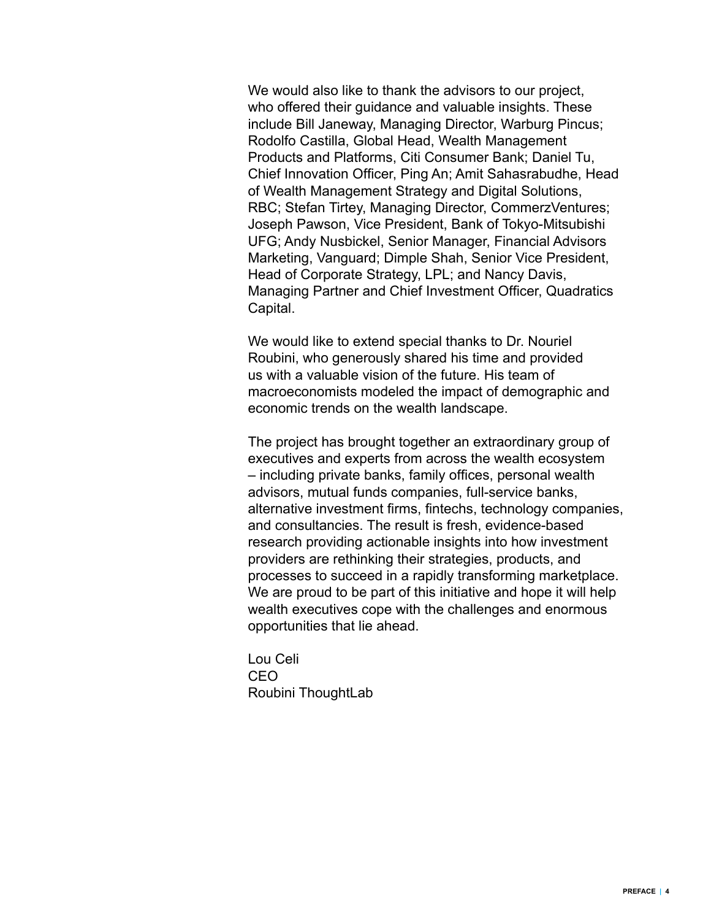We would also like to thank the advisors to our project, who offered their guidance and valuable insights. These include Bill Janeway, Managing Director, Warburg Pincus; Rodolfo Castilla, Global Head, Wealth Management Products and Platforms, Citi Consumer Bank; Daniel Tu, Chief Innovation Officer, Ping An; Amit Sahasrabudhe, Head of Wealth Management Strategy and Digital Solutions, RBC; Stefan Tirtey, Managing Director, CommerzVentures; Joseph Pawson, Vice President, Bank of Tokyo-Mitsubishi UFG; Andy Nusbickel, Senior Manager, Financial Advisors Marketing, Vanguard; Dimple Shah, Senior Vice President, Head of Corporate Strategy, LPL; and Nancy Davis, Managing Partner and Chief Investment Officer, Quadratics Capital.

We would like to extend special thanks to Dr. Nouriel Roubini, who generously shared his time and provided us with a valuable vision of the future. His team of macroeconomists modeled the impact of demographic and economic trends on the wealth landscape.

The project has brought together an extraordinary group of executives and experts from across the wealth ecosystem – including private banks, family offices, personal wealth advisors, mutual funds companies, full-service banks, alternative investment firms, fintechs, technology companies, and consultancies. The result is fresh, evidence-based research providing actionable insights into how investment providers are rethinking their strategies, products, and processes to succeed in a rapidly transforming marketplace. We are proud to be part of this initiative and hope it will help wealth executives cope with the challenges and enormous opportunities that lie ahead.

Lou Celi
CEO
Roubini ThoughtLab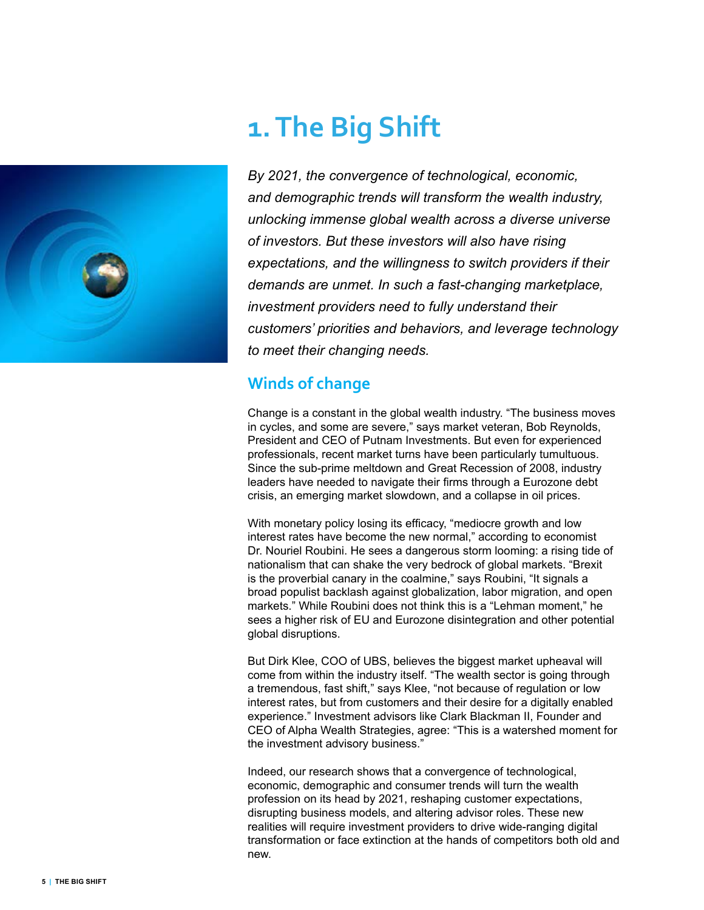# 1. The Big Shift

*By 2021, the convergence of technological, economic, and demographic trends will transform the wealth industry, unlocking immense global wealth across a diverse universe of investors. But these investors will also have rising expectations, and the willingness to switch providers if their demands are unmet. In such a fast-changing marketplace, investment providers need to fully understand their customers' priorities and behaviors, and leverage technology to meet their changing needs.*

## Winds of change

Change is a constant in the global wealth industry. "The business moves in cycles, and some are severe," says market veteran, Bob Reynolds, President and CEO of Putnam Investments. But even for experienced professionals, recent market turns have been particularly tumultuous. Since the sub-prime meltdown and Great Recession of 2008, industry leaders have needed to navigate their firms through a Eurozone debt crisis, an emerging market slowdown, and a collapse in oil prices.

With monetary policy losing its efficacy, "mediocre growth and low interest rates have become the new normal," according to economist Dr. Nouriel Roubini. He sees a dangerous storm looming: a rising tide of nationalism that can shake the very bedrock of global markets. "Brexit is the proverbial canary in the coalmine," says Roubini, "It signals a broad populist backlash against globalization, labor migration, and open markets." While Roubini does not think this is a "Lehman moment," he sees a higher risk of EU and Eurozone disintegration and other potential global disruptions.

But Dirk Klee, COO of UBS, believes the biggest market upheaval will come from within the industry itself. "The wealth sector is going through a tremendous, fast shift," says Klee, "not because of regulation or low interest rates, but from customers and their desire for a digitally enabled experience." Investment advisors like Clark Blackman II, Founder and CEO of Alpha Wealth Strategies, agree: "This is a watershed moment for the investment advisory business."

Indeed, our research shows that a convergence of technological, economic, demographic and consumer trends will turn the wealth profession on its head by 2021, reshaping customer expectations, disrupting business models, and altering advisor roles. These new realities will require investment providers to drive wide-ranging digital transformation or face extinction at the hands of competitors both old and new.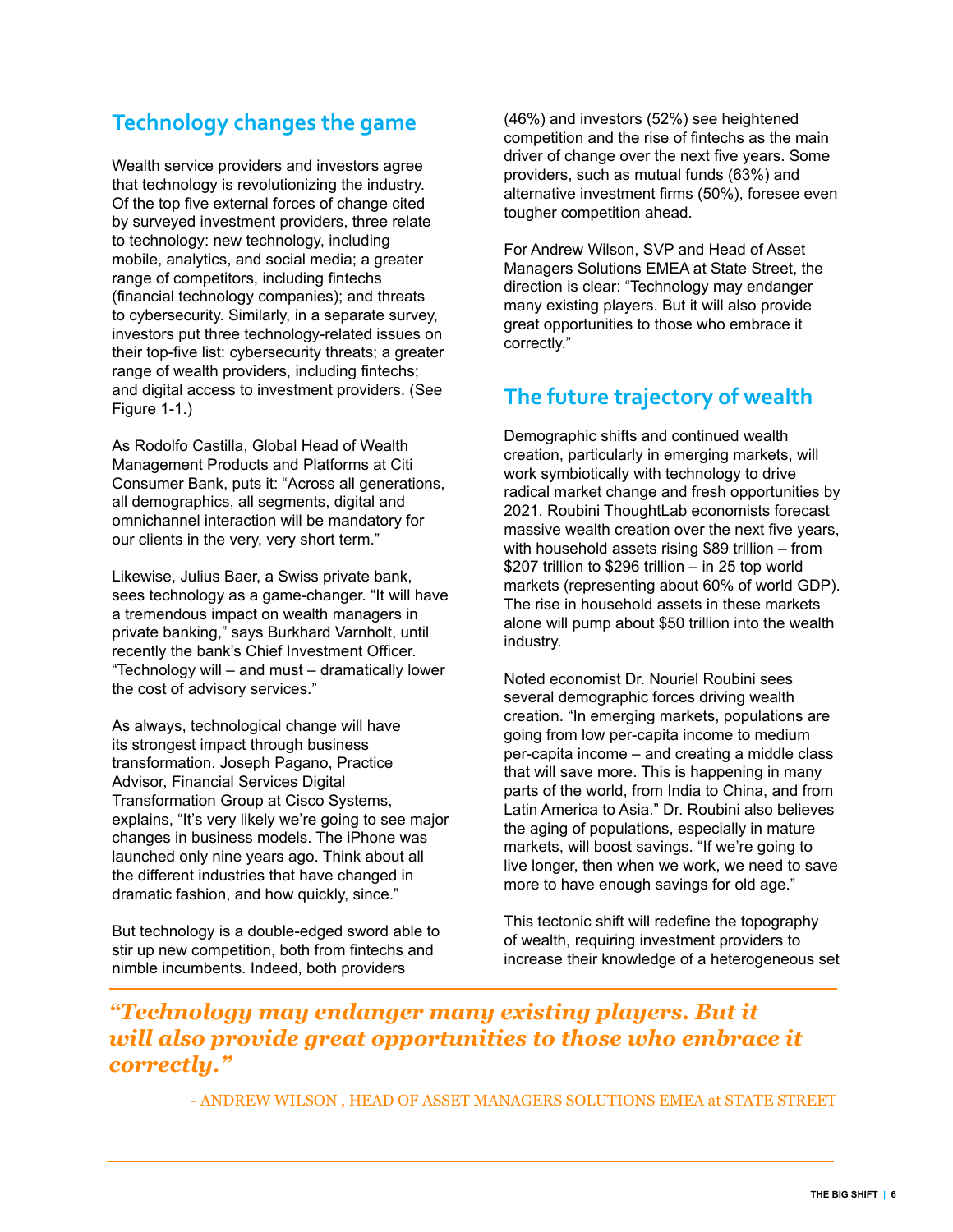## Technology changes the game

Wealth service providers and investors agree that technology is revolutionizing the industry. Of the top five external forces of change cited by surveyed investment providers, three relate to technology: new technology, including mobile, analytics, and social media; a greater range of competitors, including fintechs (financial technology companies); and threats to cybersecurity. Similarly, in a separate survey, investors put three technology-related issues on their top-five list: cybersecurity threats; a greater range of wealth providers, including fintechs; and digital access to investment providers. (See Figure 1-1.)

As Rodolfo Castilla, Global Head of Wealth Management Products and Platforms at Citi Consumer Bank, puts it: "Across all generations, all demographics, all segments, digital and omnichannel interaction will be mandatory for our clients in the very, very short term."

Likewise, Julius Baer, a Swiss private bank, sees technology as a game-changer. "It will have a tremendous impact on wealth managers in private banking," says Burkhard Varnholt, until recently the bank's Chief Investment Officer. "Technology will – and must – dramatically lower the cost of advisory services."

As always, technological change will have its strongest impact through business transformation. Joseph Pagano, Practice Advisor, Financial Services Digital Transformation Group at Cisco Systems, explains, "It's very likely we're going to see major changes in business models. The iPhone was launched only nine years ago. Think about all the different industries that have changed in dramatic fashion, and how quickly, since."

But technology is a double-edged sword able to stir up new competition, both from fintechs and nimble incumbents. Indeed, both providers (46%) and investors (52%) see heightened competition and the rise of fintechs as the main driver of change over the next five years. Some providers, such as mutual funds (63%) and alternative investment firms (50%), foresee even tougher competition ahead.

For Andrew Wilson, SVP and Head of Asset Managers Solutions EMEA at State Street, the direction is clear: "Technology may endanger many existing players. But it will also provide great opportunities to those who embrace it correctly."

## The future trajectory of wealth

Demographic shifts and continued wealth creation, particularly in emerging markets, will work symbiotically with technology to drive radical market change and fresh opportunities by 2021. Roubini ThoughtLab economists forecast massive wealth creation over the next five years, with household assets rising $89 trillion – from $207 trillion to $296 trillion – in 25 top world markets (representing about 60% of world GDP). The rise in household assets in these markets alone will pump about $50 trillion into the wealth industry.

Noted economist Dr. Nouriel Roubini sees several demographic forces driving wealth creation. "In emerging markets, populations are going from low per-capita income to medium per-capita income – and creating a middle class that will save more. This is happening in many parts of the world, from India to China, and from Latin America to Asia." Dr. Roubini also believes the aging of populations, especially in mature markets, will boost savings. "If we're going to live longer, then when we work, we need to save more to have enough savings for old age."

This tectonic shift will redefine the topography of wealth, requiring investment providers to increase their knowledge of a heterogeneous set

*"Technology may endanger many existing players. But it will also provide great opportunities to those who embrace it correctly."*

- ANDREW WILSON , HEAD OF ASSET MANAGERS SOLUTIONS EMEA at STATE STREET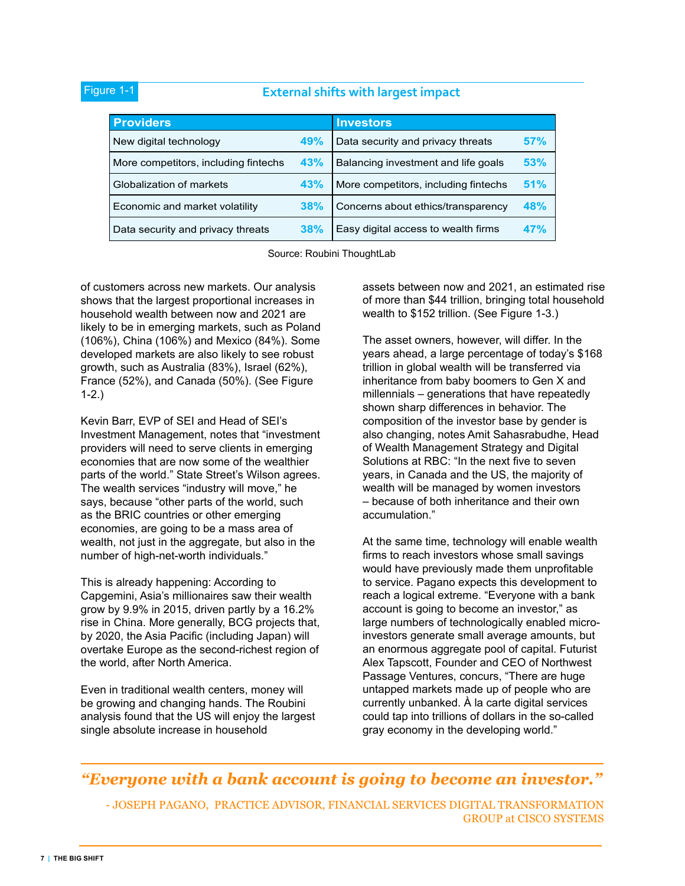Figure 1-1

**External shifts with largest impact**

| Providers | | Investors | |
|---|---|---|---|
| New digital technology | 49% | Data security and privacy threats | 57% |
| More competitors, including fintechs | 43% | Balancing investment and life goals | 53% |
| Globalization of markets | 43% | More competitors, including fintechs | 51% |
| Economic and market volatility | 38% | Concerns about ethics/transparency | 48% |
| Data security and privacy threats | 38% | Easy digital access to wealth firms | 47% |

Source: Roubini ThoughtLab

of customers across new markets. Our analysis shows that the largest proportional increases in household wealth between now and 2021 are likely to be in emerging markets, such as Poland (106%), China (106%) and Mexico (84%). Some developed markets are also likely to see robust growth, such as Australia (83%), Israel (62%), France (52%), and Canada (50%). (See Figure 1-2.)

Kevin Barr, EVP of SEI and Head of SEI's Investment Management, notes that "investment providers will need to serve clients in emerging economies that are now some of the wealthier parts of the world." State Street's Wilson agrees. The wealth services "industry will move," he says, because "other parts of the world, such as the BRIC countries or other emerging economies, are going to be a mass area of wealth, not just in the aggregate, but also in the number of high-net-worth individuals."

This is already happening: According to Capgemini, Asia's millionaires saw their wealth grow by 9.9% in 2015, driven partly by a 16.2% rise in China. More generally, BCG projects that, by 2020, the Asia Pacific (including Japan) will overtake Europe as the second-richest region of the world, after North America.

Even in traditional wealth centers, money will be growing and changing hands. The Roubini analysis found that the US will enjoy the largest single absolute increase in household assets between now and 2021, an estimated rise of more than $44 trillion, bringing total household wealth to $152 trillion. (See Figure 1-3.)

The asset owners, however, will differ. In the years ahead, a large percentage of today's $168 trillion in global wealth will be transferred via inheritance from baby boomers to Gen X and millennials – generations that have repeatedly shown sharp differences in behavior. The composition of the investor base by gender is also changing, notes Amit Sahasrabudhe, Head of Wealth Management Strategy and Digital Solutions at RBC: "In the next five to seven years, in Canada and the US, the majority of wealth will be managed by women investors – because of both inheritance and their own accumulation."

At the same time, technology will enable wealth firms to reach investors whose small savings would have previously made them unprofitable to service. Pagano expects this development to reach a logical extreme. "Everyone with a bank account is going to become an investor," as large numbers of technologically enabled micro-investors generate small average amounts, but an enormous aggregate pool of capital. Futurist Alex Tapscott, Founder and CEO of Northwest Passage Ventures, concurs, "There are huge untapped markets made up of people who are currently unbanked. À la carte digital services could tap into trillions of dollars in the so-called gray economy in the developing world."

> ***"Everyone with a bank account is going to become an investor."***
>
> \- JOSEPH PAGANO, PRACTICE ADVISOR, FINANCIAL SERVICES DIGITAL TRANSFORMATION GROUP at CISCO SYSTEMS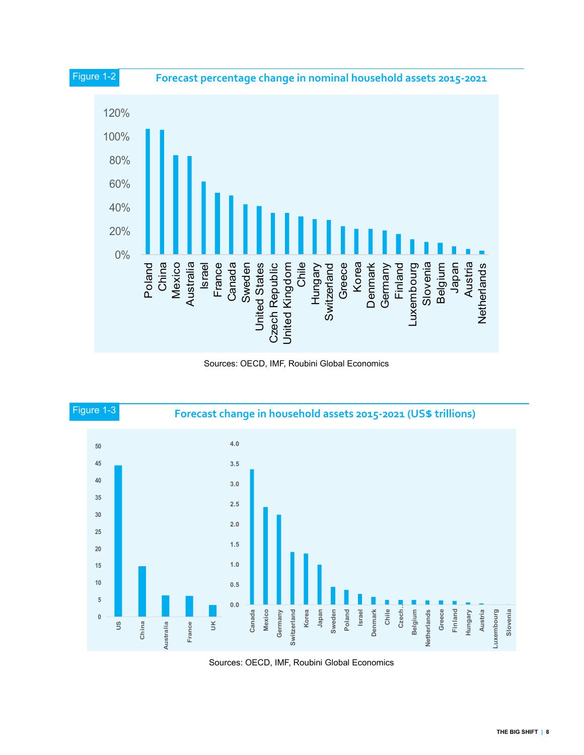Figure 1-2

**Forecast percentage change in nominal household assets 2015-2021**

| Country | Forecast % change |
|---|---|
| Poland | ~107% |
| China | ~106% |
| Mexico | ~85% |
| Australia | ~84% |
| Israel | ~62% |
| France | ~53% |
| Canada | ~50% |
| Sweden | ~43% |
| United States | ~42% |
| Czech Republic | ~36% |
| United Kingdom | ~36% |
| Chile | ~33% |
| Hungary | ~30% |
| Switzerland | ~30% |
| Greece | ~24% |
| Korea | ~22% |
| Denmark | ~22% |
| Germany | ~21% |
| Finland | ~18% |
| Luxembourg | ~13% |
| Slovenia | ~11% |
| Belgium | ~10% |
| Japan | ~7% |
| Austria | ~5% |
| Netherlands | ~3% |

Sources: OECD, IMF, Roubini Global Economics

Figure 1-3

**Forecast change in household assets 2015-2021 (US$ trillions)**

| Country | Forecast change (US$ trillions) |
|---|---|
| US | ~44.5 |
| China | ~15 |
| Australia | ~6.2 |
| France | ~6.1 |
| UK | ~3.5 |
| Canada | ~3.35 |
| Mexico | ~2.4 |
| Germany | ~2.2 |
| Switzerland | ~1.3 |
| Korea | ~1.27 |
| Japan | ~1.0 |
| Sweden | ~0.45 |
| Poland | ~0.37 |
| Israel | ~0.27 |
| Denmark | ~0.19 |
| Chile | ~0.12 |
| Czech.. | ~0.12 |
| Belgium | ~0.12 |
| Netherlands | ~0.1 |
| Greece | ~0.1 |
| Finland | ~0.09 |
| Hungary | ~0.05 |
| Austria | ~0.03 |
| Luxembourg | ~0.0 |
| Slovenia | ~0.0 |

Sources: OECD, IMF, Roubini Global Economics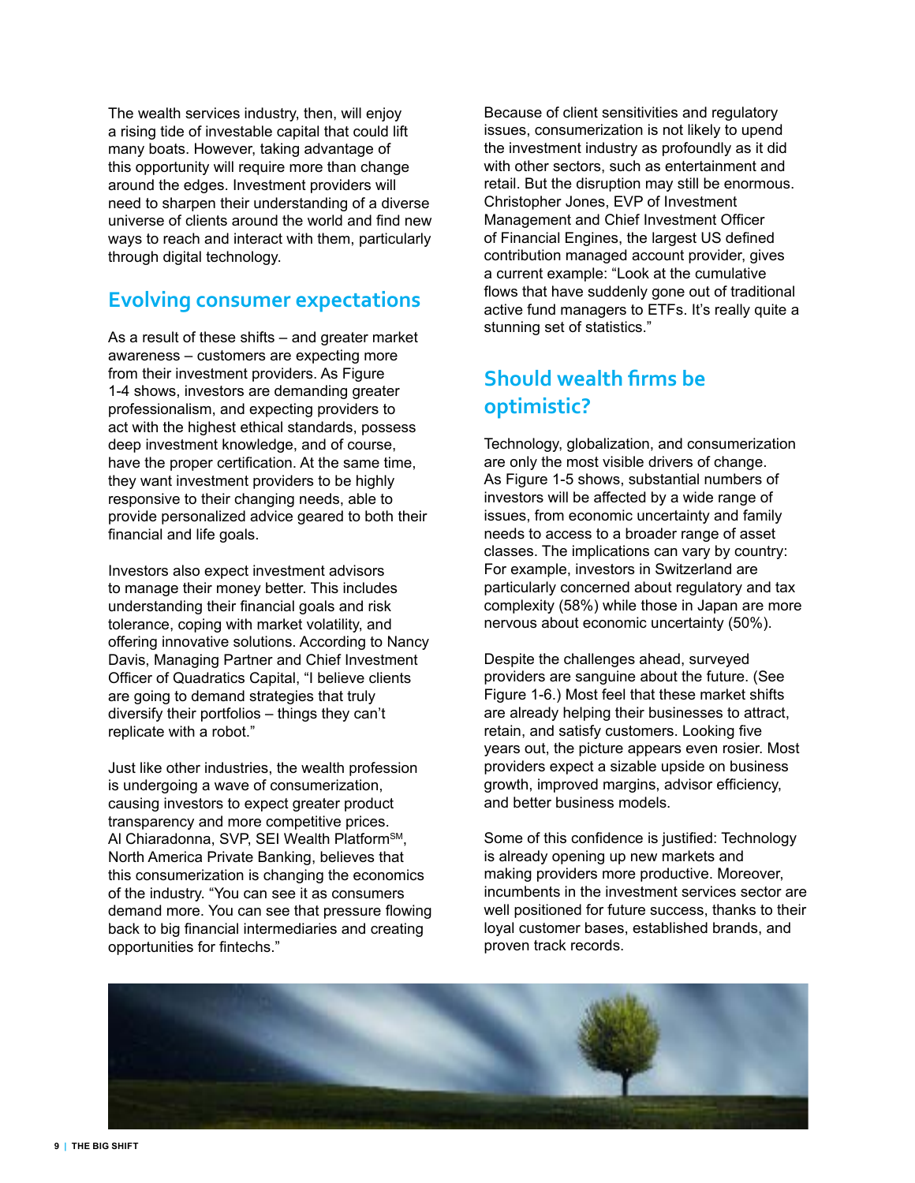The wealth services industry, then, will enjoy a rising tide of investable capital that could lift many boats. However, taking advantage of this opportunity will require more than change around the edges. Investment providers will need to sharpen their understanding of a diverse universe of clients around the world and find new ways to reach and interact with them, particularly through digital technology.

## Evolving consumer expectations

As a result of these shifts – and greater market awareness – customers are expecting more from their investment providers. As Figure 1-4 shows, investors are demanding greater professionalism, and expecting providers to act with the highest ethical standards, possess deep investment knowledge, and of course, have the proper certification. At the same time, they want investment providers to be highly responsive to their changing needs, able to provide personalized advice geared to both their financial and life goals.

Investors also expect investment advisors to manage their money better. This includes understanding their financial goals and risk tolerance, coping with market volatility, and offering innovative solutions. According to Nancy Davis, Managing Partner and Chief Investment Officer of Quadratics Capital, "I believe clients are going to demand strategies that truly diversify their portfolios – things they can't replicate with a robot."

Just like other industries, the wealth profession is undergoing a wave of consumerization, causing investors to expect greater product transparency and more competitive prices. Al Chiaradonna, SVP, SEI Wealth Platform[SM], North America Private Banking, believes that this consumerization is changing the economics of the industry. "You can see it as consumers demand more. You can see that pressure flowing back to big financial intermediaries and creating opportunities for fintechs."

Because of client sensitivities and regulatory issues, consumerization is not likely to upend the investment industry as profoundly as it did with other sectors, such as entertainment and retail. But the disruption may still be enormous. Christopher Jones, EVP of Investment Management and Chief Investment Officer of Financial Engines, the largest US defined contribution managed account provider, gives a current example: "Look at the cumulative flows that have suddenly gone out of traditional active fund managers to ETFs. It's really quite a stunning set of statistics."

## Should wealth firms be optimistic?

Technology, globalization, and consumerization are only the most visible drivers of change. As Figure 1-5 shows, substantial numbers of investors will be affected by a wide range of issues, from economic uncertainty and family needs to access to a broader range of asset classes. The implications can vary by country: For example, investors in Switzerland are particularly concerned about regulatory and tax complexity (58%) while those in Japan are more nervous about economic uncertainty (50%).

Despite the challenges ahead, surveyed providers are sanguine about the future. (See Figure 1-6.) Most feel that these market shifts are already helping their businesses to attract, retain, and satisfy customers. Looking five years out, the picture appears even rosier. Most providers expect a sizable upside on business growth, improved margins, advisor efficiency, and better business models.

Some of this confidence is justified: Technology is already opening up new markets and making providers more productive. Moreover, incumbents in the investment services sector are well positioned for future success, thanks to their loyal customer bases, established brands, and proven track records.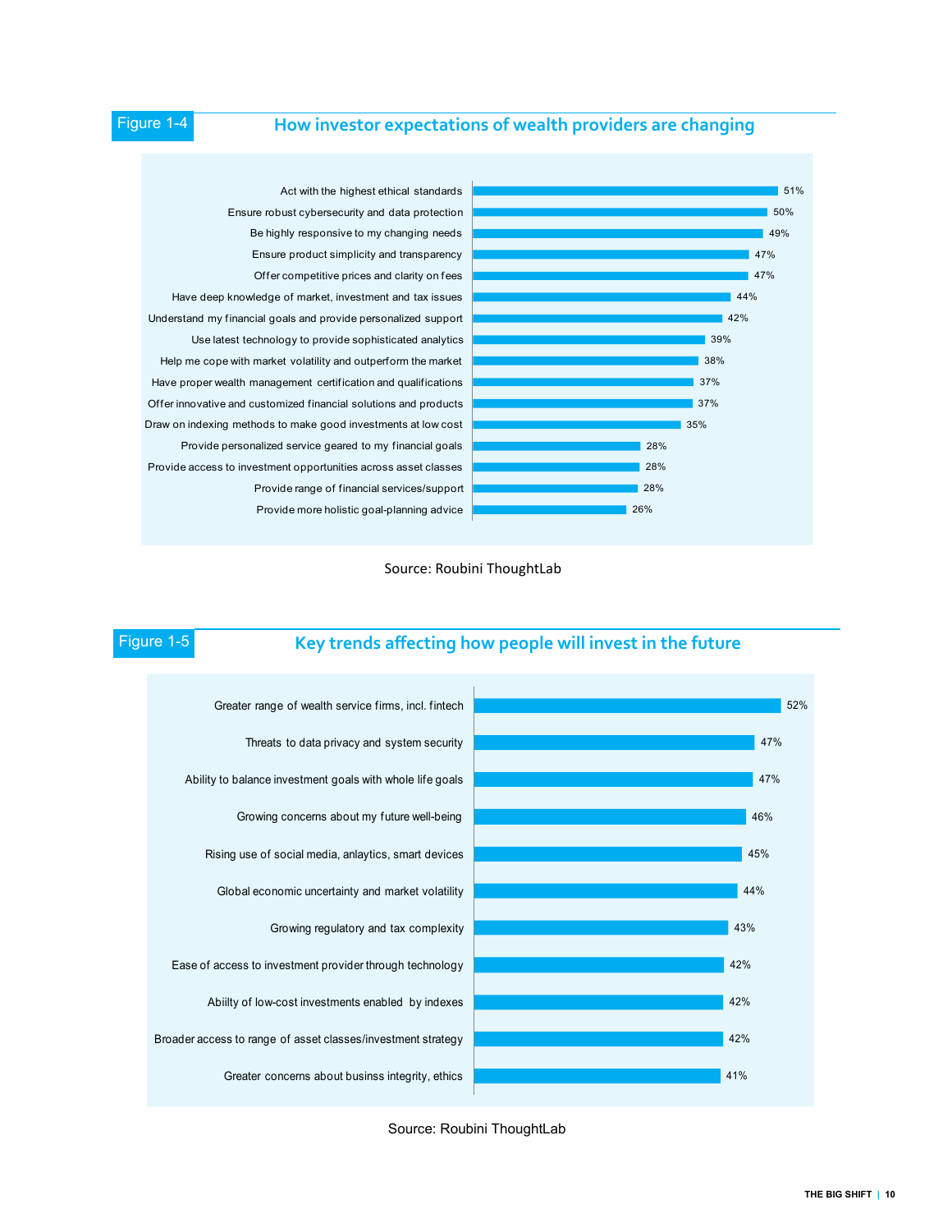Figure 1-4

## How investor expectations of wealth providers are changing

| Expectation | % |
|---|---|
| Act with the highest ethical standards | 51% |
| Ensure robust cybersecurity and data protection | 50% |
| Be highly responsive to my changing needs | 49% |
| Ensure product simplicity and transparency | 47% |
| Offer competitive prices and clarity on fees | 47% |
| Have deep knowledge of market, investment and tax issues | 44% |
| Understand my financial goals and provide personalized support | 42% |
| Use latest technology to provide sophisticated analytics | 39% |
| Help me cope with market volatility and outperform the market | 38% |
| Have proper wealth management certification and qualifications | 37% |
| Offer innovative and customized financial solutions and products | 37% |
| Draw on indexing methods to make good investments at low cost | 35% |
| Provide personalized service geared to my financial goals | 28% |
| Provide access to investment opportunities across asset classes | 28% |
| Provide range of financial services/support | 28% |
| Provide more holistic goal-planning advice | 26% |

Source: Roubini ThoughtLab

Figure 1-5

## Key trends affecting how people will invest in the future

| Trend | % |
|---|---|
| Greater range of wealth service firms, incl. fintech | 52% |
| Threats to data privacy and system security | 47% |
| Ability to balance investment goals with whole life goals | 47% |
| Growing concerns about my future well-being | 46% |
| Rising use of social media, anlaytics, smart devices | 45% |
| Global economic uncertainty and market volatility | 44% |
| Growing regulatory and tax complexity | 43% |
| Ease of access to investment provider through technology | 42% |
| Abiilty of low-cost investments enabled by indexes | 42% |
| Broader access to range of asset classes/investment strategy | 42% |
| Greater concerns about businss integrity, ethics | 41% |

Source: Roubini ThoughtLab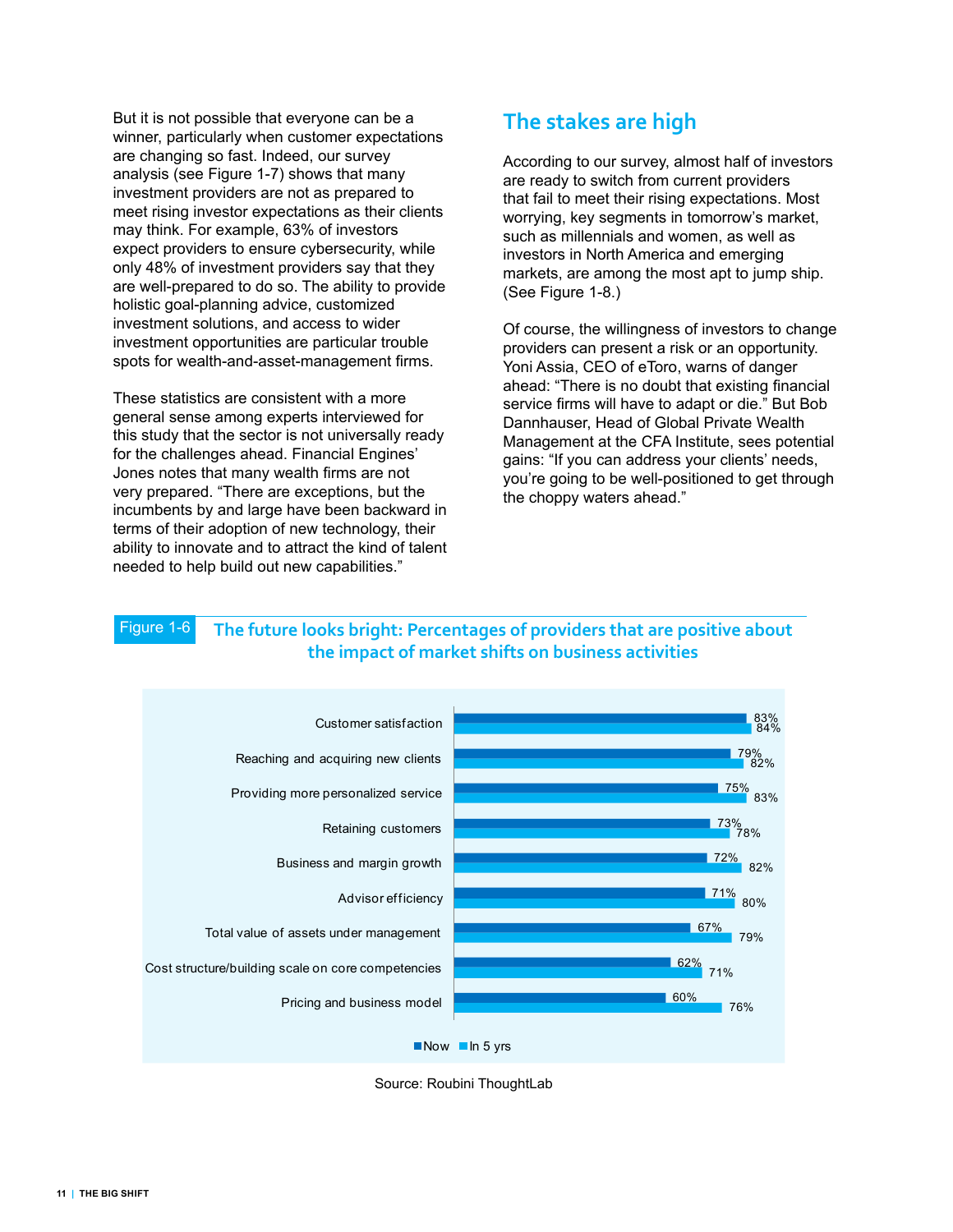But it is not possible that everyone can be a winner, particularly when customer expectations are changing so fast. Indeed, our survey analysis (see Figure 1-7) shows that many investment providers are not as prepared to meet rising investor expectations as their clients may think. For example, 63% of investors expect providers to ensure cybersecurity, while only 48% of investment providers say that they are well-prepared to do so. The ability to provide holistic goal-planning advice, customized investment solutions, and access to wider investment opportunities are particular trouble spots for wealth-and-asset-management firms.

These statistics are consistent with a more general sense among experts interviewed for this study that the sector is not universally ready for the challenges ahead. Financial Engines' Jones notes that many wealth firms are not very prepared. "There are exceptions, but the incumbents by and large have been backward in terms of their adoption of new technology, their ability to innovate and to attract the kind of talent needed to help build out new capabilities."

## The stakes are high

According to our survey, almost half of investors are ready to switch from current providers that fail to meet their rising expectations. Most worrying, key segments in tomorrow's market, such as millennials and women, as well as investors in North America and emerging markets, are among the most apt to jump ship. (See Figure 1-8.)

Of course, the willingness of investors to change providers can present a risk or an opportunity. Yoni Assia, CEO of eToro, warns of danger ahead: "There is no doubt that existing financial service firms will have to adapt or die." But Bob Dannhauser, Head of Global Private Wealth Management at the CFA Institute, sees potential gains: "If you can address your clients' needs, you're going to be well-positioned to get through the choppy waters ahead."

**Figure 1-6** **The future looks bright: Percentages of providers that are positive about the impact of market shifts on business activities**

| | Now | In 5 yrs |
|---|---|---|
| Customer satisfaction | 83% | 84% |
| Reaching and acquiring new clients | 79% | 82% |
| Providing more personalized service | 75% | 83% |
| Retaining customers | 73% | 78% |
| Business and margin growth | 72% | 82% |
| Advisor efficiency | 71% | 80% |
| Total value of assets under management | 67% | 79% |
| Cost structure/building scale on core competencies | 62% | 71% |
| Pricing and business model | 60% | 76% |

Source: Roubini ThoughtLab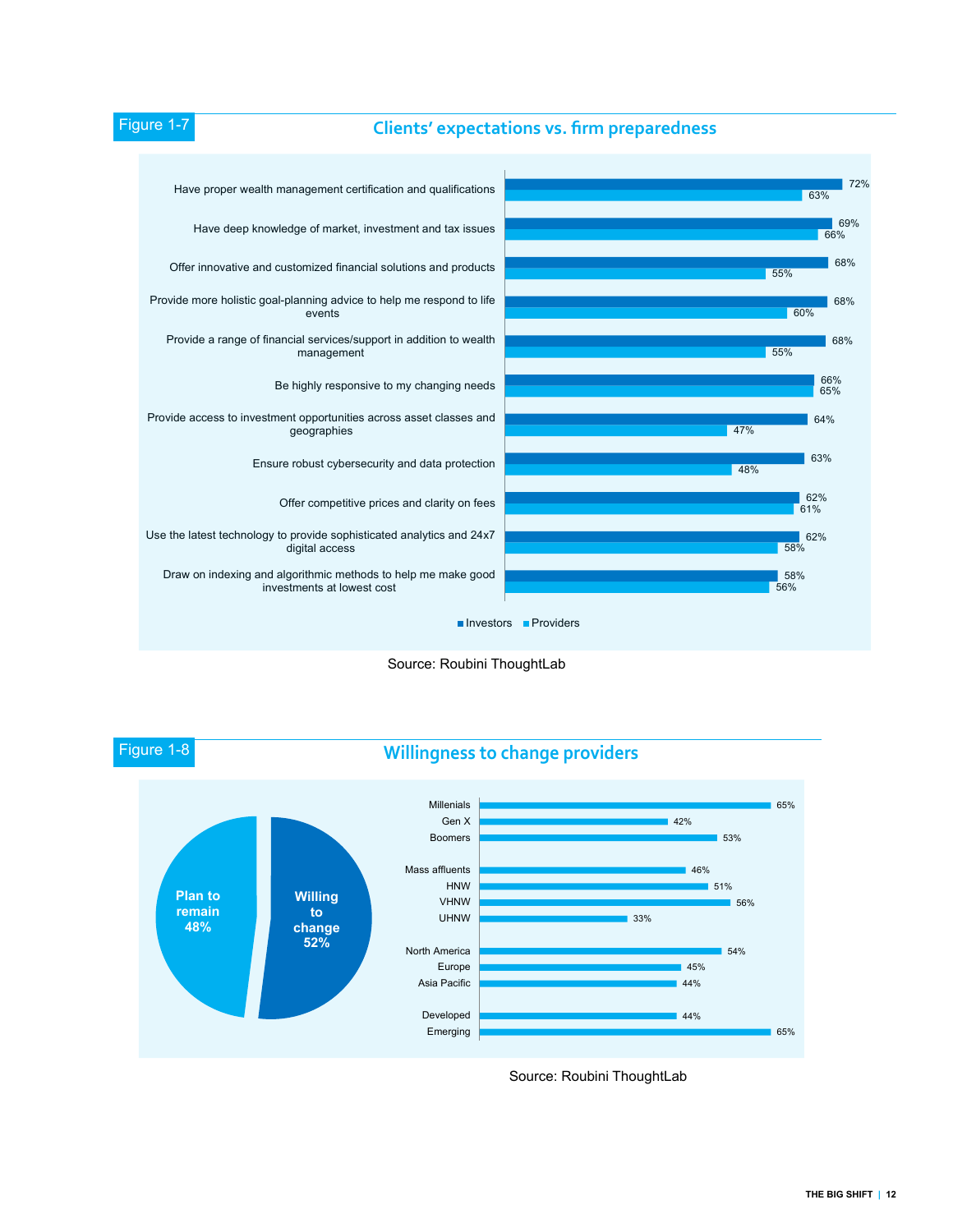Figure 1-7

## Clients' expectations vs. firm preparedness

| | Investors | Providers |
|---|---|---|
| Have proper wealth management certification and qualifications | 72% | 63% |
| Have deep knowledge of market, investment and tax issues | 69% | 66% |
| Offer innovative and customized financial solutions and products | 68% | 55% |
| Provide more holistic goal-planning advice to help me respond to life events | 68% | 60% |
| Provide a range of financial services/support in addition to wealth management | 68% | 55% |
| Be highly responsive to my changing needs | 66% | 65% |
| Provide access to investment opportunities across asset classes and geographies | 64% | 47% |
| Ensure robust cybersecurity and data protection | 63% | 48% |
| Offer competitive prices and clarity on fees | 62% | 61% |
| Use the latest technology to provide sophisticated analytics and 24x7 digital access | 62% | 58% |
| Draw on indexing and algorithmic methods to help me make good investments at lowest cost | 58% | 56% |

Source: Roubini ThoughtLab

Figure 1-8

## Willingness to change providers

Plan to remain 48%

Willing to change 52%

| | |
|---|---|
| Millenials | 65% |
| Gen X | 42% |
| Boomers | 53% |
| Mass affluents | 46% |
| HNW | 51% |
| VHNW | 56% |
| UHNW | 33% |
| North America | 54% |
| Europe | 45% |
| Asia Pacific | 44% |
| Developed | 44% |
| Emerging | 65% |

Source: Roubini ThoughtLab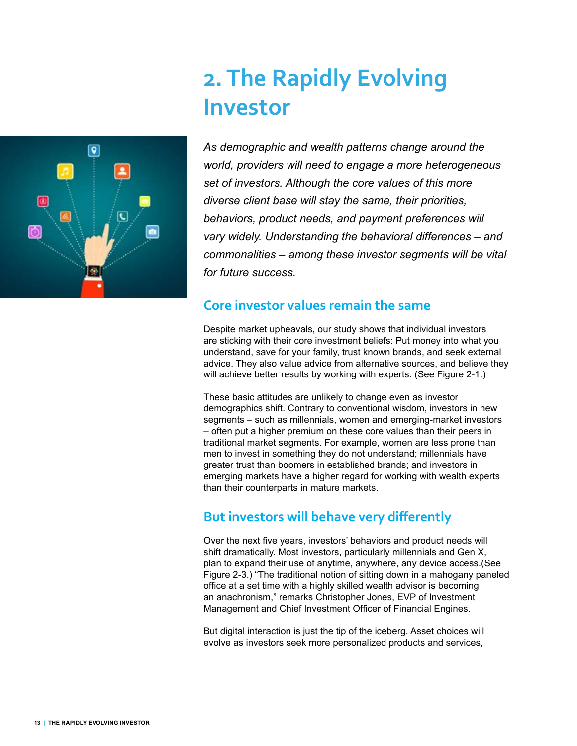# 2. The Rapidly Evolving Investor

*As demographic and wealth patterns change around the world, providers will need to engage a more heterogeneous set of investors. Although the core values of this more diverse client base will stay the same, their priorities, behaviors, product needs, and payment preferences will vary widely. Understanding the behavioral differences – and commonalities – among these investor segments will be vital for future success.*

## Core investor values remain the same

Despite market upheavals, our study shows that individual investors are sticking with their core investment beliefs: Put money into what you understand, save for your family, trust known brands, and seek external advice. They also value advice from alternative sources, and believe they will achieve better results by working with experts. (See Figure 2-1.)

These basic attitudes are unlikely to change even as investor demographics shift. Contrary to conventional wisdom, investors in new segments – such as millennials, women and emerging-market investors – often put a higher premium on these core values than their peers in traditional market segments. For example, women are less prone than men to invest in something they do not understand; millennials have greater trust than boomers in established brands; and investors in emerging markets have a higher regard for working with wealth experts than their counterparts in mature markets.

## But investors will behave very differently

Over the next five years, investors' behaviors and product needs will shift dramatically. Most investors, particularly millennials and Gen X, plan to expand their use of anytime, anywhere, any device access.(See Figure 2-3.) "The traditional notion of sitting down in a mahogany paneled office at a set time with a highly skilled wealth advisor is becoming an anachronism," remarks Christopher Jones, EVP of Investment Management and Chief Investment Officer of Financial Engines.

But digital interaction is just the tip of the iceberg. Asset choices will evolve as investors seek more personalized products and services,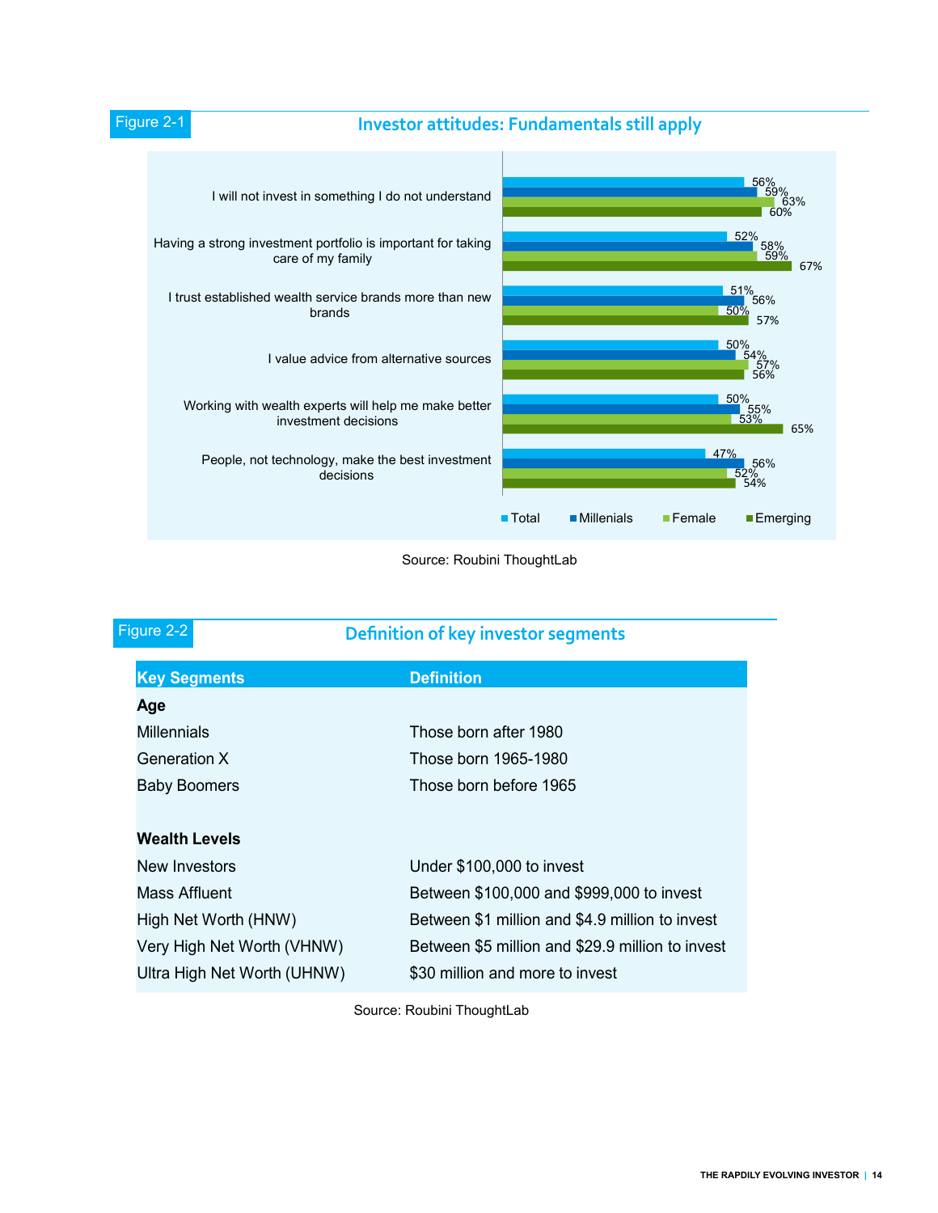Figure 2-1

**Investor attitudes: Fundamentals still apply**

| | Total | Millenials | Female | Emerging |
|---|---|---|---|---|
| I will not invest in something I do not understand | 56% | 59% | 63% | 60% |
| Having a strong investment portfolio is important for taking care of my family | 52% | 58% | 59% | 67% |
| I trust established wealth service brands more than new brands | 51% | 56% | 50% | 57% |
| I value advice from alternative sources | 50% | 54% | 57% | 56% |
| Working with wealth experts will help me make better investment decisions | 50% | 55% | 53% | 65% |
| People, not technology, make the best investment decisions | 47% | 56% | 52% | 54% |

Source: Roubini ThoughtLab

Figure 2-2

**Definition of key investor segments**

| Key Segments | Definition |
|---|---|
| **Age** | |
| Millennials | Those born after 1980 |
| Generation X | Those born 1965-1980 |
| Baby Boomers | Those born before 1965 |
| **Wealth Levels** | |
| New Investors | Under $100,000 to invest |
| Mass Affluent | Between $100,000 and $999,000 to invest |
| High Net Worth (HNW) | Between $1 million and $4.9 million to invest |
| Very High Net Worth (VHNW) | Between $5 million and $29.9 million to invest |
| Ultra High Net Worth (UHNW) | $30 million and more to invest |

Source: Roubini ThoughtLab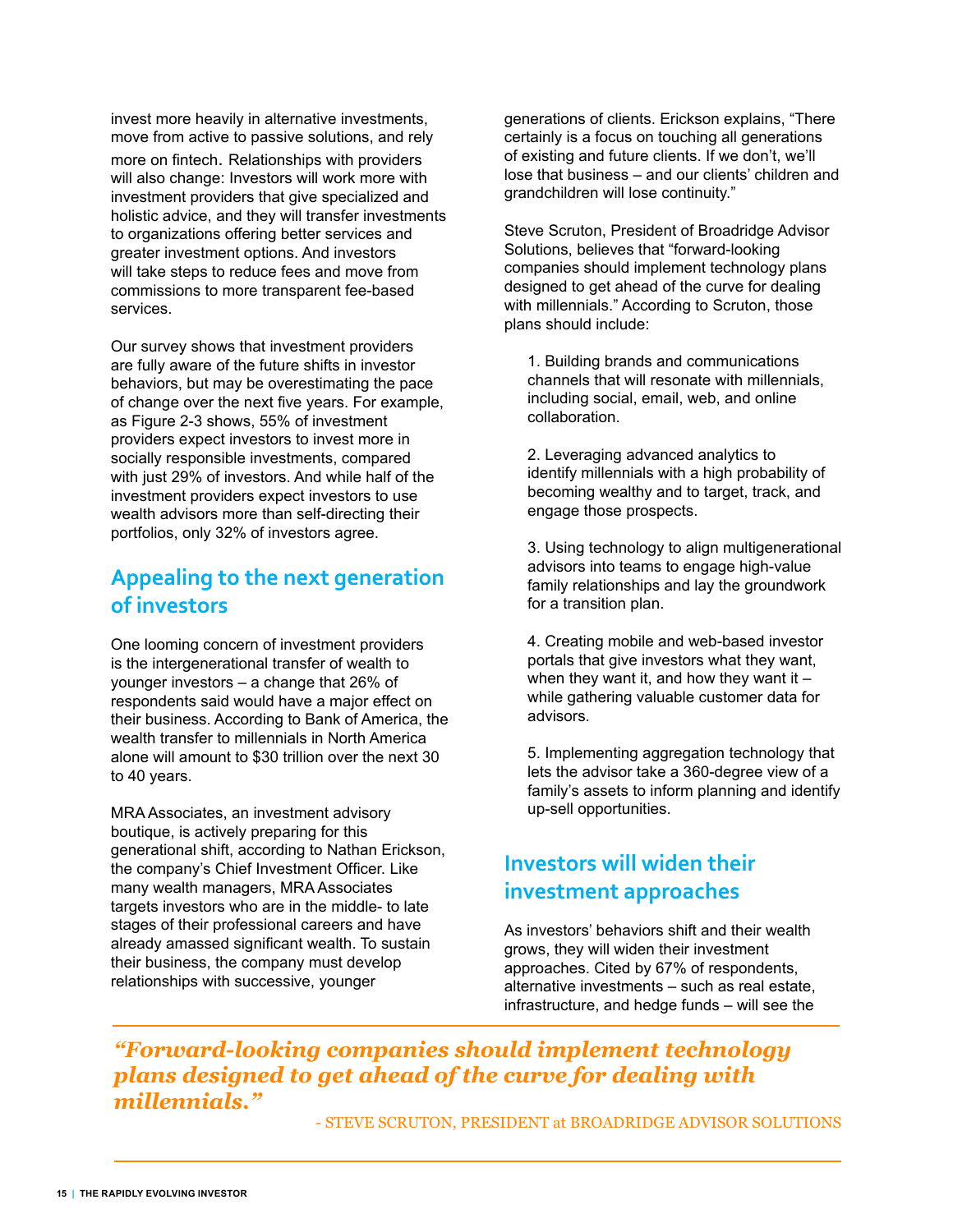invest more heavily in alternative investments, move from active to passive solutions, and rely more on fintech. Relationships with providers will also change: Investors will work more with investment providers that give specialized and holistic advice, and they will transfer investments to organizations offering better services and greater investment options. And investors will take steps to reduce fees and move from commissions to more transparent fee-based services.

Our survey shows that investment providers are fully aware of the future shifts in investor behaviors, but may be overestimating the pace of change over the next five years. For example, as Figure 2-3 shows, 55% of investment providers expect investors to invest more in socially responsible investments, compared with just 29% of investors. And while half of the investment providers expect investors to use wealth advisors more than self-directing their portfolios, only 32% of investors agree.

## Appealing to the next generation of investors

One looming concern of investment providers is the intergenerational transfer of wealth to younger investors – a change that 26% of respondents said would have a major effect on their business. According to Bank of America, the wealth transfer to millennials in North America alone will amount to $30 trillion over the next 30 to 40 years.

MRA Associates, an investment advisory boutique, is actively preparing for this generational shift, according to Nathan Erickson, the company's Chief Investment Officer. Like many wealth managers, MRA Associates targets investors who are in the middle- to late stages of their professional careers and have already amassed significant wealth. To sustain their business, the company must develop relationships with successive, younger generations of clients. Erickson explains, "There certainly is a focus on touching all generations of existing and future clients. If we don't, we'll lose that business – and our clients' children and grandchildren will lose continuity."

Steve Scruton, President of Broadridge Advisor Solutions, believes that "forward-looking companies should implement technology plans designed to get ahead of the curve for dealing with millennials." According to Scruton, those plans should include:

1. Building brands and communications channels that will resonate with millennials, including social, email, web, and online collaboration.

2. Leveraging advanced analytics to identify millennials with a high probability of becoming wealthy and to target, track, and engage those prospects.

3. Using technology to align multigenerational advisors into teams to engage high-value family relationships and lay the groundwork for a transition plan.

4. Creating mobile and web-based investor portals that give investors what they want, when they want it, and how they want it – while gathering valuable customer data for advisors.

5. Implementing aggregation technology that lets the advisor take a 360-degree view of a family's assets to inform planning and identify up-sell opportunities.

## Investors will widen their investment approaches

As investors' behaviors shift and their wealth grows, they will widen their investment approaches. Cited by 67% of respondents, alternative investments – such as real estate, infrastructure, and hedge funds – will see the

> ***"Forward-looking companies should implement technology plans designed to get ahead of the curve for dealing with millennials."***
>
> \- STEVE SCRUTON, PRESIDENT at BROADRIDGE ADVISOR SOLUTIONS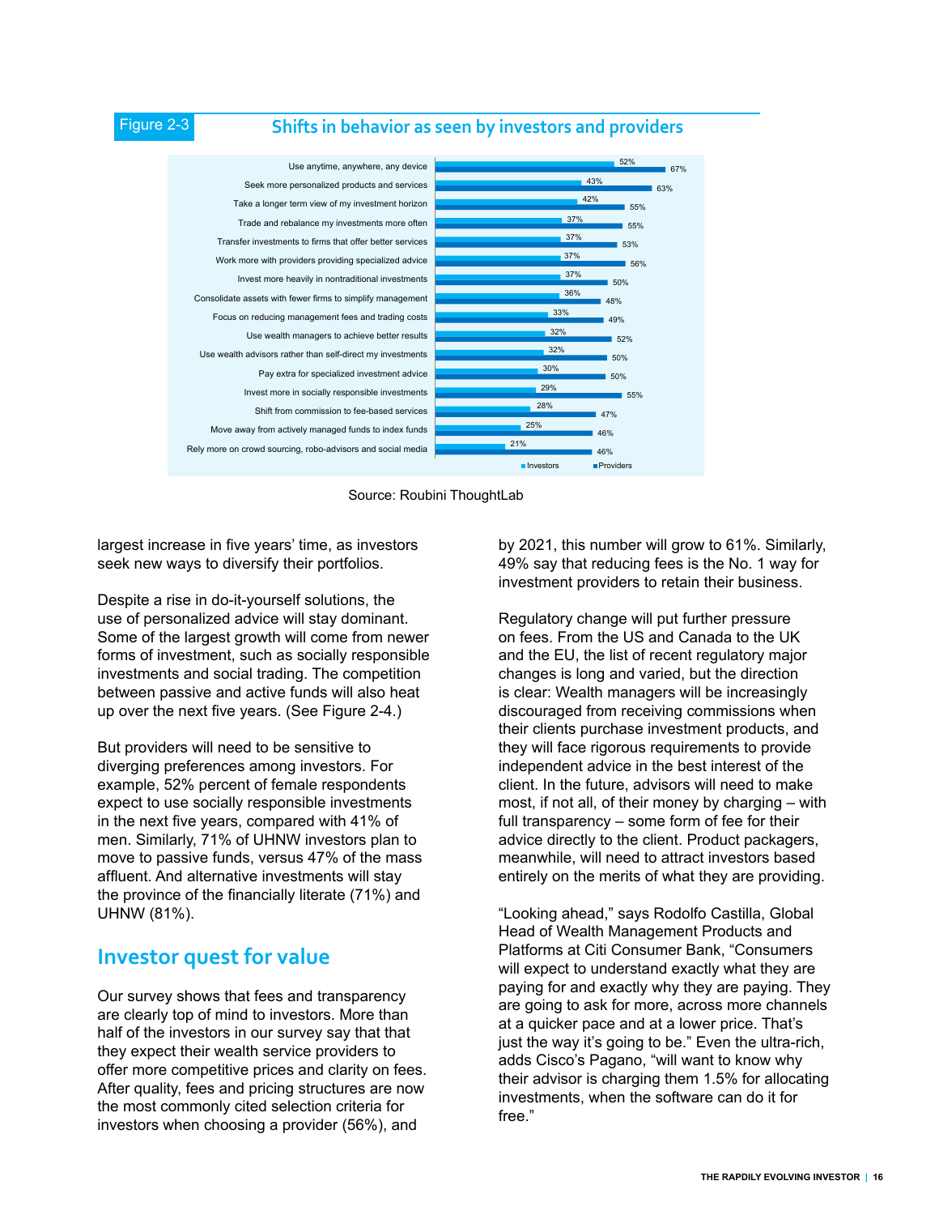Figure 2-3

### Shifts in behavior as seen by investors and providers

| | Investors | Providers |
|---|---|---|
| Use anytime, anywhere, any device | 52% | 67% |
| Seek more personalized products and services | 43% | 63% |
| Take a longer term view of my investment horizon | 42% | 55% |
| Trade and rebalance my investments more often | 37% | 55% |
| Transfer investments to firms that offer better services | 37% | 53% |
| Work more with providers providing specialized advice | 37% | 56% |
| Invest more heavily in nontraditional investments | 37% | 50% |
| Consolidate assets with fewer firms to simplify management | 36% | 48% |
| Focus on reducing management fees and trading costs | 33% | 49% |
| Use wealth managers to achieve better results | 32% | 52% |
| Use wealth advisors rather than self-direct my investments | 32% | 50% |
| Pay extra for specialized investment advice | 30% | 50% |
| Invest more in socially responsible investments | 29% | 55% |
| Shift from commission to fee-based services | 28% | 47% |
| Move away from actively managed funds to index funds | 25% | 46% |
| Rely more on crowd sourcing, robo-advisors and social media | 21% | 46% |

Source: Roubini ThoughtLab

largest increase in five years' time, as investors seek new ways to diversify their portfolios.

Despite a rise in do-it-yourself solutions, the use of personalized advice will stay dominant. Some of the largest growth will come from newer forms of investment, such as socially responsible investments and social trading. The competition between passive and active funds will also heat up over the next five years. (See Figure 2-4.)

But providers will need to be sensitive to diverging preferences among investors. For example, 52% percent of female respondents expect to use socially responsible investments in the next five years, compared with 41% of men. Similarly, 71% of UHNW investors plan to move to passive funds, versus 47% of the mass affluent. And alternative investments will stay the province of the financially literate (71%) and UHNW (81%).

## Investor quest for value

Our survey shows that fees and transparency are clearly top of mind to investors. More than half of the investors in our survey say that that they expect their wealth service providers to offer more competitive prices and clarity on fees. After quality, fees and pricing structures are now the most commonly cited selection criteria for investors when choosing a provider (56%), and by 2021, this number will grow to 61%. Similarly, 49% say that reducing fees is the No. 1 way for investment providers to retain their business.

Regulatory change will put further pressure on fees. From the US and Canada to the UK and the EU, the list of recent regulatory major changes is long and varied, but the direction is clear: Wealth managers will be increasingly discouraged from receiving commissions when their clients purchase investment products, and they will face rigorous requirements to provide independent advice in the best interest of the client. In the future, advisors will need to make most, if not all, of their money by charging – with full transparency – some form of fee for their advice directly to the client. Product packagers, meanwhile, will need to attract investors based entirely on the merits of what they are providing.

"Looking ahead," says Rodolfo Castilla, Global Head of Wealth Management Products and Platforms at Citi Consumer Bank, "Consumers will expect to understand exactly what they are paying for and exactly why they are paying. They are going to ask for more, across more channels at a quicker pace and at a lower price. That's just the way it's going to be." Even the ultra-rich, adds Cisco's Pagano, "will want to know why their advisor is charging them 1.5% for allocating investments, when the software can do it for free."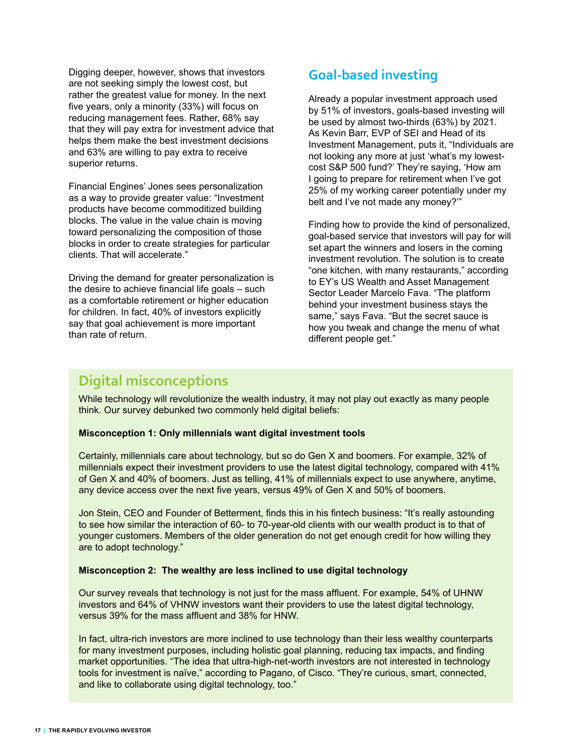Digging deeper, however, shows that investors are not seeking simply the lowest cost, but rather the greatest value for money. In the next five years, only a minority (33%) will focus on reducing management fees. Rather, 68% say that they will pay extra for investment advice that helps them make the best investment decisions and 63% are willing to pay extra to receive superior returns.

Financial Engines' Jones sees personalization as a way to provide greater value: "Investment products have become commoditized building blocks. The value in the value chain is moving toward personalizing the composition of those blocks in order to create strategies for particular clients. That will accelerate."

Driving the demand for greater personalization is the desire to achieve financial life goals – such as a comfortable retirement or higher education for children. In fact, 40% of investors explicitly say that goal achievement is more important than rate of return.

## Goal-based investing

Already a popular investment approach used by 51% of investors, goals-based investing will be used by almost two-thirds (63%) by 2021. As Kevin Barr, EVP of SEI and Head of its Investment Management, puts it, "Individuals are not looking any more at just 'what's my lowest-cost S&P 500 fund?' They're saying, 'How am I going to prepare for retirement when I've got 25% of my working career potentially under my belt and I've not made any money?'"

Finding how to provide the kind of personalized, goal-based service that investors will pay for will set apart the winners and losers in the coming investment revolution. The solution is to create "one kitchen, with many restaurants," according to EY's US Wealth and Asset Management Sector Leader Marcelo Fava. "The platform behind your investment business stays the same," says Fava. "But the secret sauce is how you tweak and change the menu of what different people get."

## Digital misconceptions

While technology will revolutionize the wealth industry, it may not play out exactly as many people think. Our survey debunked two commonly held digital beliefs:

**Misconception 1: Only millennials want digital investment tools**

Certainly, millennials care about technology, but so do Gen X and boomers. For example, 32% of millennials expect their investment providers to use the latest digital technology, compared with 41% of Gen X and 40% of boomers. Just as telling, 41% of millennials expect to use anywhere, anytime, any device access over the next five years, versus 49% of Gen X and 50% of boomers.

Jon Stein, CEO and Founder of Betterment, finds this in his fintech business: "It's really astounding to see how similar the interaction of 60- to 70-year-old clients with our wealth product is to that of younger customers. Members of the older generation do not get enough credit for how willing they are to adopt technology."

**Misconception 2: The wealthy are less inclined to use digital technology**

Our survey reveals that technology is not just for the mass affluent. For example, 54% of UHNW investors and 64% of VHNW investors want their providers to use the latest digital technology, versus 39% for the mass affluent and 38% for HNW.

In fact, ultra-rich investors are more inclined to use technology than their less wealthy counterparts for many investment purposes, including holistic goal planning, reducing tax impacts, and finding market opportunities. "The idea that ultra-high-net-worth investors are not interested in technology tools for investment is naïve," according to Pagano, of Cisco. "They're curious, smart, connected, and like to collaborate using digital technology, too."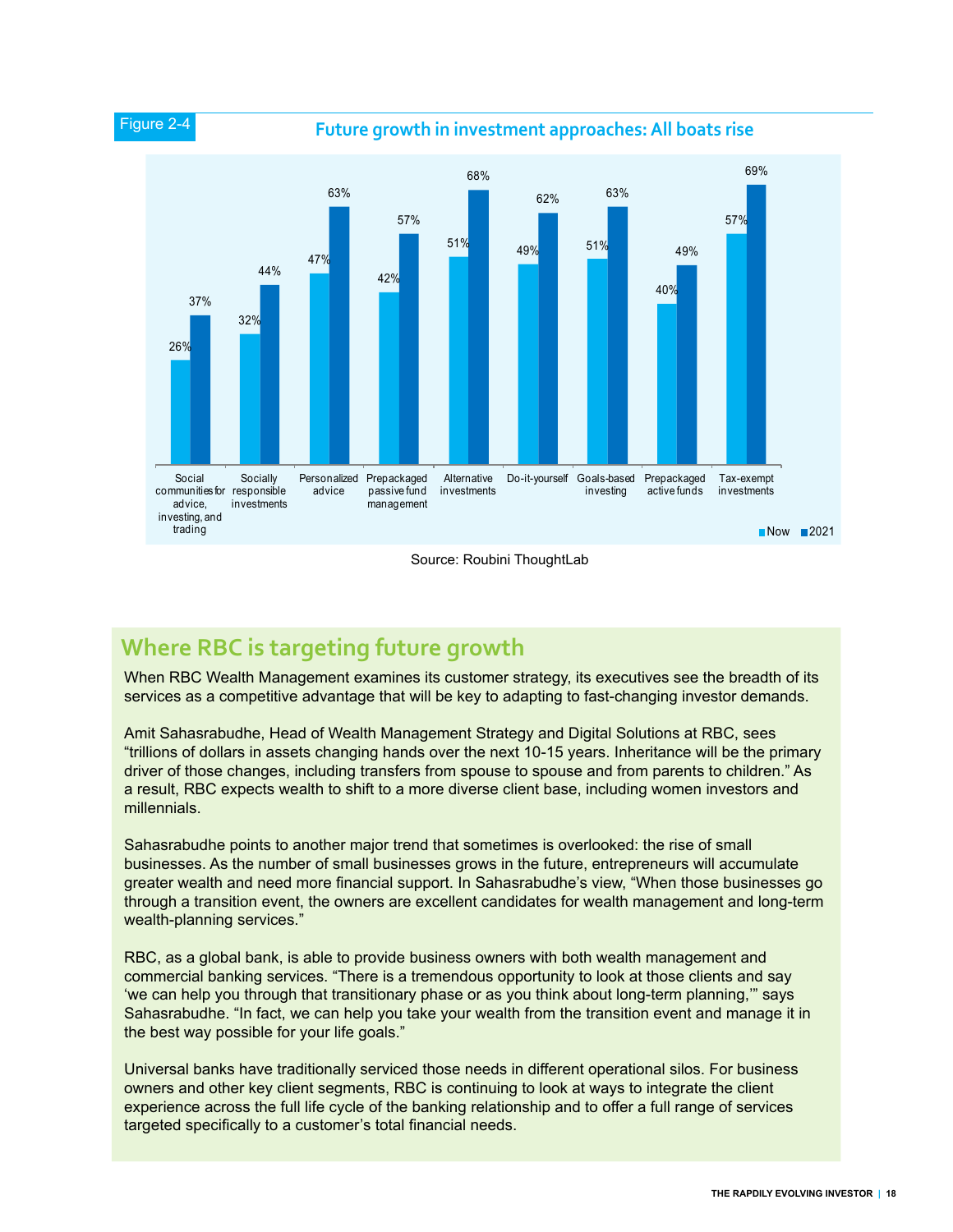Figure 2-4

## Future growth in investment approaches: All boats rise

| Investment approach | Now | 2021 |
|---|---|---|
| Social communities for advice, investing, and trading | 26% | 37% |
| Socially responsible investments | 32% | 44% |
| Personalized advice | 47% | 63% |
| Prepackaged passive fund management | 42% | 57% |
| Alternative investments | 51% | 68% |
| Do-it-yourself | 49% | 62% |
| Goals-based investing | 51% | 63% |
| Prepackaged active funds | 40% | 49% |
| Tax-exempt investments | 57% | 69% |

Source: Roubini ThoughtLab

## Where RBC is targeting future growth

When RBC Wealth Management examines its customer strategy, its executives see the breadth of its services as a competitive advantage that will be key to adapting to fast-changing investor demands.

Amit Sahasrabudhe, Head of Wealth Management Strategy and Digital Solutions at RBC, sees "trillions of dollars in assets changing hands over the next 10-15 years. Inheritance will be the primary driver of those changes, including transfers from spouse to spouse and from parents to children." As a result, RBC expects wealth to shift to a more diverse client base, including women investors and millennials.

Sahasrabudhe points to another major trend that sometimes is overlooked: the rise of small businesses. As the number of small businesses grows in the future, entrepreneurs will accumulate greater wealth and need more financial support. In Sahasrabudhe's view, "When those businesses go through a transition event, the owners are excellent candidates for wealth management and long-term wealth-planning services."

RBC, as a global bank, is able to provide business owners with both wealth management and commercial banking services. "There is a tremendous opportunity to look at those clients and say 'we can help you through that transitionary phase or as you think about long-term planning,'" says Sahasrabudhe. "In fact, we can help you take your wealth from the transition event and manage it in the best way possible for your life goals."

Universal banks have traditionally serviced those needs in different operational silos. For business owners and other key client segments, RBC is continuing to look at ways to integrate the client experience across the full life cycle of the banking relationship and to offer a full range of services targeted specifically to a customer's total financial needs.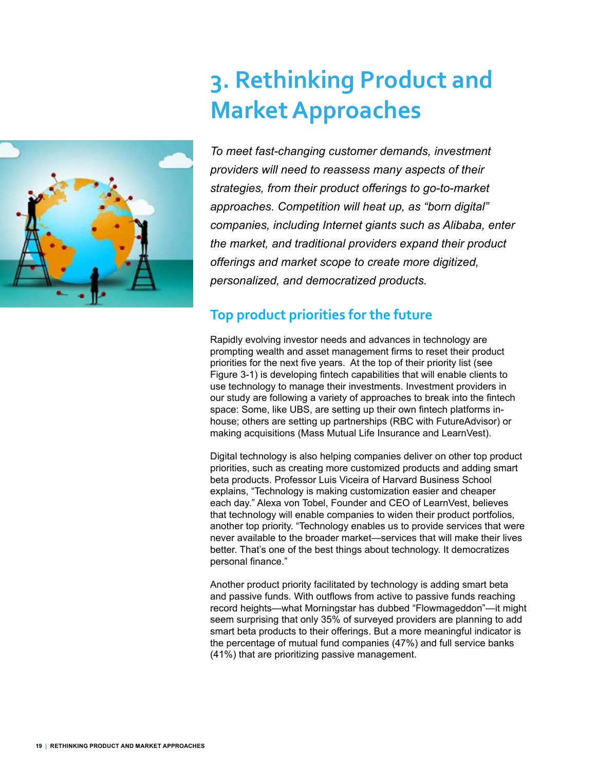# 3. Rethinking Product and Market Approaches

*To meet fast-changing customer demands, investment providers will need to reassess many aspects of their strategies, from their product offerings to go-to-market approaches. Competition will heat up, as "born digital" companies, including Internet giants such as Alibaba, enter the market, and traditional providers expand their product offerings and market scope to create more digitized, personalized, and democratized products.*

## Top product priorities for the future

Rapidly evolving investor needs and advances in technology are prompting wealth and asset management firms to reset their product priorities for the next five years. At the top of their priority list (see Figure 3-1) is developing fintech capabilities that will enable clients to use technology to manage their investments. Investment providers in our study are following a variety of approaches to break into the fintech space: Some, like UBS, are setting up their own fintech platforms in-house; others are setting up partnerships (RBC with FutureAdvisor) or making acquisitions (Mass Mutual Life Insurance and LearnVest).

Digital technology is also helping companies deliver on other top product priorities, such as creating more customized products and adding smart beta products. Professor Luis Viceira of Harvard Business School explains, "Technology is making customization easier and cheaper each day." Alexa von Tobel, Founder and CEO of LearnVest, believes that technology will enable companies to widen their product portfolios, another top priority. "Technology enables us to provide services that were never available to the broader market—services that will make their lives better. That's one of the best things about technology. It democratizes personal finance."

Another product priority facilitated by technology is adding smart beta and passive funds. With outflows from active to passive funds reaching record heights—what Morningstar has dubbed "Flowmageddon"—it might seem surprising that only 35% of surveyed providers are planning to add smart beta products to their offerings. But a more meaningful indicator is the percentage of mutual fund companies (47%) and full service banks (41%) that are prioritizing passive management.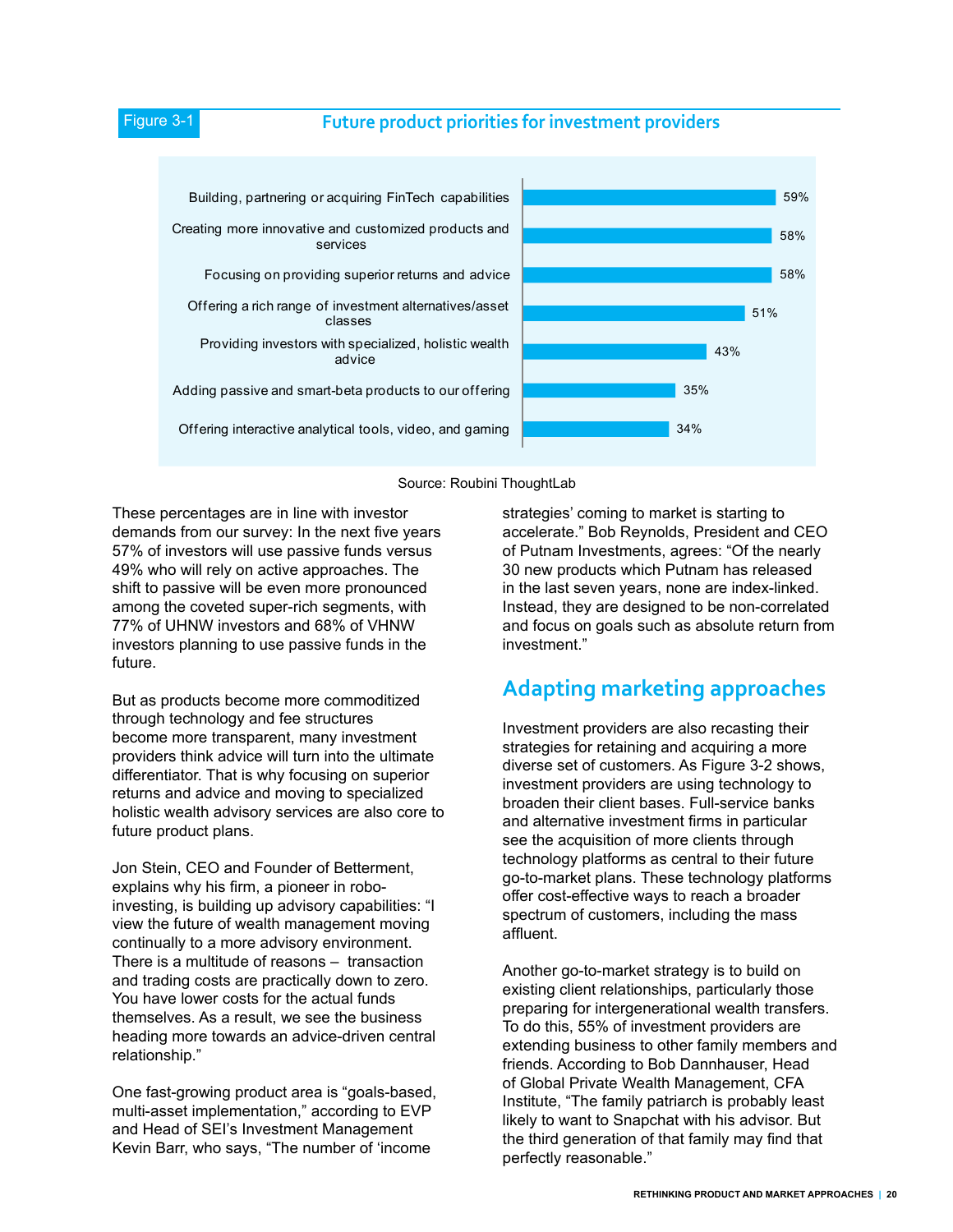Figure 3-1

### Future product priorities for investment providers

| Priority | Percentage |
|---|---|
| Building, partnering or acquiring FinTech capabilities | 59% |
| Creating more innovative and customized products and services | 58% |
| Focusing on providing superior returns and advice | 58% |
| Offering a rich range of investment alternatives/asset classes | 51% |
| Providing investors with specialized, holistic wealth advice | 43% |
| Adding passive and smart-beta products to our offering | 35% |
| Offering interactive analytical tools, video, and gaming | 34% |

Source: Roubini ThoughtLab

These percentages are in line with investor demands from our survey: In the next five years 57% of investors will use passive funds versus 49% who will rely on active approaches. The shift to passive will be even more pronounced among the coveted super-rich segments, with 77% of UHNW investors and 68% of VHNW investors planning to use passive funds in the future.

But as products become more commoditized through technology and fee structures become more transparent, many investment providers think advice will turn into the ultimate differentiator. That is why focusing on superior returns and advice and moving to specialized holistic wealth advisory services are also core to future product plans.

Jon Stein, CEO and Founder of Betterment, explains why his firm, a pioneer in robo-investing, is building up advisory capabilities: "I view the future of wealth management moving continually to a more advisory environment. There is a multitude of reasons – transaction and trading costs are practically down to zero. You have lower costs for the actual funds themselves. As a result, we see the business heading more towards an advice-driven central relationship."

One fast-growing product area is "goals-based, multi-asset implementation," according to EVP and Head of SEI's Investment Management Kevin Barr, who says, "The number of 'income strategies' coming to market is starting to accelerate." Bob Reynolds, President and CEO of Putnam Investments, agrees: "Of the nearly 30 new products which Putnam has released in the last seven years, none are index-linked. Instead, they are designed to be non-correlated and focus on goals such as absolute return from investment."

## Adapting marketing approaches

Investment providers are also recasting their strategies for retaining and acquiring a more diverse set of customers. As Figure 3-2 shows, investment providers are using technology to broaden their client bases. Full-service banks and alternative investment firms in particular see the acquisition of more clients through technology platforms as central to their future go-to-market plans. These technology platforms offer cost-effective ways to reach a broader spectrum of customers, including the mass affluent.

Another go-to-market strategy is to build on existing client relationships, particularly those preparing for intergenerational wealth transfers. To do this, 55% of investment providers are extending business to other family members and friends. According to Bob Dannhauser, Head of Global Private Wealth Management, CFA Institute, "The family patriarch is probably least likely to want to Snapchat with his advisor. But the third generation of that family may find that perfectly reasonable."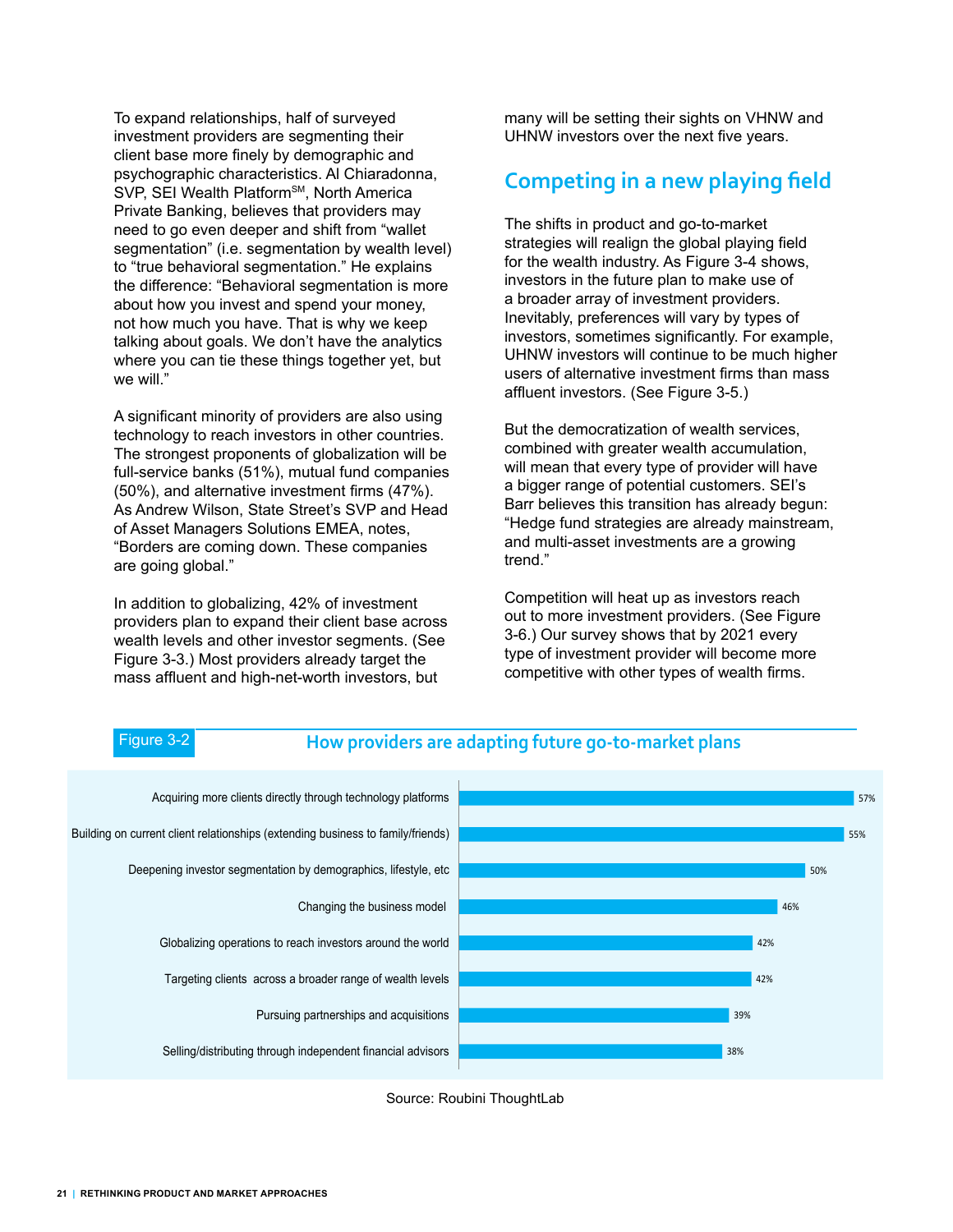To expand relationships, half of surveyed investment providers are segmenting their client base more finely by demographic and psychographic characteristics. Al Chiaradonna, SVP, SEI Wealth Platform[SM], North America Private Banking, believes that providers may need to go even deeper and shift from "wallet segmentation" (i.e. segmentation by wealth level) to "true behavioral segmentation." He explains the difference: "Behavioral segmentation is more about how you invest and spend your money, not how much you have. That is why we keep talking about goals. We don't have the analytics where you can tie these things together yet, but we will."

A significant minority of providers are also using technology to reach investors in other countries. The strongest proponents of globalization will be full-service banks (51%), mutual fund companies (50%), and alternative investment firms (47%). As Andrew Wilson, State Street's SVP and Head of Asset Managers Solutions EMEA, notes, "Borders are coming down. These companies are going global."

In addition to globalizing, 42% of investment providers plan to expand their client base across wealth levels and other investor segments. (See Figure 3-3.) Most providers already target the mass affluent and high-net-worth investors, but many will be setting their sights on VHNW and UHNW investors over the next five years.

## Competing in a new playing field

The shifts in product and go-to-market strategies will realign the global playing field for the wealth industry. As Figure 3-4 shows, investors in the future plan to make use of a broader array of investment providers. Inevitably, preferences will vary by types of investors, sometimes significantly. For example, UHNW investors will continue to be much higher users of alternative investment firms than mass affluent investors. (See Figure 3-5.)

But the democratization of wealth services, combined with greater wealth accumulation, will mean that every type of provider will have a bigger range of potential customers. SEI's Barr believes this transition has already begun: "Hedge fund strategies are already mainstream, and multi-asset investments are a growing trend."

Competition will heat up as investors reach out to more investment providers. (See Figure 3-6.) Our survey shows that by 2021 every type of investment provider will become more competitive with other types of wealth firms.

Figure 3-2

### How providers are adapting future go-to-market plans

| Plan | Share |
|---|---|
| Acquiring more clients directly through technology platforms | 57% |
| Building on current client relationships (extending business to family/friends) | 55% |
| Deepening investor segmentation by demographics, lifestyle, etc | 50% |
| Changing the business model | 46% |
| Globalizing operations to reach investors around the world | 42% |
| Targeting clients across a broader range of wealth levels | 42% |
| Pursuing partnerships and acquisitions | 39% |
| Selling/distributing through independent financial advisors | 38% |

Source: Roubini ThoughtLab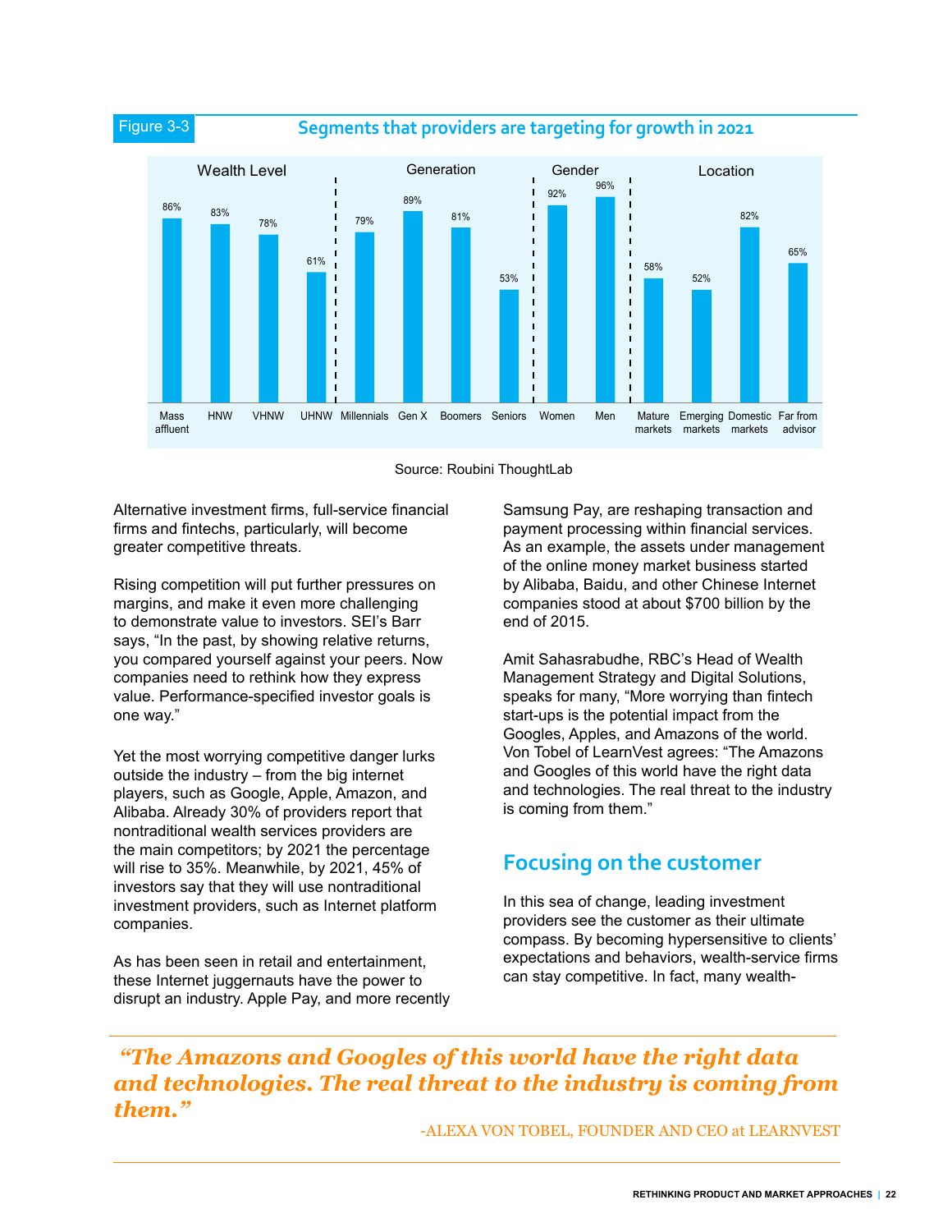Figure 3-3

**Segments that providers are targeting for growth in 2021**

| Category | Segment | % |
|---|---|---|
| Wealth Level | Mass affluent | 86% |
| Wealth Level | HNW | 83% |
| Wealth Level | VHNW | 78% |
| Wealth Level | UHNW | 61% |
| Generation | Millennials | 79% |
| Generation | Gen X | 89% |
| Generation | Boomers | 81% |
| Generation | Seniors | 53% |
| Gender | Women | 92% |
| Gender | Men | 96% |
| Location | Mature markets | 58% |
| Location | Emerging markets | 52% |
| Location | Domestic markets | 82% |
| Location | Far from advisor | 65% |

Source: Roubini ThoughtLab

Alternative investment firms, full-service financial firms and fintechs, particularly, will become greater competitive threats.

Rising competition will put further pressures on margins, and make it even more challenging to demonstrate value to investors. SEI's Barr says, "In the past, by showing relative returns, you compared yourself against your peers. Now companies need to rethink how they express value. Performance-specified investor goals is one way."

Yet the most worrying competitive danger lurks outside the industry – from the big internet players, such as Google, Apple, Amazon, and Alibaba. Already 30% of providers report that nontraditional wealth services providers are the main competitors; by 2021 the percentage will rise to 35%. Meanwhile, by 2021, 45% of investors say that they will use nontraditional investment providers, such as Internet platform companies.

As has been seen in retail and entertainment, these Internet juggernauts have the power to disrupt an industry. Apple Pay, and more recently Samsung Pay, are reshaping transaction and payment processing within financial services. As an example, the assets under management of the online money market business started by Alibaba, Baidu, and other Chinese Internet companies stood at about $700 billion by the end of 2015.

Amit Sahasrabudhe, RBC's Head of Wealth Management Strategy and Digital Solutions, speaks for many, "More worrying than fintech start-ups is the potential impact from the Googles, Apples, and Amazons of the world. Von Tobel of LearnVest agrees: "The Amazons and Googles of this world have the right data and technologies. The real threat to the industry is coming from them."

## Focusing on the customer

In this sea of change, leading investment providers see the customer as their ultimate compass. By becoming hypersensitive to clients' expectations and behaviors, wealth-service firms can stay competitive. In fact, many wealth-

> ***"The Amazons and Googles of this world have the right data and technologies. The real threat to the industry is coming from them."***
>
> -ALEXA VON TOBEL, FOUNDER AND CEO at LEARNVEST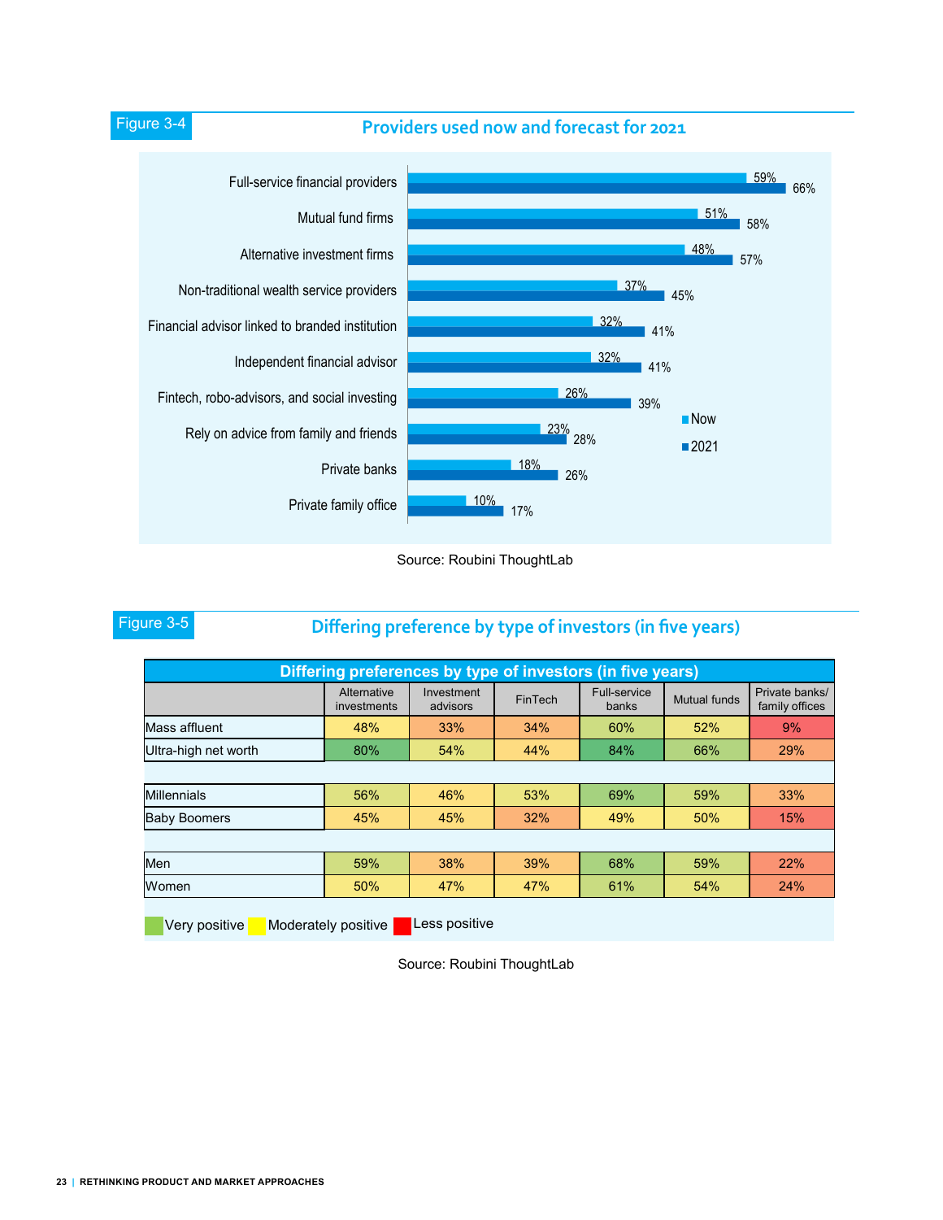Figure 3-4

## Providers used now and forecast for 2021

| Provider | Now | 2021 |
| --- | --- | --- |
| Full-service financial providers | 59% | 66% |
| Mutual fund firms | 51% | 58% |
| Alternative investment firms | 48% | 57% |
| Non-traditional wealth service providers | 37% | 45% |
| Financial advisor linked to branded institution | 32% | 41% |
| Independent financial advisor | 32% | 41% |
| Fintech, robo-advisors, and social investing | 26% | 39% |
| Rely on advice from family and friends | 23% | 28% |
| Private banks | 18% | 26% |
| Private family office | 10% | 17% |

Source: Roubini ThoughtLab

Figure 3-5

## Differing preference by type of investors (in five years)

**Differing preferences by type of investors (in five years)**

| | Alternative investments | Investment advisors | FinTech | Full-service banks | Mutual funds | Private banks/ family offices |
| --- | --- | --- | --- | --- | --- | --- |
| Mass affluent | 48% | 33% | 34% | 60% | 52% | 9% |
| Ultra-high net worth | 80% | 54% | 44% | 84% | 66% | 29% |
| | | | | | | |
| Millennials | 56% | 46% | 53% | 69% | 59% | 33% |
| Baby Boomers | 45% | 45% | 32% | 49% | 50% | 15% |
| | | | | | | |
| Men | 59% | 38% | 39% | 68% | 59% | 22% |
| Women | 50% | 47% | 47% | 61% | 54% | 24% |

Very positive | Moderately positive | Less positive

Source: Roubini ThoughtLab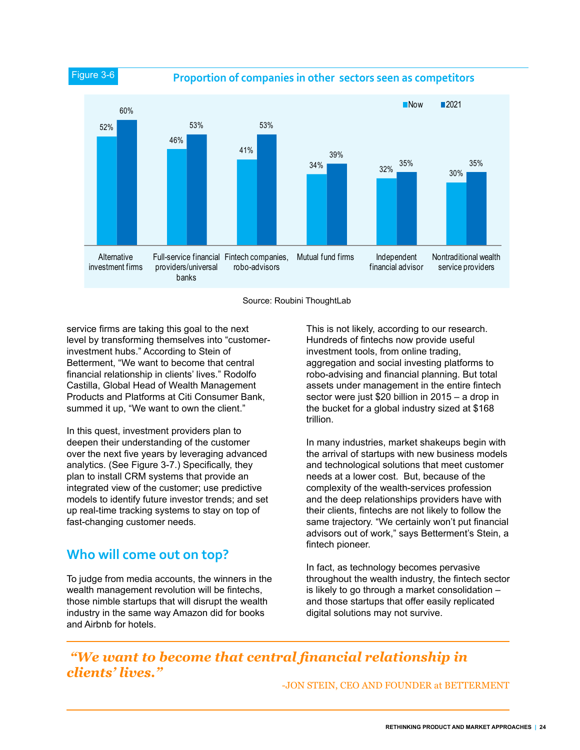Figure 3-6

**Proportion of companies in other sectors seen as competitors**

| | Now | 2021 |
|---|---|---|
| Alternative investment firms | 52% | 60% |
| Full-service financial providers/universal banks | 46% | 53% |
| Fintech companies, robo-advisors | 41% | 53% |
| Mutual fund firms | 34% | 39% |
| Independent financial advisor | 32% | 35% |
| Nontraditional wealth service providers | 30% | 35% |

Source: Roubini ThoughtLab

service firms are taking this goal to the next level by transforming themselves into "customer-investment hubs." According to Stein of Betterment, "We want to become that central financial relationship in clients' lives." Rodolfo Castilla, Global Head of Wealth Management Products and Platforms at Citi Consumer Bank, summed it up, "We want to own the client."

In this quest, investment providers plan to deepen their understanding of the customer over the next five years by leveraging advanced analytics. (See Figure 3-7.) Specifically, they plan to install CRM systems that provide an integrated view of the customer; use predictive models to identify future investor trends; and set up real-time tracking systems to stay on top of fast-changing customer needs.

## Who will come out on top?

To judge from media accounts, the winners in the wealth management revolution will be fintechs, those nimble startups that will disrupt the wealth industry in the same way Amazon did for books and Airbnb for hotels.

This is not likely, according to our research. Hundreds of fintechs now provide useful investment tools, from online trading, aggregation and social investing platforms to robo-advising and financial planning. But total assets under management in the entire fintech sector were just $20 billion in 2015 – a drop in the bucket for a global industry sized at $168 trillion.

In many industries, market shakeups begin with the arrival of startups with new business models and technological solutions that meet customer needs at a lower cost. But, because of the complexity of the wealth-services profession and the deep relationships providers have with their clients, fintechs are not likely to follow the same trajectory. "We certainly won't put financial advisors out of work," says Betterment's Stein, a fintech pioneer.

In fact, as technology becomes pervasive throughout the wealth industry, the fintech sector is likely to go through a market consolidation – and those startups that offer easily replicated digital solutions may not survive.

> ***"We want to become that central financial relationship in clients' lives."***
>
> -JON STEIN, CEO AND FOUNDER at BETTERMENT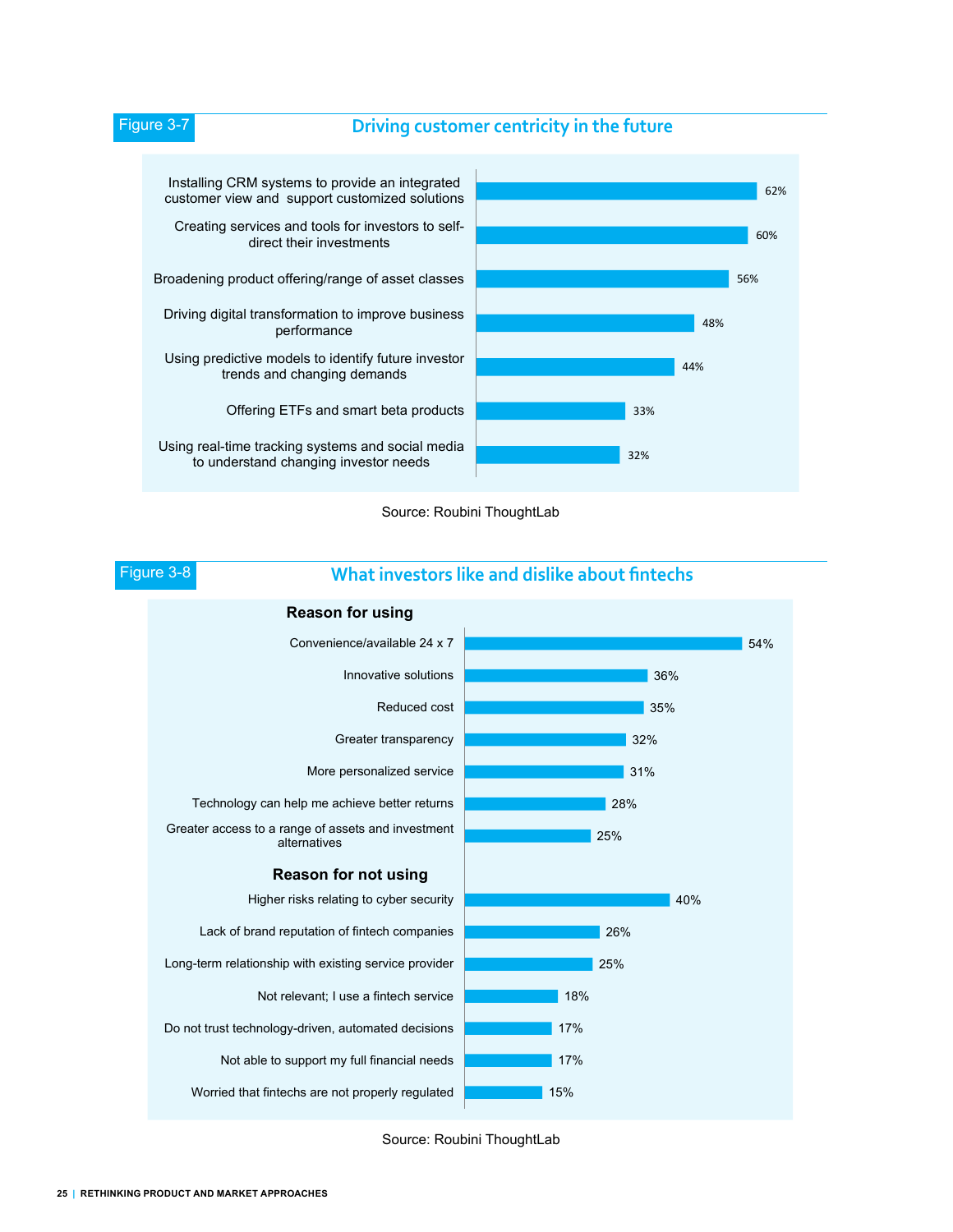Figure 3-7

## Driving customer centricity in the future

| Item | % |
|---|---|
| Installing CRM systems to provide an integrated customer view and support customized solutions | 62% |
| Creating services and tools for investors to self-direct their investments | 60% |
| Broadening product offering/range of asset classes | 56% |
| Driving digital transformation to improve business performance | 48% |
| Using predictive models to identify future investor trends and changing demands | 44% |
| Offering ETFs and smart beta products | 33% |
| Using real-time tracking systems and social media to understand changing investor needs | 32% |

Source: Roubini ThoughtLab

Figure 3-8

## What investors like and dislike about fintechs

| Item | % |
|---|---|
| **Reason for using** | |
| Convenience/available 24 x 7 | 54% |
| Innovative solutions | 36% |
| Reduced cost | 35% |
| Greater transparency | 32% |
| More personalized service | 31% |
| Technology can help me achieve better returns | 28% |
| Greater access to a range of assets and investment alternatives | 25% |
| **Reason for not using** | |
| Higher risks relating to cyber security | 40% |
| Lack of brand reputation of fintech companies | 26% |
| Long-term relationship with existing service provider | 25% |
| Not relevant; I use a fintech service | 18% |
| Do not trust technology-driven, automated decisions | 17% |
| Not able to support my full financial needs | 17% |
| Worried that fintechs are not properly regulated | 15% |

Source: Roubini ThoughtLab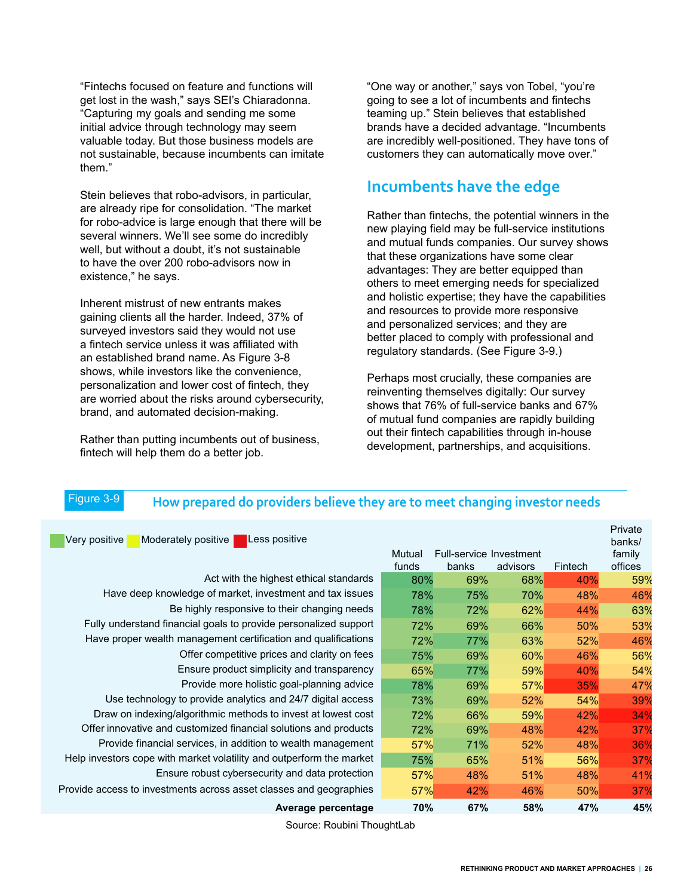"Fintechs focused on feature and functions will get lost in the wash," says SEI's Chiaradonna. "Capturing my goals and sending me some initial advice through technology may seem valuable today. But those business models are not sustainable, because incumbents can imitate them."

Stein believes that robo-advisors, in particular, are already ripe for consolidation. "The market for robo-advice is large enough that there will be several winners. We'll see some do incredibly well, but without a doubt, it's not sustainable to have the over 200 robo-advisors now in existence," he says.

Inherent mistrust of new entrants makes gaining clients all the harder. Indeed, 37% of surveyed investors said they would not use a fintech service unless it was affiliated with an established brand name. As Figure 3-8 shows, while investors like the convenience, personalization and lower cost of fintech, they are worried about the risks around cybersecurity, brand, and automated decision-making.

Rather than putting incumbents out of business, fintech will help them do a better job.

"One way or another," says von Tobel, "you're going to see a lot of incumbents and fintechs teaming up." Stein believes that established brands have a decided advantage. "Incumbents are incredibly well-positioned. They have tons of customers they can automatically move over."

## Incumbents have the edge

Rather than fintechs, the potential winners in the new playing field may be full-service institutions and mutual funds companies. Our survey shows that these organizations have some clear advantages: They are better equipped than others to meet emerging needs for specialized and holistic expertise; they have the capabilities and resources to provide more responsive and personalized services; and they are better placed to comply with professional and regulatory standards. (See Figure 3-9.)

Perhaps most crucially, these companies are reinventing themselves digitally: Our survey shows that 76% of full-service banks and 67% of mutual fund companies are rapidly building out their fintech capabilities through in-house development, partnerships, and acquisitions.

Figure 3-9 **How prepared do providers believe they are to meet changing investor needs**

Very positive | Moderately positive | Less positive

| | Mutual funds | Full-service banks | Investment advisors | Fintech | Private banks/ family offices |
|---|---|---|---|---|---|
| Act with the highest ethical standards | 80% | 69% | 68% | 40% | 59% |
| Have deep knowledge of market, investment and tax issues | 78% | 75% | 70% | 48% | 46% |
| Be highly responsive to their changing needs | 78% | 72% | 62% | 44% | 63% |
| Fully understand financial goals to provide personalized support | 72% | 69% | 66% | 50% | 53% |
| Have proper wealth management certification and qualifications | 72% | 77% | 63% | 52% | 46% |
| Offer competitive prices and clarity on fees | 75% | 69% | 60% | 46% | 56% |
| Ensure product simplicity and transparency | 65% | 77% | 59% | 40% | 54% |
| Provide more holistic goal-planning advice | 78% | 69% | 57% | 35% | 47% |
| Use technology to provide analytics and 24/7 digital access | 73% | 69% | 52% | 54% | 39% |
| Draw on indexing/algorithmic methods to invest at lowest cost | 72% | 66% | 59% | 42% | 34% |
| Offer innovative and customized financial solutions and products | 72% | 69% | 48% | 42% | 37% |
| Provide financial services, in addition to wealth management | 57% | 71% | 52% | 48% | 36% |
| Help investors cope with market volatility and outperform the market | 75% | 65% | 51% | 56% | 37% |
| Ensure robust cybersecurity and data protection | 57% | 48% | 51% | 48% | 41% |
| Provide access to investments across asset classes and geographies | 57% | 42% | 46% | 50% | 37% |
| **Average percentage** | **70%** | **67%** | **58%** | **47%** | **45%** |

Source: Roubini ThoughtLab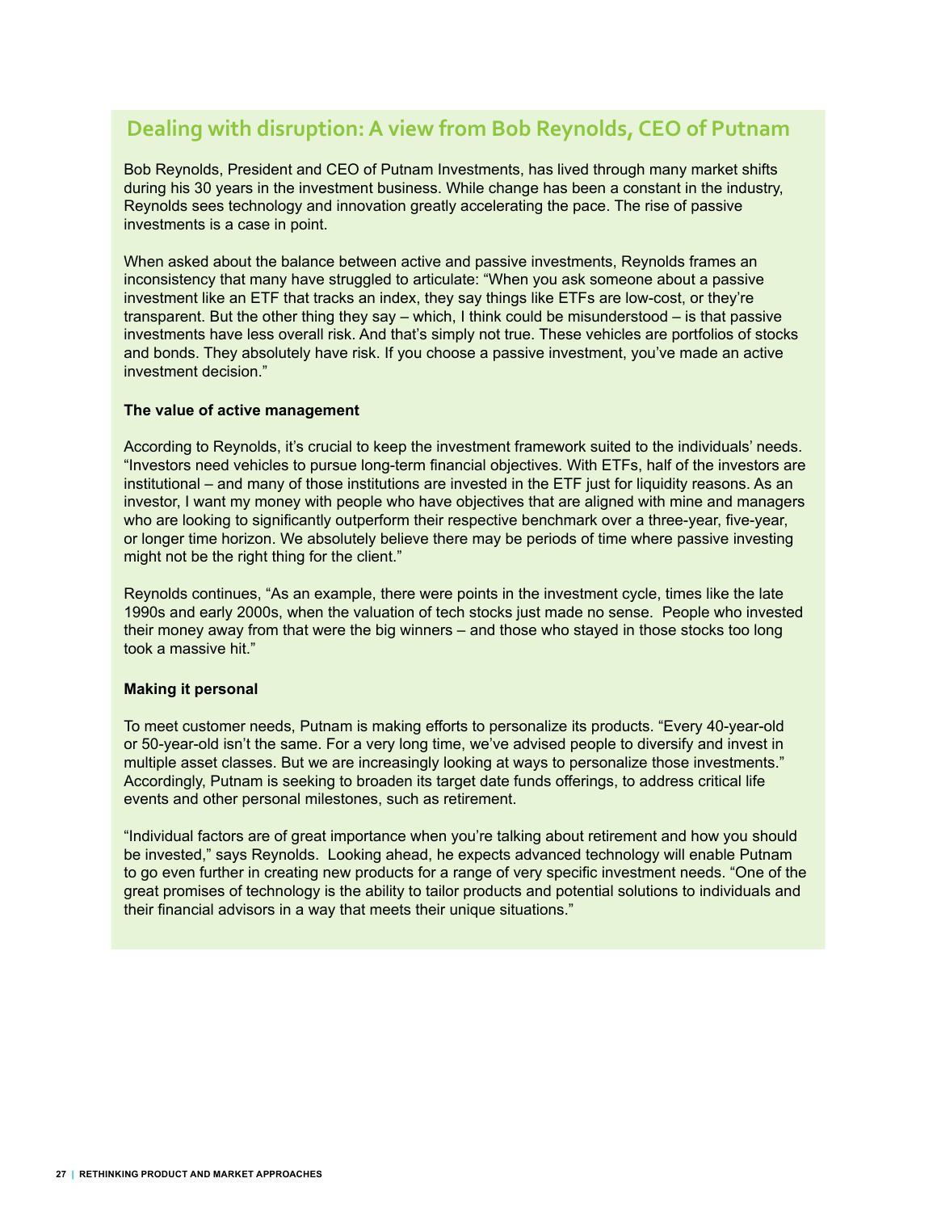## Dealing with disruption: A view from Bob Reynolds, CEO of Putnam

Bob Reynolds, President and CEO of Putnam Investments, has lived through many market shifts during his 30 years in the investment business. While change has been a constant in the industry, Reynolds sees technology and innovation greatly accelerating the pace. The rise of passive investments is a case in point.

When asked about the balance between active and passive investments, Reynolds frames an inconsistency that many have struggled to articulate: "When you ask someone about a passive investment like an ETF that tracks an index, they say things like ETFs are low-cost, or they're transparent. But the other thing they say – which, I think could be misunderstood – is that passive investments have less overall risk. And that's simply not true. These vehicles are portfolios of stocks and bonds. They absolutely have risk. If you choose a passive investment, you've made an active investment decision."

**The value of active management**

According to Reynolds, it's crucial to keep the investment framework suited to the individuals' needs. "Investors need vehicles to pursue long-term financial objectives. With ETFs, half of the investors are institutional – and many of those institutions are invested in the ETF just for liquidity reasons. As an investor, I want my money with people who have objectives that are aligned with mine and managers who are looking to significantly outperform their respective benchmark over a three-year, five-year, or longer time horizon. We absolutely believe there may be periods of time where passive investing might not be the right thing for the client."

Reynolds continues, "As an example, there were points in the investment cycle, times like the late 1990s and early 2000s, when the valuation of tech stocks just made no sense. People who invested their money away from that were the big winners – and those who stayed in those stocks too long took a massive hit."

**Making it personal**

To meet customer needs, Putnam is making efforts to personalize its products. "Every 40-year-old or 50-year-old isn't the same. For a very long time, we've advised people to diversify and invest in multiple asset classes. But we are increasingly looking at ways to personalize those investments." Accordingly, Putnam is seeking to broaden its target date funds offerings, to address critical life events and other personal milestones, such as retirement.

"Individual factors are of great importance when you're talking about retirement and how you should be invested," says Reynolds. Looking ahead, he expects advanced technology will enable Putnam to go even further in creating new products for a range of very specific investment needs. "One of the great promises of technology is the ability to tailor products and potential solutions to individuals and their financial advisors in a way that meets their unique situations."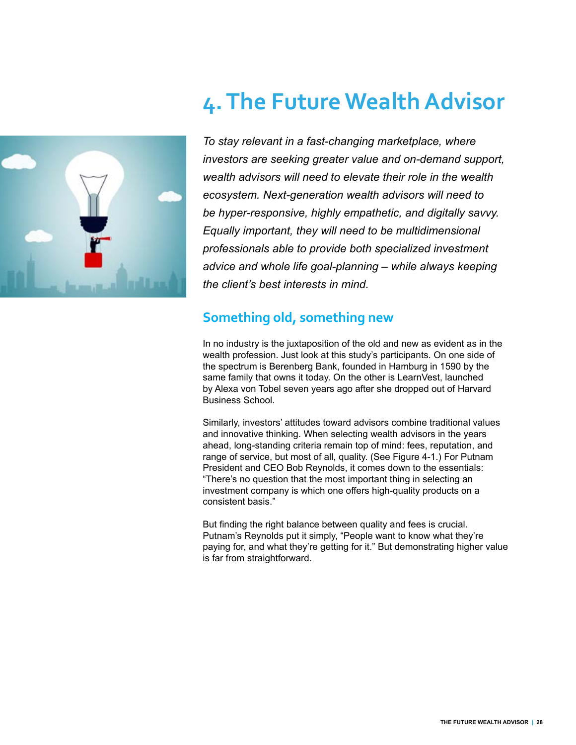# 4. The Future Wealth Advisor

*To stay relevant in a fast-changing marketplace, where investors are seeking greater value and on-demand support, wealth advisors will need to elevate their role in the wealth ecosystem. Next-generation wealth advisors will need to be hyper-responsive, highly empathetic, and digitally savvy. Equally important, they will need to be multidimensional professionals able to provide both specialized investment advice and whole life goal-planning – while always keeping the client's best interests in mind.*

## Something old, something new

In no industry is the juxtaposition of the old and new as evident as in the wealth profession. Just look at this study's participants. On one side of the spectrum is Berenberg Bank, founded in Hamburg in 1590 by the same family that owns it today. On the other is LearnVest, launched by Alexa von Tobel seven years ago after she dropped out of Harvard Business School.

Similarly, investors' attitudes toward advisors combine traditional values and innovative thinking. When selecting wealth advisors in the years ahead, long-standing criteria remain top of mind: fees, reputation, and range of service, but most of all, quality. (See Figure 4-1.) For Putnam President and CEO Bob Reynolds, it comes down to the essentials: "There's no question that the most important thing in selecting an investment company is which one offers high-quality products on a consistent basis."

But finding the right balance between quality and fees is crucial. Putnam's Reynolds put it simply, "People want to know what they're paying for, and what they're getting for it." But demonstrating higher value is far from straightforward.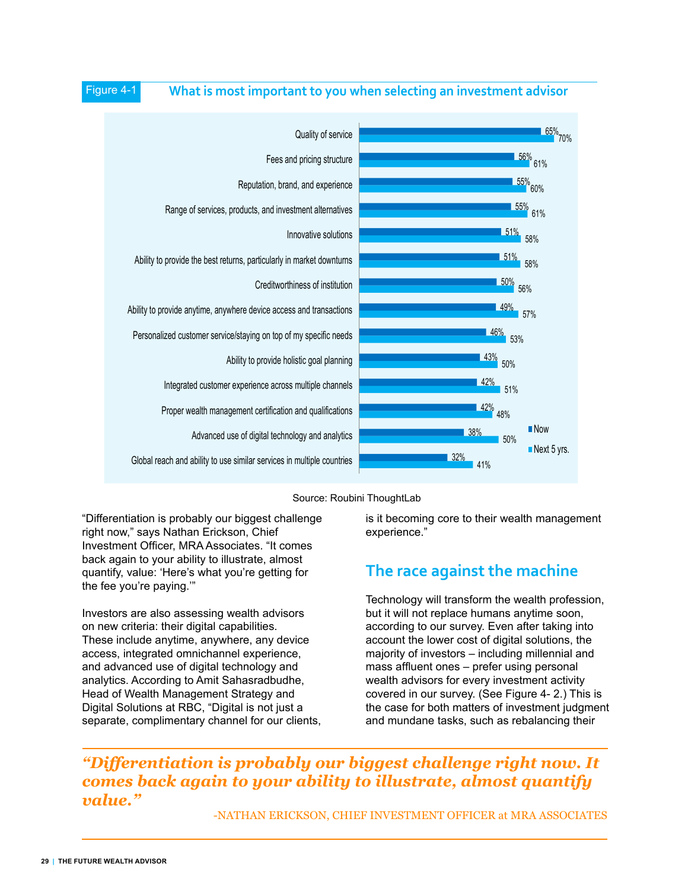Figure 4-1 **What is most important to you when selecting an investment advisor**

| | Now | Next 5 yrs. |
|---|---|---|
| Quality of service | 65% | 70% |
| Fees and pricing structure | 56% | 61% |
| Reputation, brand, and experience | 55% | 60% |
| Range of services, products, and investment alternatives | 55% | 61% |
| Innovative solutions | 51% | 58% |
| Ability to provide the best returns, particularly in market downturns | 51% | 58% |
| Creditworthiness of institution | 50% | 56% |
| Ability to provide anytime, anywhere device access and transactions | 49% | 57% |
| Personalized customer service/staying on top of my specific needs | 46% | 53% |
| Ability to provide holistic goal planning | 43% | 50% |
| Integrated customer experience across multiple channels | 42% | 51% |
| Proper wealth management certification and qualifications | 42% | 48% |
| Advanced use of digital technology and analytics | 38% | 50% |
| Global reach and ability to use similar services in multiple countries | 32% | 41% |

Source: Roubini ThoughtLab

"Differentiation is probably our biggest challenge right now," says Nathan Erickson, Chief Investment Officer, MRA Associates. "It comes back again to your ability to illustrate, almost quantify, value: 'Here's what you're getting for the fee you're paying.'"

Investors are also assessing wealth advisors on new criteria: their digital capabilities. These include anytime, anywhere, any device access, integrated omnichannel experience, and advanced use of digital technology and analytics. According to Amit Sahasradbudhe, Head of Wealth Management Strategy and Digital Solutions at RBC, "Digital is not just a separate, complimentary channel for our clients, is it becoming core to their wealth management experience."

## The race against the machine

Technology will transform the wealth profession, but it will not replace humans anytime soon, according to our survey. Even after taking into account the lower cost of digital solutions, the majority of investors – including millennial and mass affluent ones – prefer using personal wealth advisors for every investment activity covered in our survey. (See Figure 4- 2.) This is the case for both matters of investment judgment and mundane tasks, such as rebalancing their

> ***"Differentiation is probably our biggest challenge right now. It comes back again to your ability to illustrate, almost quantify value."***
>
> -NATHAN ERICKSON, CHIEF INVESTMENT OFFICER at MRA ASSOCIATES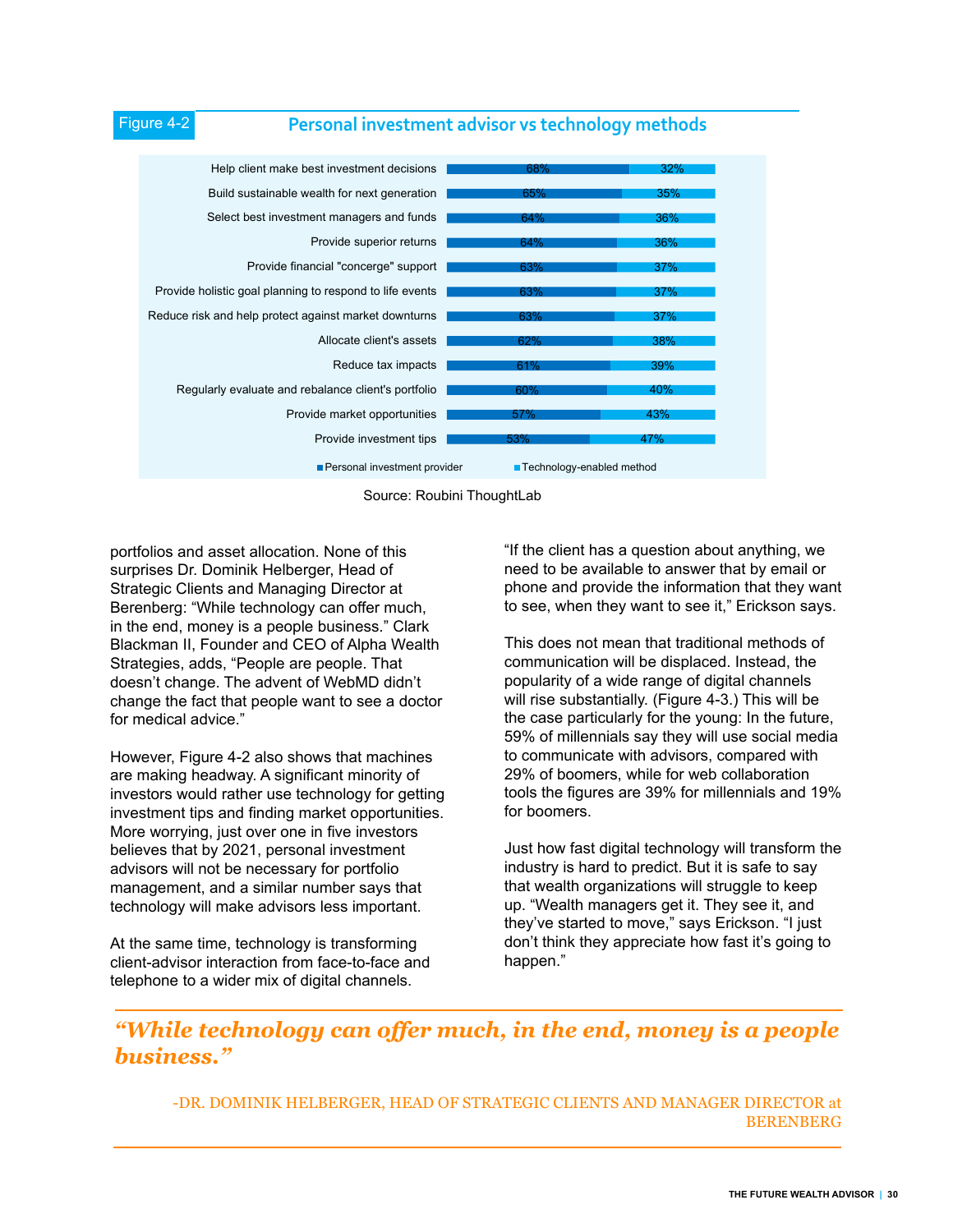Figure 4-2

## Personal investment advisor vs technology methods

| | Personal investment provider | Technology-enabled method |
| --- | --- | --- |
| Help client make best investment decisions | 68% | 32% |
| Build sustainable wealth for next generation | 65% | 35% |
| Select best investment managers and funds | 64% | 36% |
| Provide superior returns | 64% | 36% |
| Provide financial "concerge" support | 63% | 37% |
| Provide holistic goal planning to respond to life events | 63% | 37% |
| Reduce risk and help protect against market downturns | 63% | 37% |
| Allocate client's assets | 62% | 38% |
| Reduce tax impacts | 61% | 39% |
| Regularly evaluate and rebalance client's portfolio | 60% | 40% |
| Provide market opportunities | 57% | 43% |
| Provide investment tips | 53% | 47% |

Source: Roubini ThoughtLab

portfolios and asset allocation. None of this surprises Dr. Dominik Helberger, Head of Strategic Clients and Managing Director at Berenberg: "While technology can offer much, in the end, money is a people business." Clark Blackman II, Founder and CEO of Alpha Wealth Strategies, adds, "People are people. That doesn't change. The advent of WebMD didn't change the fact that people want to see a doctor for medical advice."

However, Figure 4-2 also shows that machines are making headway. A significant minority of investors would rather use technology for getting investment tips and finding market opportunities. More worrying, just over one in five investors believes that by 2021, personal investment advisors will not be necessary for portfolio management, and a similar number says that technology will make advisors less important.

At the same time, technology is transforming client-advisor interaction from face-to-face and telephone to a wider mix of digital channels.

"If the client has a question about anything, we need to be available to answer that by email or phone and provide the information that they want to see, when they want to see it," Erickson says.

This does not mean that traditional methods of communication will be displaced. Instead, the popularity of a wide range of digital channels will rise substantially. (Figure 4-3.) This will be the case particularly for the young: In the future, 59% of millennials say they will use social media to communicate with advisors, compared with 29% of boomers, while for web collaboration tools the figures are 39% for millennials and 19% for boomers.

Just how fast digital technology will transform the industry is hard to predict. But it is safe to say that wealth organizations will struggle to keep up. "Wealth managers get it. They see it, and they've started to move," says Erickson. "I just don't think they appreciate how fast it's going to happen."

> ***"While technology can offer much, in the end, money is a people business."***
>
> -DR. DOMINIK HELBERGER, HEAD OF STRATEGIC CLIENTS AND MANAGER DIRECTOR at BERENBERG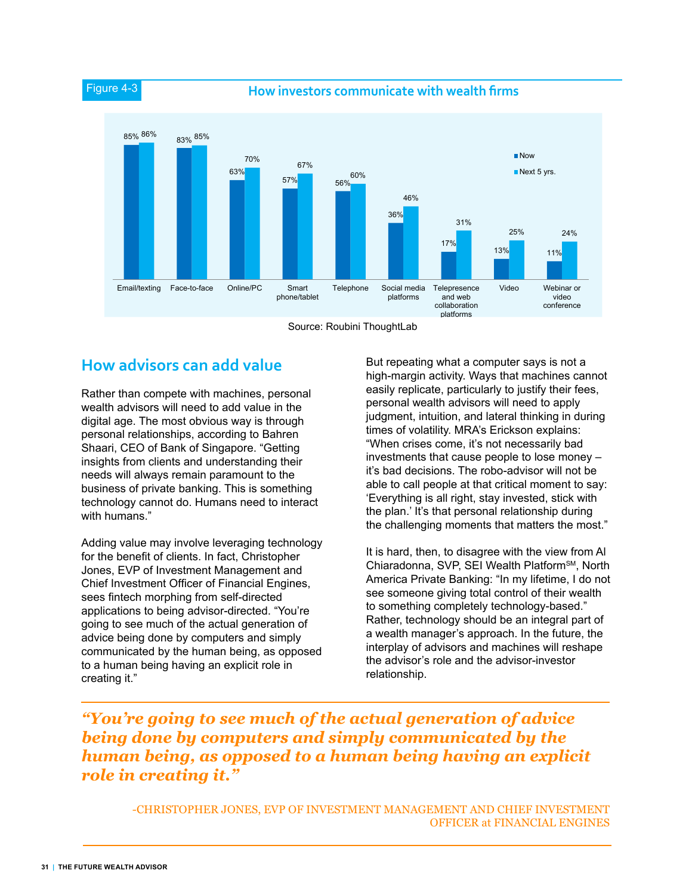Figure 4-3

**How investors communicate with wealth firms**

| | Now | Next 5 yrs. |
|---|---|---|
| Email/texting | 85% | 86% |
| Face-to-face | 83% | 85% |
| Online/PC | 63% | 70% |
| Smart phone/tablet | 57% | 67% |
| Telephone | 56% | 60% |
| Social media platforms | 36% | 46% |
| Telepresence and web collaboration platforms | 17% | 31% |
| Video | 13% | 25% |
| Webinar or video conference | 11% | 24% |

Source: Roubini ThoughtLab

## How advisors can add value

Rather than compete with machines, personal wealth advisors will need to add value in the digital age. The most obvious way is through personal relationships, according to Bahren Shaari, CEO of Bank of Singapore. "Getting insights from clients and understanding their needs will always remain paramount to the business of private banking. This is something technology cannot do. Humans need to interact with humans."

Adding value may involve leveraging technology for the benefit of clients. In fact, Christopher Jones, EVP of Investment Management and Chief Investment Officer of Financial Engines, sees fintech morphing from self-directed applications to being advisor-directed. "You're going to see much of the actual generation of advice being done by computers and simply communicated by the human being, as opposed to a human being having an explicit role in creating it."

But repeating what a computer says is not a high-margin activity. Ways that machines cannot easily replicate, particularly to justify their fees, personal wealth advisors will need to apply judgment, intuition, and lateral thinking in during times of volatility. MRA's Erickson explains: "When crises come, it's not necessarily bad investments that cause people to lose money – it's bad decisions. The robo-advisor will not be able to call people at that critical moment to say: 'Everything is all right, stay invested, stick with the plan.' It's that personal relationship during the challenging moments that matters the most."

It is hard, then, to disagree with the view from Al Chiaradonna, SVP, SEI Wealth Platform℠, North America Private Banking: "In my lifetime, I do not see someone giving total control of their wealth to something completely technology-based." Rather, technology should be an integral part of a wealth manager's approach. In the future, the interplay of advisors and machines will reshape the advisor's role and the advisor-investor relationship.

> ***"You're going to see much of the actual generation of advice being done by computers and simply communicated by the human being, as opposed to a human being having an explicit role in creating it."***
>
> -CHRISTOPHER JONES, EVP OF INVESTMENT MANAGEMENT AND CHIEF INVESTMENT OFFICER at FINANCIAL ENGINES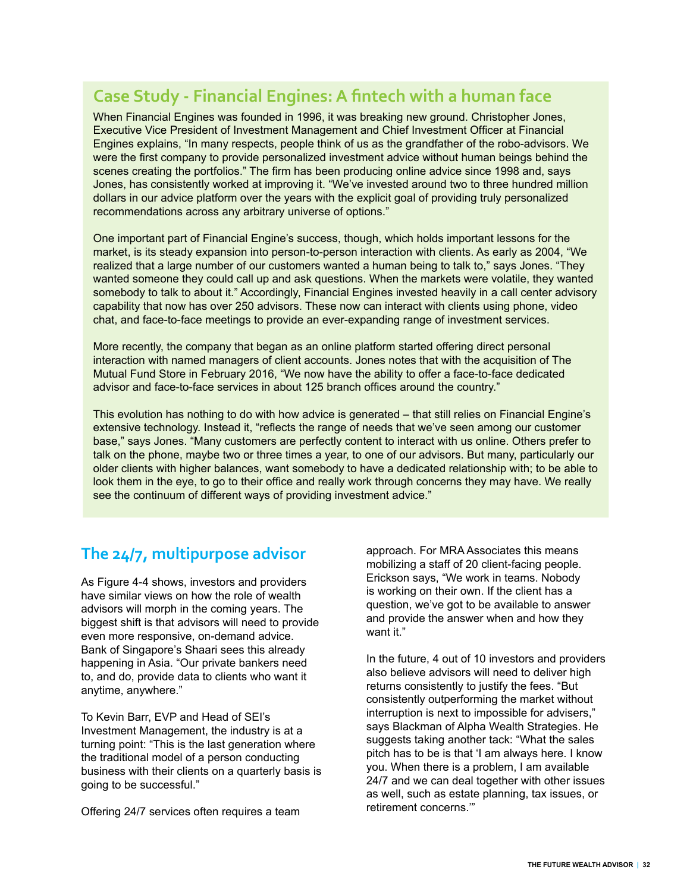## Case Study - Financial Engines: A fintech with a human face

When Financial Engines was founded in 1996, it was breaking new ground. Christopher Jones, Executive Vice President of Investment Management and Chief Investment Officer at Financial Engines explains, "In many respects, people think of us as the grandfather of the robo-advisors. We were the first company to provide personalized investment advice without human beings behind the scenes creating the portfolios." The firm has been producing online advice since 1998 and, says Jones, has consistently worked at improving it. "We've invested around two to three hundred million dollars in our advice platform over the years with the explicit goal of providing truly personalized recommendations across any arbitrary universe of options."

One important part of Financial Engine's success, though, which holds important lessons for the market, is its steady expansion into person-to-person interaction with clients. As early as 2004, "We realized that a large number of our customers wanted a human being to talk to," says Jones. "They wanted someone they could call up and ask questions. When the markets were volatile, they wanted somebody to talk to about it." Accordingly, Financial Engines invested heavily in a call center advisory capability that now has over 250 advisors. These now can interact with clients using phone, video chat, and face-to-face meetings to provide an ever-expanding range of investment services.

More recently, the company that began as an online platform started offering direct personal interaction with named managers of client accounts. Jones notes that with the acquisition of The Mutual Fund Store in February 2016, "We now have the ability to offer a face-to-face dedicated advisor and face-to-face services in about 125 branch offices around the country."

This evolution has nothing to do with how advice is generated – that still relies on Financial Engine's extensive technology. Instead it, "reflects the range of needs that we've seen among our customer base," says Jones. "Many customers are perfectly content to interact with us online. Others prefer to talk on the phone, maybe two or three times a year, to one of our advisors. But many, particularly our older clients with higher balances, want somebody to have a dedicated relationship with; to be able to look them in the eye, to go to their office and really work through concerns they may have. We really see the continuum of different ways of providing investment advice."

## The 24/7, multipurpose advisor

As Figure 4-4 shows, investors and providers have similar views on how the role of wealth advisors will morph in the coming years. The biggest shift is that advisors will need to provide even more responsive, on-demand advice. Bank of Singapore's Shaari sees this already happening in Asia. "Our private bankers need to, and do, provide data to clients who want it anytime, anywhere."

To Kevin Barr, EVP and Head of SEI's Investment Management, the industry is at a turning point: "This is the last generation where the traditional model of a person conducting business with their clients on a quarterly basis is going to be successful."

Offering 24/7 services often requires a team approach. For MRA Associates this means mobilizing a staff of 20 client-facing people. Erickson says, "We work in teams. Nobody is working on their own. If the client has a question, we've got to be available to answer and provide the answer when and how they want it."

In the future, 4 out of 10 investors and providers also believe advisors will need to deliver high returns consistently to justify the fees. "But consistently outperforming the market without interruption is next to impossible for advisers," says Blackman of Alpha Wealth Strategies. He suggests taking another tack: "What the sales pitch has to be is that 'I am always here. I know you. When there is a problem, I am available 24/7 and we can deal together with other issues as well, such as estate planning, tax issues, or retirement concerns.'"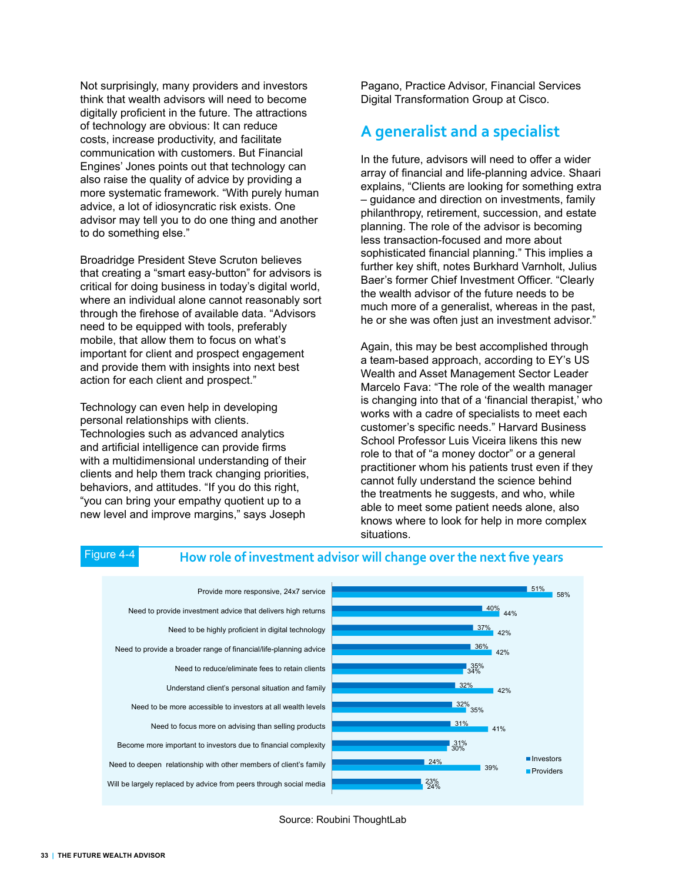Not surprisingly, many providers and investors think that wealth advisors will need to become digitally proficient in the future. The attractions of technology are obvious: It can reduce costs, increase productivity, and facilitate communication with customers. But Financial Engines' Jones points out that technology can also raise the quality of advice by providing a more systematic framework. "With purely human advice, a lot of idiosyncratic risk exists. One advisor may tell you to do one thing and another to do something else."

Broadridge President Steve Scruton believes that creating a "smart easy-button" for advisors is critical for doing business in today's digital world, where an individual alone cannot reasonably sort through the firehose of available data. "Advisors need to be equipped with tools, preferably mobile, that allow them to focus on what's important for client and prospect engagement and provide them with insights into next best action for each client and prospect."

Technology can even help in developing personal relationships with clients. Technologies such as advanced analytics and artificial intelligence can provide firms with a multidimensional understanding of their clients and help them track changing priorities, behaviors, and attitudes. "If you do this right, "you can bring your empathy quotient up to a new level and improve margins," says Joseph Pagano, Practice Advisor, Financial Services Digital Transformation Group at Cisco.

## A generalist and a specialist

In the future, advisors will need to offer a wider array of financial and life-planning advice. Shaari explains, "Clients are looking for something extra – guidance and direction on investments, family philanthropy, retirement, succession, and estate planning. The role of the advisor is becoming less transaction-focused and more about sophisticated financial planning." This implies a further key shift, notes Burkhard Varnholt, Julius Baer's former Chief Investment Officer. "Clearly the wealth advisor of the future needs to be much more of a generalist, whereas in the past, he or she was often just an investment advisor."

Again, this may be best accomplished through a team-based approach, according to EY's US Wealth and Asset Management Sector Leader Marcelo Fava: "The role of the wealth manager is changing into that of a 'financial therapist,' who works with a cadre of specialists to meet each customer's specific needs." Harvard Business School Professor Luis Viceira likens this new role to that of "a money doctor" or a general practitioner whom his patients trust even if they cannot fully understand the science behind the treatments he suggests, and who, while able to meet some patient needs alone, also knows where to look for help in more complex situations.

Figure 4-4 **How role of investment advisor will change over the next five years**

| | Investors | Providers |
|---|---|---|
| Provide more responsive, 24x7 service | 51% | 58% |
| Need to provide investment advice that delivers high returns | 40% | 44% |
| Need to be highly proficient in digital technology | 37% | 42% |
| Need to provide a broader range of financial/life-planning advice | 36% | 42% |
| Need to reduce/eliminate fees to retain clients | 35% | 34% |
| Understand client's personal situation and family | 32% | 42% |
| Need to be more accessible to investors at all wealth levels | 32% | 35% |
| Need to focus more on advising than selling products | 31% | 41% |
| Become more important to investors due to financial complexity | 31% | 30% |
| Need to deepen relationship with other members of client's family | 24% | 39% |
| Will be largely replaced by advice from peers through social media | 23% | 24% |

Source: Roubini ThoughtLab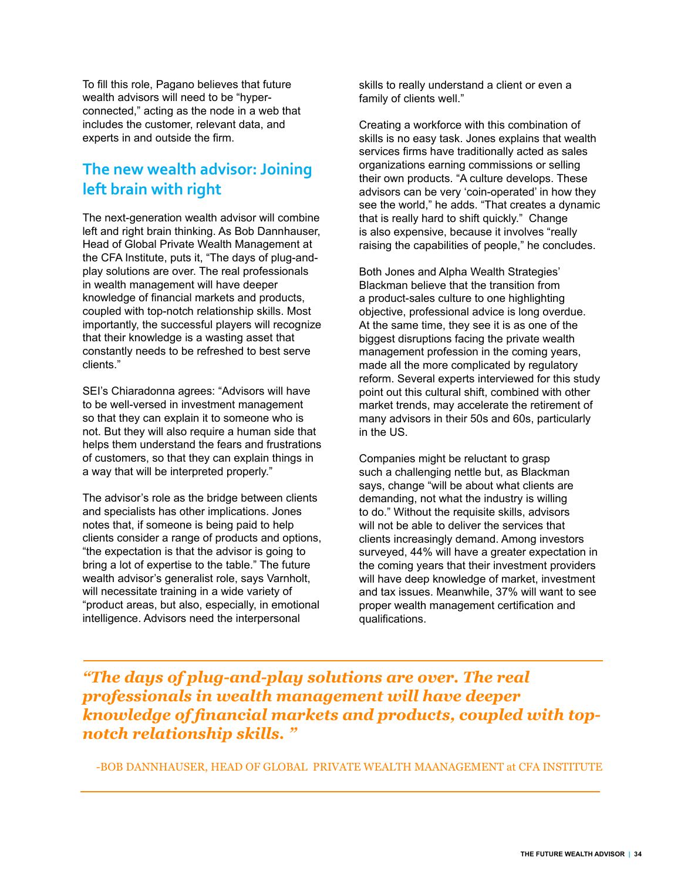To fill this role, Pagano believes that future wealth advisors will need to be "hyper-connected," acting as the node in a web that includes the customer, relevant data, and experts in and outside the firm.

## The new wealth advisor: Joining left brain with right

The next-generation wealth advisor will combine left and right brain thinking. As Bob Dannhauser, Head of Global Private Wealth Management at the CFA Institute, puts it, "The days of plug-and-play solutions are over. The real professionals in wealth management will have deeper knowledge of financial markets and products, coupled with top-notch relationship skills. Most importantly, the successful players will recognize that their knowledge is a wasting asset that constantly needs to be refreshed to best serve clients."

SEI's Chiaradonna agrees: "Advisors will have to be well-versed in investment management so that they can explain it to someone who is not. But they will also require a human side that helps them understand the fears and frustrations of customers, so that they can explain things in a way that will be interpreted properly."

The advisor's role as the bridge between clients and specialists has other implications. Jones notes that, if someone is being paid to help clients consider a range of products and options, "the expectation is that the advisor is going to bring a lot of expertise to the table." The future wealth advisor's generalist role, says Varnholt, will necessitate training in a wide variety of "product areas, but also, especially, in emotional intelligence. Advisors need the interpersonal skills to really understand a client or even a family of clients well."

Creating a workforce with this combination of skills is no easy task. Jones explains that wealth services firms have traditionally acted as sales organizations earning commissions or selling their own products. "A culture develops. These advisors can be very 'coin-operated' in how they see the world," he adds. "That creates a dynamic that is really hard to shift quickly." Change is also expensive, because it involves "really raising the capabilities of people," he concludes.

Both Jones and Alpha Wealth Strategies' Blackman believe that the transition from a product-sales culture to one highlighting objective, professional advice is long overdue. At the same time, they see it is as one of the biggest disruptions facing the private wealth management profession in the coming years, made all the more complicated by regulatory reform. Several experts interviewed for this study point out this cultural shift, combined with other market trends, may accelerate the retirement of many advisors in their 50s and 60s, particularly in the US.

Companies might be reluctant to grasp such a challenging nettle but, as Blackman says, change "will be about what clients are demanding, not what the industry is willing to do." Without the requisite skills, advisors will not be able to deliver the services that clients increasingly demand. Among investors surveyed, 44% will have a greater expectation in the coming years that their investment providers will have deep knowledge of market, investment and tax issues. Meanwhile, 37% will want to see proper wealth management certification and qualifications.

> ***"The days of plug-and-play solutions are over. The real professionals in wealth management will have deeper knowledge of financial markets and products, coupled with top-notch relationship skills. "***
>
> -BOB DANNHAUSER, HEAD OF GLOBAL PRIVATE WEALTH MAANAGEMENT at CFA INSTITUTE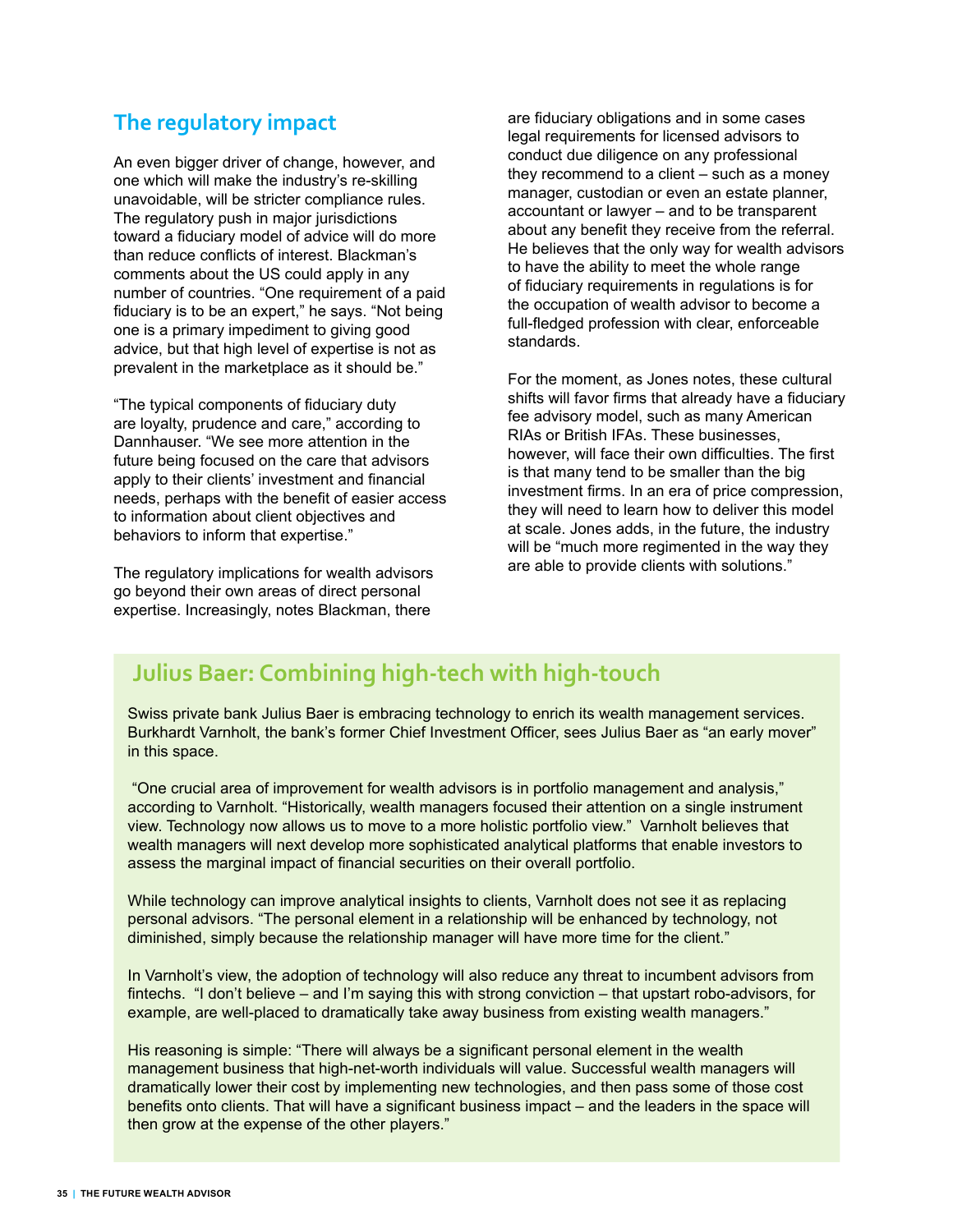## The regulatory impact

An even bigger driver of change, however, and one which will make the industry's re-skilling unavoidable, will be stricter compliance rules. The regulatory push in major jurisdictions toward a fiduciary model of advice will do more than reduce conflicts of interest. Blackman's comments about the US could apply in any number of countries. "One requirement of a paid fiduciary is to be an expert," he says. "Not being one is a primary impediment to giving good advice, but that high level of expertise is not as prevalent in the marketplace as it should be."

"The typical components of fiduciary duty are loyalty, prudence and care," according to Dannhauser. "We see more attention in the future being focused on the care that advisors apply to their clients' investment and financial needs, perhaps with the benefit of easier access to information about client objectives and behaviors to inform that expertise."

The regulatory implications for wealth advisors go beyond their own areas of direct personal expertise. Increasingly, notes Blackman, there are fiduciary obligations and in some cases legal requirements for licensed advisors to conduct due diligence on any professional they recommend to a client – such as a money manager, custodian or even an estate planner, accountant or lawyer – and to be transparent about any benefit they receive from the referral. He believes that the only way for wealth advisors to have the ability to meet the whole range of fiduciary requirements in regulations is for the occupation of wealth advisor to become a full-fledged profession with clear, enforceable standards.

For the moment, as Jones notes, these cultural shifts will favor firms that already have a fiduciary fee advisory model, such as many American RIAs or British IFAs. These businesses, however, will face their own difficulties. The first is that many tend to be smaller than the big investment firms. In an era of price compression, they will need to learn how to deliver this model at scale. Jones adds, in the future, the industry will be "much more regimented in the way they are able to provide clients with solutions."

## Julius Baer: Combining high-tech with high-touch

Swiss private bank Julius Baer is embracing technology to enrich its wealth management services. Burkhardt Varnholt, the bank's former Chief Investment Officer, sees Julius Baer as "an early mover" in this space.

"One crucial area of improvement for wealth advisors is in portfolio management and analysis," according to Varnholt. "Historically, wealth managers focused their attention on a single instrument view. Technology now allows us to move to a more holistic portfolio view." Varnholt believes that wealth managers will next develop more sophisticated analytical platforms that enable investors to assess the marginal impact of financial securities on their overall portfolio.

While technology can improve analytical insights to clients, Varnholt does not see it as replacing personal advisors. "The personal element in a relationship will be enhanced by technology, not diminished, simply because the relationship manager will have more time for the client."

In Varnholt's view, the adoption of technology will also reduce any threat to incumbent advisors from fintechs. "I don't believe – and I'm saying this with strong conviction – that upstart robo-advisors, for example, are well-placed to dramatically take away business from existing wealth managers."

His reasoning is simple: "There will always be a significant personal element in the wealth management business that high-net-worth individuals will value. Successful wealth managers will dramatically lower their cost by implementing new technologies, and then pass some of those cost benefits onto clients. That will have a significant business impact – and the leaders in the space will then grow at the expense of the other players."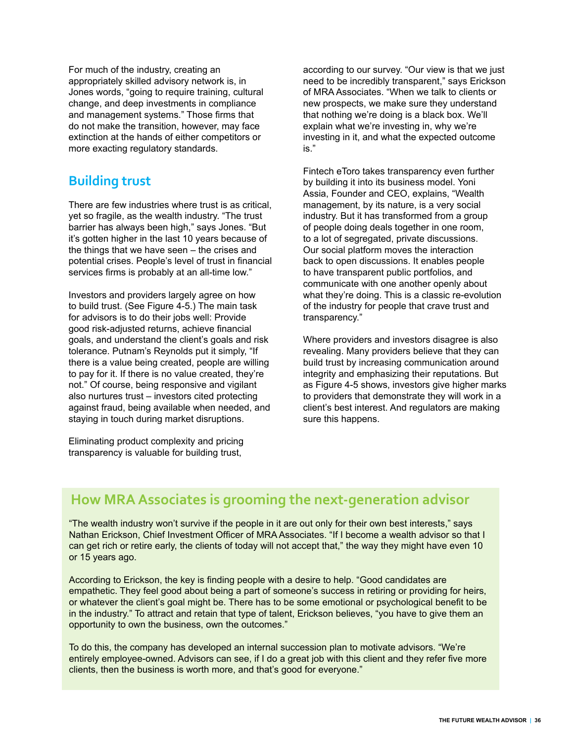For much of the industry, creating an appropriately skilled advisory network is, in Jones words, "going to require training, cultural change, and deep investments in compliance and management systems." Those firms that do not make the transition, however, may face extinction at the hands of either competitors or more exacting regulatory standards.

## Building trust

There are few industries where trust is as critical, yet so fragile, as the wealth industry. "The trust barrier has always been high," says Jones. "But it's gotten higher in the last 10 years because of the things that we have seen – the crises and potential crises. People's level of trust in financial services firms is probably at an all-time low."

Investors and providers largely agree on how to build trust. (See Figure 4-5.) The main task for advisors is to do their jobs well: Provide good risk-adjusted returns, achieve financial goals, and understand the client's goals and risk tolerance. Putnam's Reynolds put it simply, "If there is a value being created, people are willing to pay for it. If there is no value created, they're not." Of course, being responsive and vigilant also nurtures trust – investors cited protecting against fraud, being available when needed, and staying in touch during market disruptions.

Eliminating product complexity and pricing transparency is valuable for building trust, according to our survey. "Our view is that we just need to be incredibly transparent," says Erickson of MRA Associates. "When we talk to clients or new prospects, we make sure they understand that nothing we're doing is a black box. We'll explain what we're investing in, why we're investing in it, and what the expected outcome is."

Fintech eToro takes transparency even further by building it into its business model. Yoni Assia, Founder and CEO, explains, "Wealth management, by its nature, is a very social industry. But it has transformed from a group of people doing deals together in one room, to a lot of segregated, private discussions. Our social platform moves the interaction back to open discussions. It enables people to have transparent public portfolios, and communicate with one another openly about what they're doing. This is a classic re-evolution of the industry for people that crave trust and transparency."

Where providers and investors disagree is also revealing. Many providers believe that they can build trust by increasing communication around integrity and emphasizing their reputations. But as Figure 4-5 shows, investors give higher marks to providers that demonstrate they will work in a client's best interest. And regulators are making sure this happens.

## How MRA Associates is grooming the next-generation advisor

"The wealth industry won't survive if the people in it are out only for their own best interests," says Nathan Erickson, Chief Investment Officer of MRA Associates. "If I become a wealth advisor so that I can get rich or retire early, the clients of today will not accept that," the way they might have even 10 or 15 years ago.

According to Erickson, the key is finding people with a desire to help. "Good candidates are empathetic. They feel good about being a part of someone's success in retiring or providing for heirs, or whatever the client's goal might be. There has to be some emotional or psychological benefit to be in the industry." To attract and retain that type of talent, Erickson believes, "you have to give them an opportunity to own the business, own the outcomes."

To do this, the company has developed an internal succession plan to motivate advisors. "We're entirely employee-owned. Advisors can see, if I do a great job with this client and they refer five more clients, then the business is worth more, and that's good for everyone."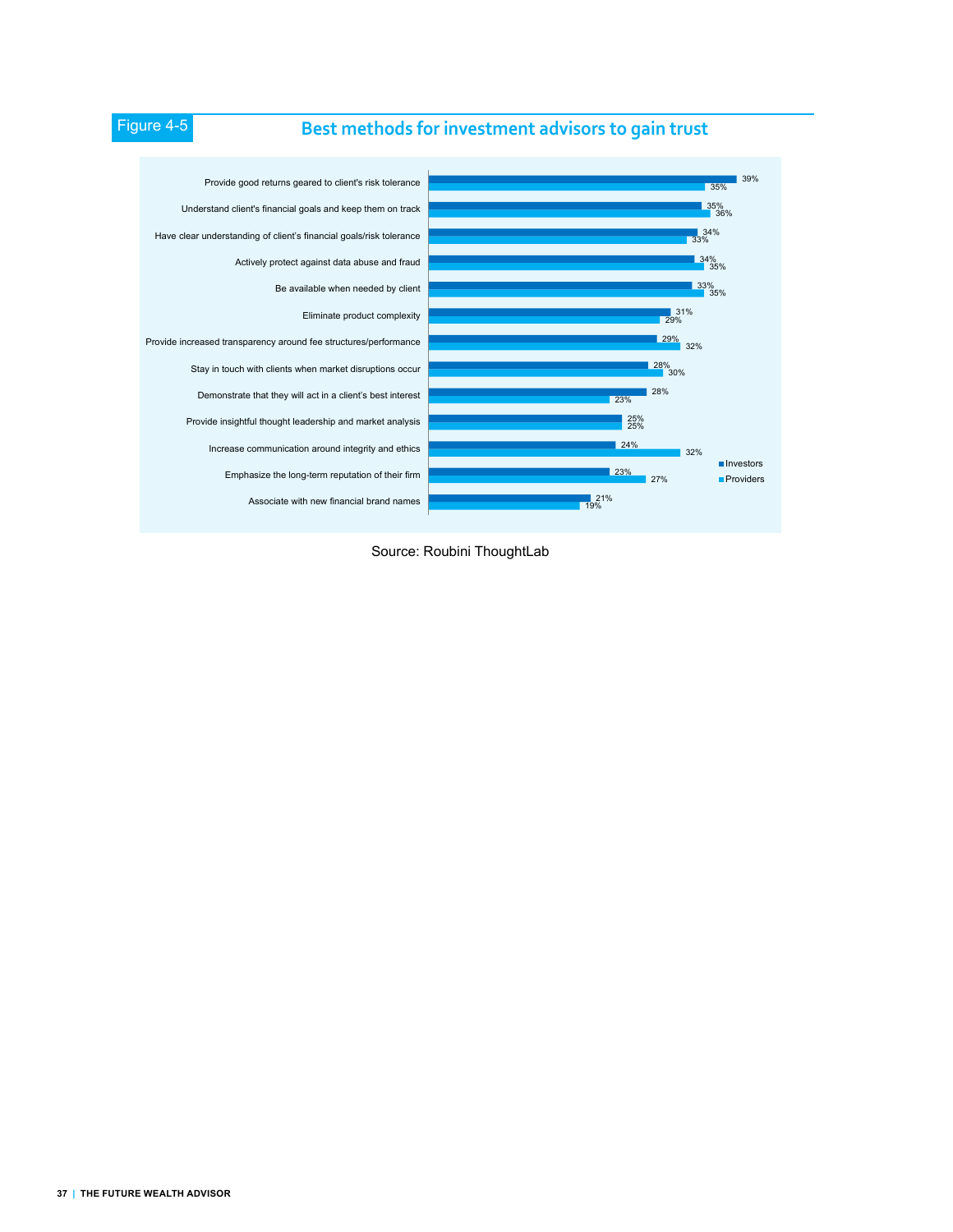Figure 4-5

## Best methods for investment advisors to gain trust

| | Investors | Providers |
|---|---|---|
| Provide good returns geared to client's risk tolerance | 39% | 35% |
| Understand client's financial goals and keep them on track | 35% | 36% |
| Have clear understanding of client's financial goals/risk tolerance | 34% | 33% |
| Actively protect against data abuse and fraud | 34% | 35% |
| Be available when needed by client | 33% | 35% |
| Eliminate product complexity | 31% | 29% |
| Provide increased transparency around fee structures/performance | 29% | 32% |
| Stay in touch with clients when market disruptions occur | 28% | 30% |
| Demonstrate that they will act in a client's best interest | 28% | 23% |
| Provide insightful thought leadership and market analysis | 25% | 25% |
| Increase communication around integrity and ethics | 24% | 32% |
| Emphasize the long-term reputation of their firm | 23% | 27% |
| Associate with new financial brand names | 21% | 19% |

Source: Roubini ThoughtLab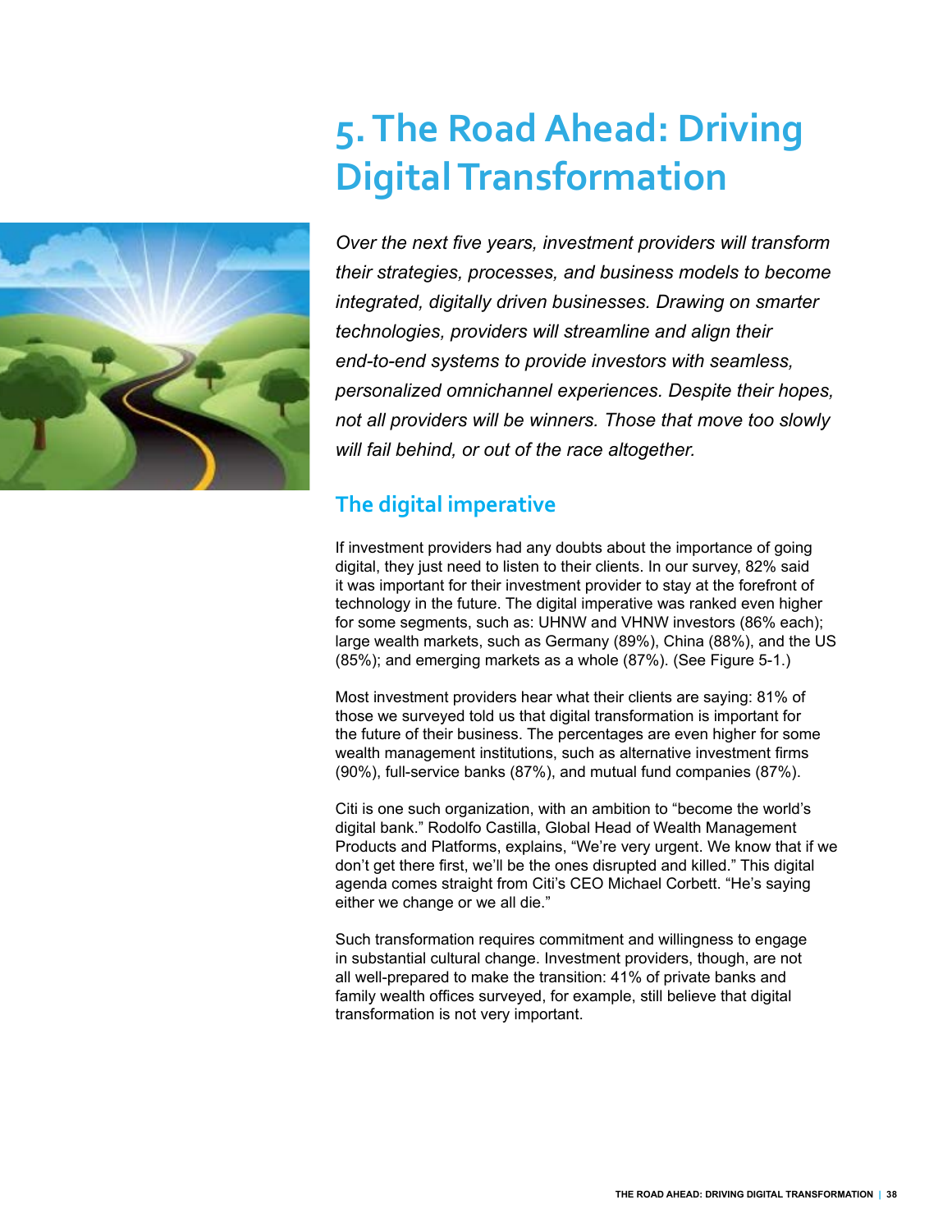# 5. The Road Ahead: Driving Digital Transformation

*Over the next five years, investment providers will transform their strategies, processes, and business models to become integrated, digitally driven businesses. Drawing on smarter technologies, providers will streamline and align their end-to-end systems to provide investors with seamless, personalized omnichannel experiences. Despite their hopes, not all providers will be winners. Those that move too slowly will fail behind, or out of the race altogether.*

## The digital imperative

If investment providers had any doubts about the importance of going digital, they just need to listen to their clients. In our survey, 82% said it was important for their investment provider to stay at the forefront of technology in the future. The digital imperative was ranked even higher for some segments, such as: UHNW and VHNW investors (86% each); large wealth markets, such as Germany (89%), China (88%), and the US (85%); and emerging markets as a whole (87%). (See Figure 5-1.)

Most investment providers hear what their clients are saying: 81% of those we surveyed told us that digital transformation is important for the future of their business. The percentages are even higher for some wealth management institutions, such as alternative investment firms (90%), full-service banks (87%), and mutual fund companies (87%).

Citi is one such organization, with an ambition to "become the world's digital bank." Rodolfo Castilla, Global Head of Wealth Management Products and Platforms, explains, "We're very urgent. We know that if we don't get there first, we'll be the ones disrupted and killed." This digital agenda comes straight from Citi's CEO Michael Corbett. "He's saying either we change or we all die."

Such transformation requires commitment and willingness to engage in substantial cultural change. Investment providers, though, are not all well-prepared to make the transition: 41% of private banks and family wealth offices surveyed, for example, still believe that digital transformation is not very important.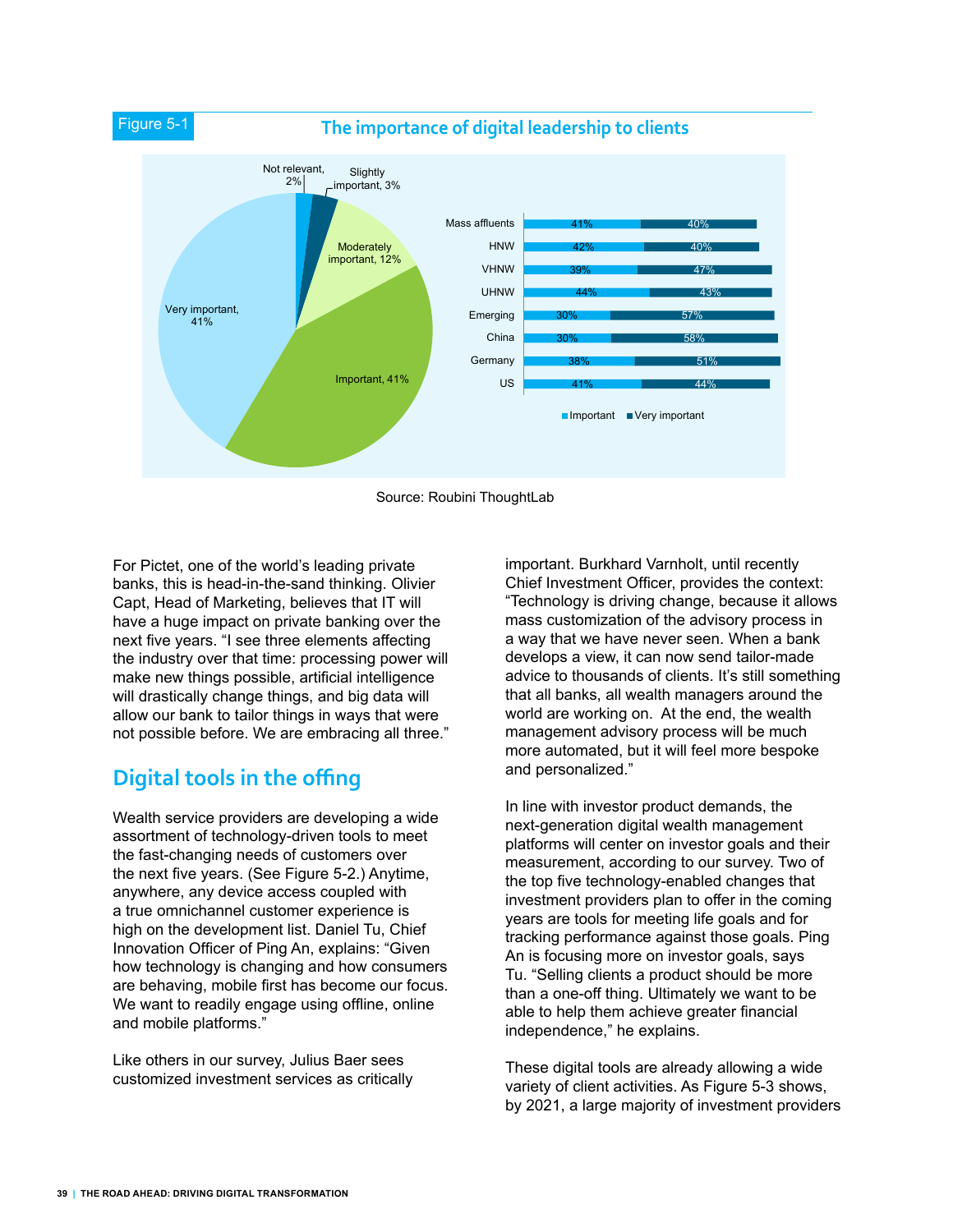Figure 5-1

**The importance of digital leadership to clients**

| Response | Share |
|---|---|
| Not relevant | 2% |
| Slightly important | 3% |
| Moderately important | 12% |
| Important | 41% |
| Very important | 41% |

| Segment | Important | Very important |
|---|---|---|
| Mass affluents | 41% | 40% |
| HNW | 42% | 40% |
| VHNW | 39% | 47% |
| UHNW | 44% | 43% |
| Emerging | 30% | 57% |
| China | 30% | 58% |
| Germany | 38% | 51% |
| US | 41% | 44% |

Source: Roubini ThoughtLab

For Pictet, one of the world's leading private banks, this is head-in-the-sand thinking. Olivier Capt, Head of Marketing, believes that IT will have a huge impact on private banking over the next five years. "I see three elements affecting the industry over that time: processing power will make new things possible, artificial intelligence will drastically change things, and big data will allow our bank to tailor things in ways that were not possible before. We are embracing all three."

## Digital tools in the offing

Wealth service providers are developing a wide assortment of technology-driven tools to meet the fast-changing needs of customers over the next five years. (See Figure 5-2.) Anytime, anywhere, any device access coupled with a true omnichannel customer experience is high on the development list. Daniel Tu, Chief Innovation Officer of Ping An, explains: "Given how technology is changing and how consumers are behaving, mobile first has become our focus. We want to readily engage using offline, online and mobile platforms."

Like others in our survey, Julius Baer sees customized investment services as critically important. Burkhard Varnholt, until recently Chief Investment Officer, provides the context: "Technology is driving change, because it allows mass customization of the advisory process in a way that we have never seen. When a bank develops a view, it can now send tailor-made advice to thousands of clients. It's still something that all banks, all wealth managers around the world are working on. At the end, the wealth management advisory process will be much more automated, but it will feel more bespoke and personalized."

In line with investor product demands, the next-generation digital wealth management platforms will center on investor goals and their measurement, according to our survey. Two of the top five technology-enabled changes that investment providers plan to offer in the coming years are tools for meeting life goals and for tracking performance against those goals. Ping An is focusing more on investor goals, says Tu. "Selling clients a product should be more than a one-off thing. Ultimately we want to be able to help them achieve greater financial independence," he explains.

These digital tools are already allowing a wide variety of client activities. As Figure 5-3 shows, by 2021, a large majority of investment providers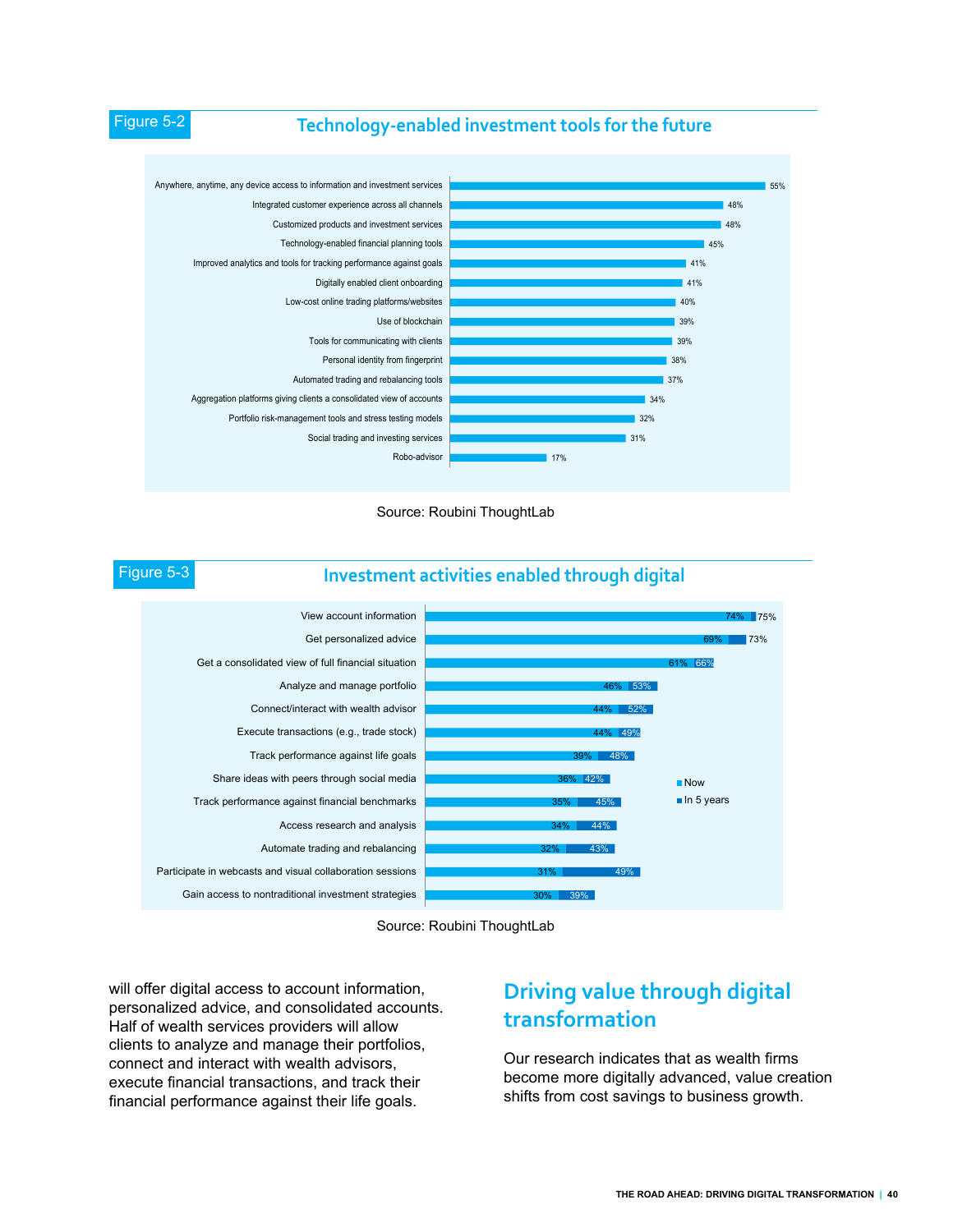Figure 5-2

## Technology-enabled investment tools for the future

| Tool | % |
|---|---|
| Anywhere, anytime, any device access to information and investment services | 55% |
| Integrated customer experience across all channels | 48% |
| Customized products and investment services | 48% |
| Technology-enabled financial planning tools | 45% |
| Improved analytics and tools for tracking performance against goals | 41% |
| Digitally enabled client onboarding | 41% |
| Low-cost online trading platforms/websites | 40% |
| Use of blockchain | 39% |
| Tools for communicating with clients | 39% |
| Personal identity from fingerprint | 38% |
| Automated trading and rebalancing tools | 37% |
| Aggregation platforms giving clients a consolidated view of accounts | 34% |
| Portfolio risk-management tools and stress testing models | 32% |
| Social trading and investing services | 31% |
| Robo-advisor | 17% |

Source: Roubini ThoughtLab

Figure 5-3

## Investment activities enabled through digital

| Activity | Now | In 5 years |
|---|---|---|
| View account information | 74% | 75% |
| Get personalized advice | 69% | 73% |
| Get a consolidated view of full financial situation | 61% | 66% |
| Analyze and manage portfolio | 46% | 53% |
| Connect/interact with wealth advisor | 44% | 52% |
| Execute transactions (e.g., trade stock) | 44% | 49% |
| Track performance against life goals | 39% | 48% |
| Share ideas with peers through social media | 36% | 42% |
| Track performance against financial benchmarks | 35% | 45% |
| Access research and analysis | 34% | 44% |
| Automate trading and rebalancing | 32% | 43% |
| Participate in webcasts and visual collaboration sessions | 31% | 49% |
| Gain access to nontraditional investment strategies | 30% | 39% |

Source: Roubini ThoughtLab

will offer digital access to account information, personalized advice, and consolidated accounts. Half of wealth services providers will allow clients to analyze and manage their portfolios, connect and interact with wealth advisors, execute financial transactions, and track their financial performance against their life goals.

## Driving value through digital transformation

Our research indicates that as wealth firms become more digitally advanced, value creation shifts from cost savings to business growth.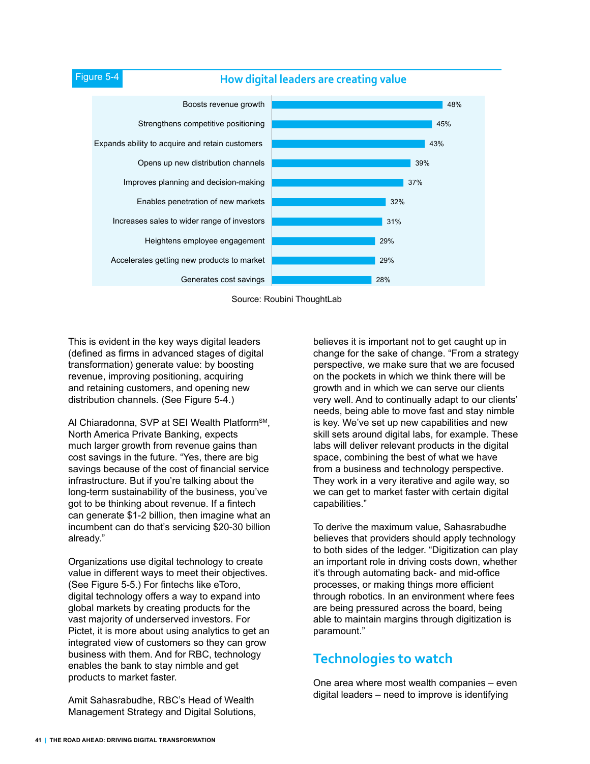Figure 5-4

**How digital leaders are creating value**

| | |
|---|---|
| Boosts revenue growth | 48% |
| Strengthens competitive positioning | 45% |
| Expands ability to acquire and retain customers | 43% |
| Opens up new distribution channels | 39% |
| Improves planning and decision-making | 37% |
| Enables penetration of new markets | 32% |
| Increases sales to wider range of investors | 31% |
| Heightens employee engagement | 29% |
| Accelerates getting new products to market | 29% |
| Generates cost savings | 28% |

Source: Roubini ThoughtLab

This is evident in the key ways digital leaders (defined as firms in advanced stages of digital transformation) generate value: by boosting revenue, improving positioning, acquiring and retaining customers, and opening new distribution channels. (See Figure 5-4.)

Al Chiaradonna, SVP at SEI Wealth Platform℠, North America Private Banking, expects much larger growth from revenue gains than cost savings in the future. "Yes, there are big savings because of the cost of financial service infrastructure. But if you're talking about the long-term sustainability of the business, you've got to be thinking about revenue. If a fintech can generate $1-2 billion, then imagine what an incumbent can do that's servicing $20-30 billion already."

Organizations use digital technology to create value in different ways to meet their objectives. (See Figure 5-5.) For fintechs like eToro, digital technology offers a way to expand into global markets by creating products for the vast majority of underserved investors. For Pictet, it is more about using analytics to get an integrated view of customers so they can grow business with them. And for RBC, technology enables the bank to stay nimble and get products to market faster.

Amit Sahasrabudhe, RBC's Head of Wealth Management Strategy and Digital Solutions, believes it is important not to get caught up in change for the sake of change. "From a strategy perspective, we make sure that we are focused on the pockets in which we think there will be growth and in which we can serve our clients very well. And to continually adapt to our clients' needs, being able to move fast and stay nimble is key. We've set up new capabilities and new skill sets around digital labs, for example. These labs will deliver relevant products in the digital space, combining the best of what we have from a business and technology perspective. They work in a very iterative and agile way, so we can get to market faster with certain digital capabilities."

To derive the maximum value, Sahasrabudhe believes that providers should apply technology to both sides of the ledger. "Digitization can play an important role in driving costs down, whether it's through automating back- and mid-office processes, or making things more efficient through robotics. In an environment where fees are being pressured across the board, being able to maintain margins through digitization is paramount."

## Technologies to watch

One area where most wealth companies – even digital leaders – need to improve is identifying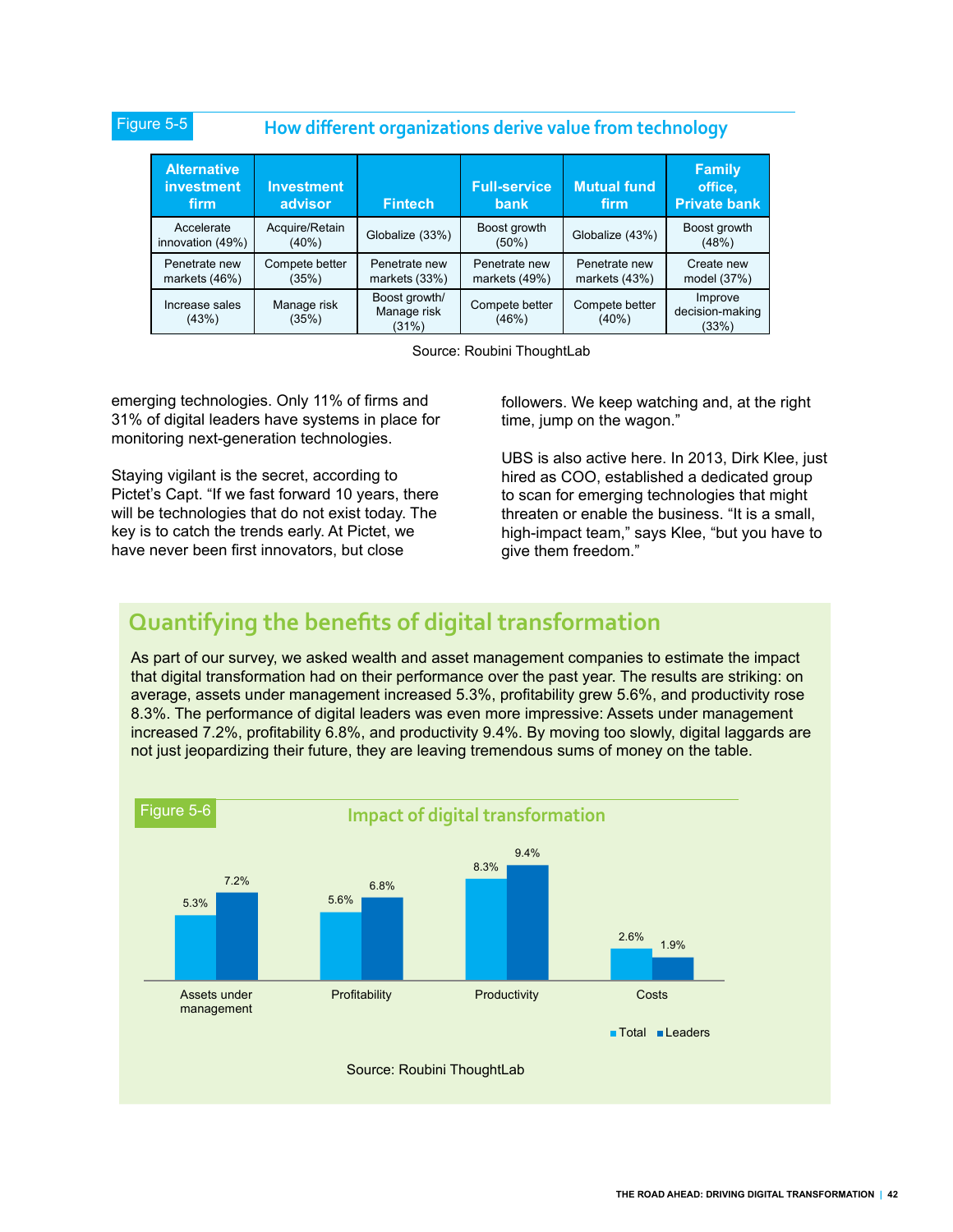Figure 5-5

**How different organizations derive value from technology**

| Alternative investment firm | Investment advisor | Fintech | Full-service bank | Mutual fund firm | Family office, Private bank |
|---|---|---|---|---|---|
| Accelerate innovation (49%) | Acquire/Retain (40%) | Globalize (33%) | Boost growth (50%) | Globalize (43%) | Boost growth (48%) |
| Penetrate new markets (46%) | Compete better (35%) | Penetrate new markets (33%) | Penetrate new markets (49%) | Penetrate new markets (43%) | Create new model (37%) |
| Increase sales (43%) | Manage risk (35%) | Boost growth/ Manage risk (31%) | Compete better (46%) | Compete better (40%) | Improve decision-making (33%) |

Source: Roubini ThoughtLab

emerging technologies. Only 11% of firms and 31% of digital leaders have systems in place for monitoring next-generation technologies.

Staying vigilant is the secret, according to Pictet's Capt. "If we fast forward 10 years, there will be technologies that do not exist today. The key is to catch the trends early. At Pictet, we have never been first innovators, but close followers. We keep watching and, at the right time, jump on the wagon."

UBS is also active here. In 2013, Dirk Klee, just hired as COO, established a dedicated group to scan for emerging technologies that might threaten or enable the business. "It is a small, high-impact team," says Klee, "but you have to give them freedom."

## Quantifying the benefits of digital transformation

As part of our survey, we asked wealth and asset management companies to estimate the impact that digital transformation had on their performance over the past year. The results are striking: on average, assets under management increased 5.3%, profitability grew 5.6%, and productivity rose 8.3%. The performance of digital leaders was even more impressive: Assets under management increased 7.2%, profitability 6.8%, and productivity 9.4%. By moving too slowly, digital laggards are not just jeopardizing their future, they are leaving tremendous sums of money on the table.

Figure 5-6

**Impact of digital transformation**

| | Total | Leaders |
|---|---|---|
| Assets under management | 5.3% | 7.2% |
| Profitability | 5.6% | 6.8% |
| Productivity | 8.3% | 9.4% |
| Costs | 2.6% | 1.9% |

Source: Roubini ThoughtLab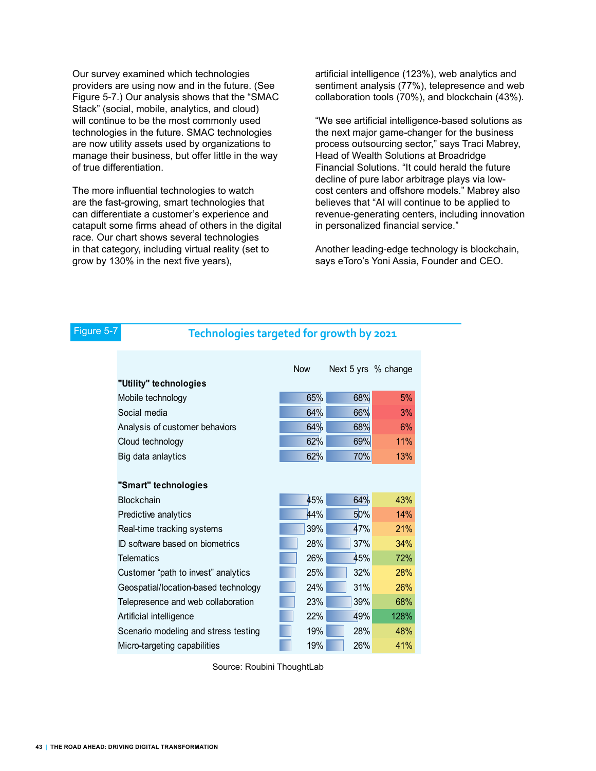Our survey examined which technologies providers are using now and in the future. (See Figure 5-7.) Our analysis shows that the "SMAC Stack" (social, mobile, analytics, and cloud) will continue to be the most commonly used technologies in the future. SMAC technologies are now utility assets used by organizations to manage their business, but offer little in the way of true differentiation.

The more influential technologies to watch are the fast-growing, smart technologies that can differentiate a customer's experience and catapult some firms ahead of others in the digital race. Our chart shows several technologies in that category, including virtual reality (set to grow by 130% in the next five years), artificial intelligence (123%), web analytics and sentiment analysis (77%), telepresence and web collaboration tools (70%), and blockchain (43%).

"We see artificial intelligence-based solutions as the next major game-changer for the business process outsourcing sector," says Traci Mabrey, Head of Wealth Solutions at Broadridge Financial Solutions. "It could herald the future decline of pure labor arbitrage plays via low-cost centers and offshore models." Mabrey also believes that "AI will continue to be applied to revenue-generating centers, including innovation in personalized financial service."

Another leading-edge technology is blockchain, says eToro's Yoni Assia, Founder and CEO.

Figure 5-7

**Technologies targeted for growth by 2021**

| | Now | Next 5 yrs | % change |
|---|---|---|---|
| **"Utility" technologies** | | | |
| Mobile technology | 65% | 68% | 5% |
| Social media | 64% | 66% | 3% |
| Analysis of customer behaviors | 64% | 68% | 6% |
| Cloud technology | 62% | 69% | 11% |
| Big data anlaytics | 62% | 70% | 13% |
| **"Smart" technologies** | | | |
| Blockchain | 45% | 64% | 43% |
| Predictive analytics | 44% | 50% | 14% |
| Real-time tracking systems | 39% | 47% | 21% |
| ID software based on biometrics | 28% | 37% | 34% |
| Telematics | 26% | 45% | 72% |
| Customer "path to invest" analytics | 25% | 32% | 28% |
| Geospatial/location-based technology | 24% | 31% | 26% |
| Telepresence and web collaboration | 23% | 39% | 68% |
| Artificial intelligence | 22% | 49% | 128% |
| Scenario modeling and stress testing | 19% | 28% | 48% |
| Micro-targeting capabilities | 19% | 26% | 41% |

Source: Roubini ThoughtLab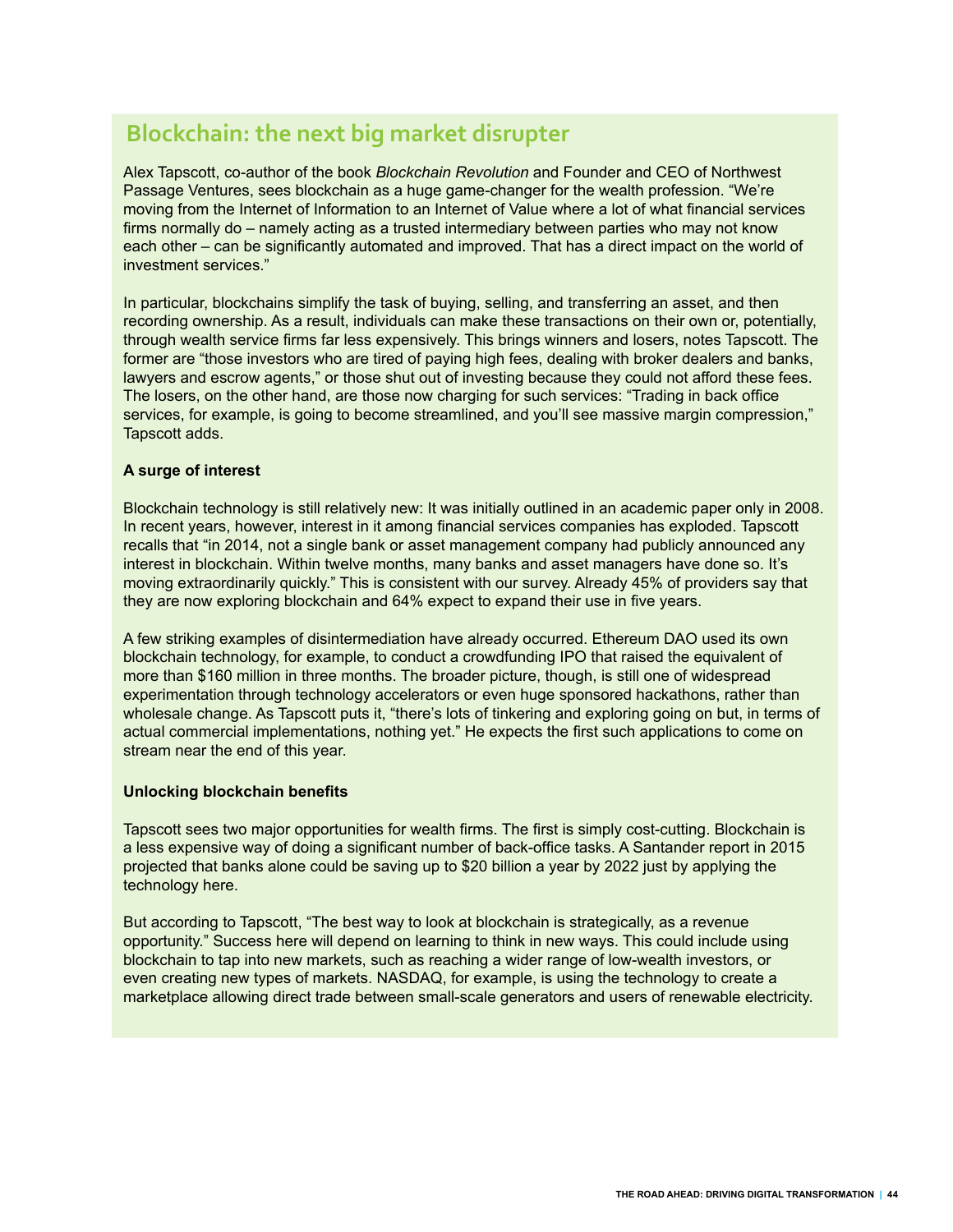## Blockchain: the next big market disrupter

Alex Tapscott, co-author of the book *Blockchain Revolution* and Founder and CEO of Northwest Passage Ventures, sees blockchain as a huge game-changer for the wealth profession. “We’re moving from the Internet of Information to an Internet of Value where a lot of what financial services firms normally do – namely acting as a trusted intermediary between parties who may not know each other – can be significantly automated and improved. That has a direct impact on the world of investment services.”

In particular, blockchains simplify the task of buying, selling, and transferring an asset, and then recording ownership. As a result, individuals can make these transactions on their own or, potentially, through wealth service firms far less expensively. This brings winners and losers, notes Tapscott. The former are “those investors who are tired of paying high fees, dealing with broker dealers and banks, lawyers and escrow agents,” or those shut out of investing because they could not afford these fees. The losers, on the other hand, are those now charging for such services: “Trading in back office services, for example, is going to become streamlined, and you’ll see massive margin compression,” Tapscott adds.

**A surge of interest**

Blockchain technology is still relatively new: It was initially outlined in an academic paper only in 2008. In recent years, however, interest in it among financial services companies has exploded. Tapscott recalls that “in 2014, not a single bank or asset management company had publicly announced any interest in blockchain. Within twelve months, many banks and asset managers have done so. It’s moving extraordinarily quickly.” This is consistent with our survey. Already 45% of providers say that they are now exploring blockchain and 64% expect to expand their use in five years.

A few striking examples of disintermediation have already occurred. Ethereum DAO used its own blockchain technology, for example, to conduct a crowdfunding IPO that raised the equivalent of more than $160 million in three months. The broader picture, though, is still one of widespread experimentation through technology accelerators or even huge sponsored hackathons, rather than wholesale change. As Tapscott puts it, “there’s lots of tinkering and exploring going on but, in terms of actual commercial implementations, nothing yet.” He expects the first such applications to come on stream near the end of this year.

**Unlocking blockchain benefits**

Tapscott sees two major opportunities for wealth firms. The first is simply cost-cutting. Blockchain is a less expensive way of doing a significant number of back-office tasks. A Santander report in 2015 projected that banks alone could be saving up to $20 billion a year by 2022 just by applying the technology here.

But according to Tapscott, “The best way to look at blockchain is strategically, as a revenue opportunity.” Success here will depend on learning to think in new ways. This could include using blockchain to tap into new markets, such as reaching a wider range of low-wealth investors, or even creating new types of markets. NASDAQ, for example, is using the technology to create a marketplace allowing direct trade between small-scale generators and users of renewable electricity.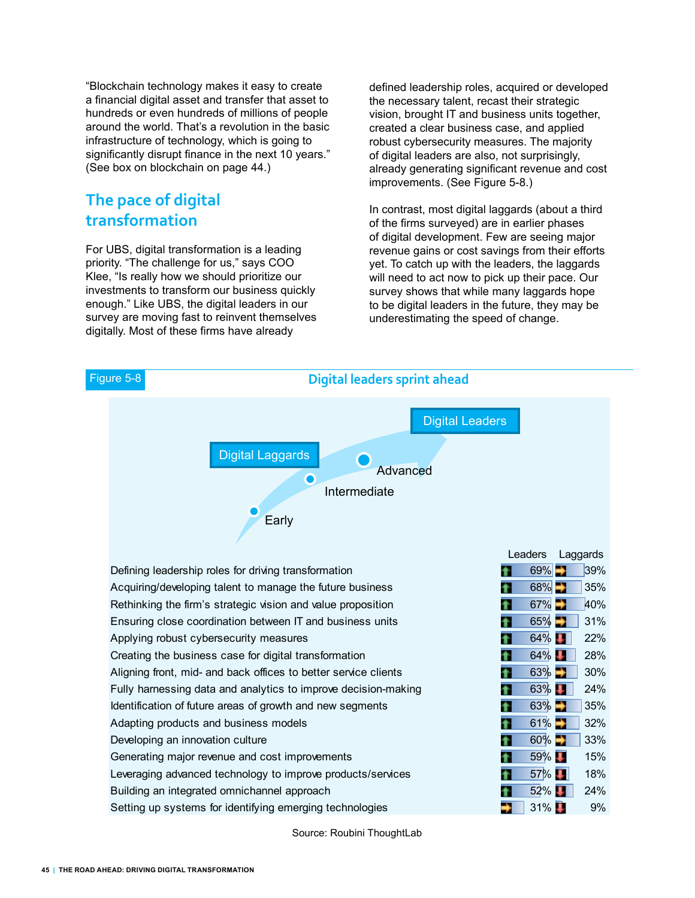"Blockchain technology makes it easy to create a financial digital asset and transfer that asset to hundreds or even hundreds of millions of people around the world. That's a revolution in the basic infrastructure of technology, which is going to significantly disrupt finance in the next 10 years." (See box on blockchain on page 44.)

## The pace of digital transformation

For UBS, digital transformation is a leading priority. "The challenge for us," says COO Klee, "Is really how we should prioritize our investments to transform our business quickly enough." Like UBS, the digital leaders in our survey are moving fast to reinvent themselves digitally. Most of these firms have already defined leadership roles, acquired or developed the necessary talent, recast their strategic vision, brought IT and business units together, created a clear business case, and applied robust cybersecurity measures. The majority of digital leaders are also, not surprisingly, already generating significant revenue and cost improvements. (See Figure 5-8.)

In contrast, most digital laggards (about a third of the firms surveyed) are in earlier phases of digital development. Few are seeing major revenue gains or cost savings from their efforts yet. To catch up with the leaders, the laggards will need to act now to pick up their pace. Our survey shows that while many laggards hope to be digital leaders in the future, they may be underestimating the speed of change.

Figure 5-8

**Digital leaders sprint ahead**

Digital Laggards → Digital Leaders: Early, Intermediate, Advanced

| | Leaders | Laggards |
|---|---|---|
| Defining leadership roles for driving transformation | 69% | 39% |
| Acquiring/developing talent to manage the future business | 68% | 35% |
| Rethinking the firm's strategic vision and value proposition | 67% | 40% |
| Ensuring close coordination between IT and business units | 65% | 31% |
| Applying robust cybersecurity measures | 64% | 22% |
| Creating the business case for digital transformation | 64% | 28% |
| Aligning front, mid- and back offices to better service clients | 63% | 30% |
| Fully harnessing data and analytics to improve decision-making | 63% | 24% |
| Identification of future areas of growth and new segments | 63% | 35% |
| Adapting products and business models | 61% | 32% |
| Developing an innovation culture | 60% | 33% |
| Generating major revenue and cost improvements | 59% | 15% |
| Leveraging advanced technology to improve products/services | 57% | 18% |
| Building an integrated omnichannel approach | 52% | 24% |
| Setting up systems for identifying emerging technologies | 31% | 9% |

Source: Roubini ThoughtLab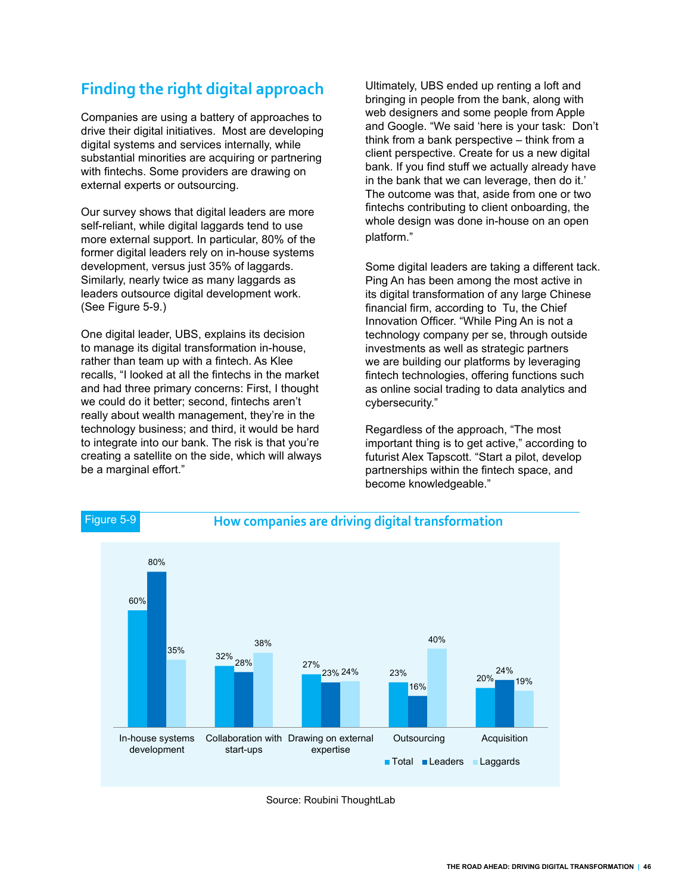## Finding the right digital approach

Companies are using a battery of approaches to drive their digital initiatives. Most are developing digital systems and services internally, while substantial minorities are acquiring or partnering with fintechs. Some providers are drawing on external experts or outsourcing.

Our survey shows that digital leaders are more self-reliant, while digital laggards tend to use more external support. In particular, 80% of the former digital leaders rely on in-house systems development, versus just 35% of laggards. Similarly, nearly twice as many laggards as leaders outsource digital development work. (See Figure 5-9.)

One digital leader, UBS, explains its decision to manage its digital transformation in-house, rather than team up with a fintech. As Klee recalls, "I looked at all the fintechs in the market and had three primary concerns: First, I thought we could do it better; second, fintechs aren't really about wealth management, they're in the technology business; and third, it would be hard to integrate into our bank. The risk is that you're creating a satellite on the side, which will always be a marginal effort."

Ultimately, UBS ended up renting a loft and bringing in people from the bank, along with web designers and some people from Apple and Google. "We said 'here is your task: Don't think from a bank perspective – think from a client perspective. Create for us a new digital bank. If you find stuff we actually already have in the bank that we can leverage, then do it.' The outcome was that, aside from one or two fintechs contributing to client onboarding, the whole design was done in-house on an open platform."

Some digital leaders are taking a different tack. Ping An has been among the most active in its digital transformation of any large Chinese financial firm, according to Tu, the Chief Innovation Officer. "While Ping An is not a technology company per se, through outside investments as well as strategic partners we are building our platforms by leveraging fintech technologies, offering functions such as online social trading to data analytics and cybersecurity."

Regardless of the approach, "The most important thing is to get active," according to futurist Alex Tapscott. "Start a pilot, develop partnerships within the fintech space, and become knowledgeable."

Figure 5-9 **How companies are driving digital transformation**

| | Total | Leaders | Laggards |
|---|---|---|---|
| In-house systems development | 60% | 80% | 35% |
| Collaboration with start-ups | 32% | 28% | 38% |
| Drawing on external expertise | 27% | 23% | 24% |
| Outsourcing | 23% | 16% | 40% |
| Acquisition | 20% | 24% | 19% |

Source: Roubini ThoughtLab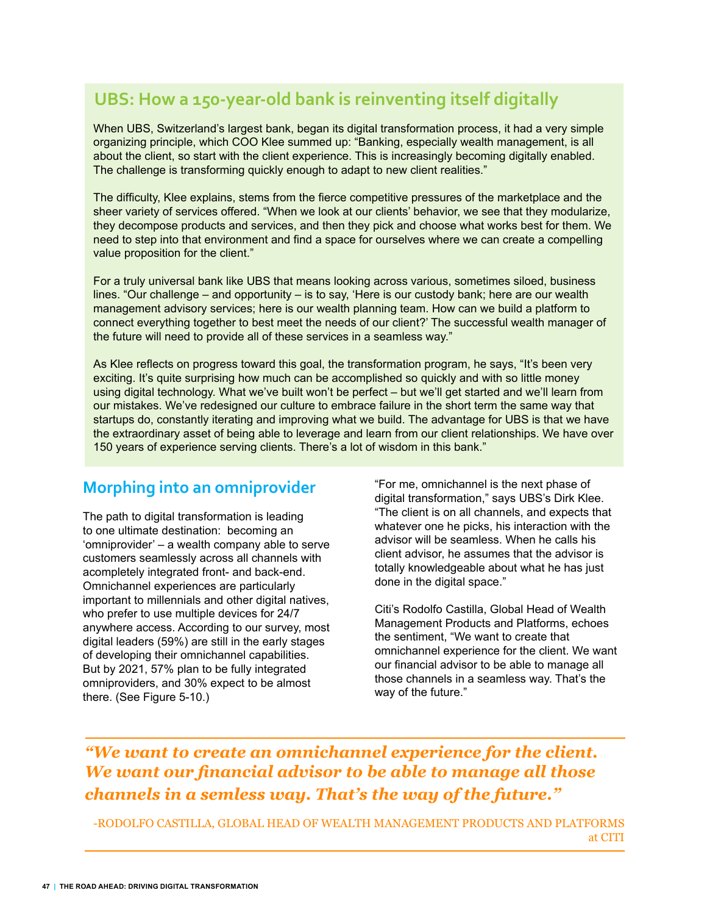## UBS: How a 150-year-old bank is reinventing itself digitally

When UBS, Switzerland's largest bank, began its digital transformation process, it had a very simple organizing principle, which COO Klee summed up: "Banking, especially wealth management, is all about the client, so start with the client experience. This is increasingly becoming digitally enabled. The challenge is transforming quickly enough to adapt to new client realities."

The difficulty, Klee explains, stems from the fierce competitive pressures of the marketplace and the sheer variety of services offered. "When we look at our clients' behavior, we see that they modularize, they decompose products and services, and then they pick and choose what works best for them. We need to step into that environment and find a space for ourselves where we can create a compelling value proposition for the client."

For a truly universal bank like UBS that means looking across various, sometimes siloed, business lines. "Our challenge – and opportunity – is to say, 'Here is our custody bank; here are our wealth management advisory services; here is our wealth planning team. How can we build a platform to connect everything together to best meet the needs of our client?' The successful wealth manager of the future will need to provide all of these services in a seamless way."

As Klee reflects on progress toward this goal, the transformation program, he says, "It's been very exciting. It's quite surprising how much can be accomplished so quickly and with so little money using digital technology. What we've built won't be perfect – but we'll get started and we'll learn from our mistakes. We've redesigned our culture to embrace failure in the short term the same way that startups do, constantly iterating and improving what we build. The advantage for UBS is that we have the extraordinary asset of being able to leverage and learn from our client relationships. We have over 150 years of experience serving clients. There's a lot of wisdom in this bank."

## Morphing into an omniprovider

The path to digital transformation is leading to one ultimate destination: becoming an 'omniprovider' – a wealth company able to serve customers seamlessly across all channels with acompletely integrated front- and back-end. Omnichannel experiences are particularly important to millennials and other digital natives, who prefer to use multiple devices for 24/7 anywhere access. According to our survey, most digital leaders (59%) are still in the early stages of developing their omnichannel capabilities. But by 2021, 57% plan to be fully integrated omniproviders, and 30% expect to be almost there. (See Figure 5-10.)

"For me, omnichannel is the next phase of digital transformation," says UBS's Dirk Klee. "The client is on all channels, and expects that whatever one he picks, his interaction with the advisor will be seamless. When he calls his client advisor, he assumes that the advisor is totally knowledgeable about what he has just done in the digital space."

Citi's Rodolfo Castilla, Global Head of Wealth Management Products and Platforms, echoes the sentiment, "We want to create that omnichannel experience for the client. We want our financial advisor to be able to manage all those channels in a seamless way. That's the way of the future."

> *"We want to create an omnichannel experience for the client. We want our financial advisor to be able to manage all those channels in a semless way. That's the way of the future."*
>
> -RODOLFO CASTILLA, GLOBAL HEAD OF WEALTH MANAGEMENT PRODUCTS AND PLATFORMS at CITI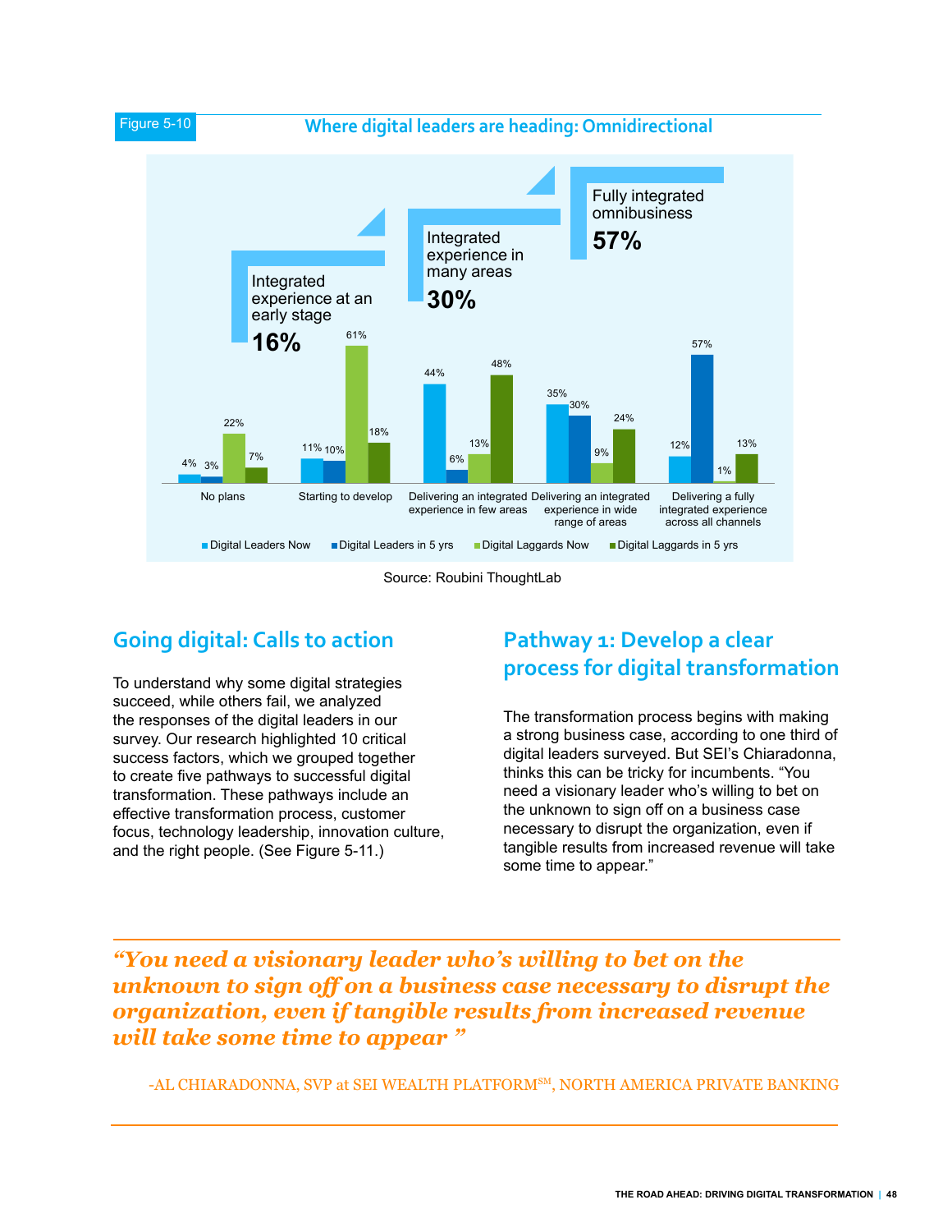Figure 5-10

**Where digital leaders are heading: Omnidirectional**

| | Digital Leaders Now | Digital Leaders in 5 yrs | Digital Laggards Now | Digital Laggards in 5 yrs |
|---|---|---|---|---|
| No plans | 4% | 3% | 22% | 7% |
| Starting to develop | 11% | 10% | 61% | 18% |
| Delivering an integrated experience in few areas | 44% | 6% | 13% | 48% |
| Delivering an integrated experience in wide range of areas | 35% | 30% | 9% | 24% |
| Delivering a fully integrated experience across all channels | 12% | 57% | 1% | 13% |

Integrated experience at an early stage **16%**

Integrated experience in many areas **30%**

Fully integrated omnibusiness **57%**

Source: Roubini ThoughtLab

## Going digital: Calls to action

To understand why some digital strategies succeed, while others fail, we analyzed the responses of the digital leaders in our survey. Our research highlighted 10 critical success factors, which we grouped together to create five pathways to successful digital transformation. These pathways include an effective transformation process, customer focus, technology leadership, innovation culture, and the right people. (See Figure 5-11.)

## Pathway 1: Develop a clear process for digital transformation

The transformation process begins with making a strong business case, according to one third of digital leaders surveyed. But SEI's Chiaradonna, thinks this can be tricky for incumbents. "You need a visionary leader who's willing to bet on the unknown to sign off on a business case necessary to disrupt the organization, even if tangible results from increased revenue will take some time to appear."

> ***"You need a visionary leader who's willing to bet on the unknown to sign off on a business case necessary to disrupt the organization, even if tangible results from increased revenue will take some time to appear "***
>
> -AL CHIARADONNA, SVP at SEI WEALTH PLATFORM[SM], NORTH AMERICA PRIVATE BANKING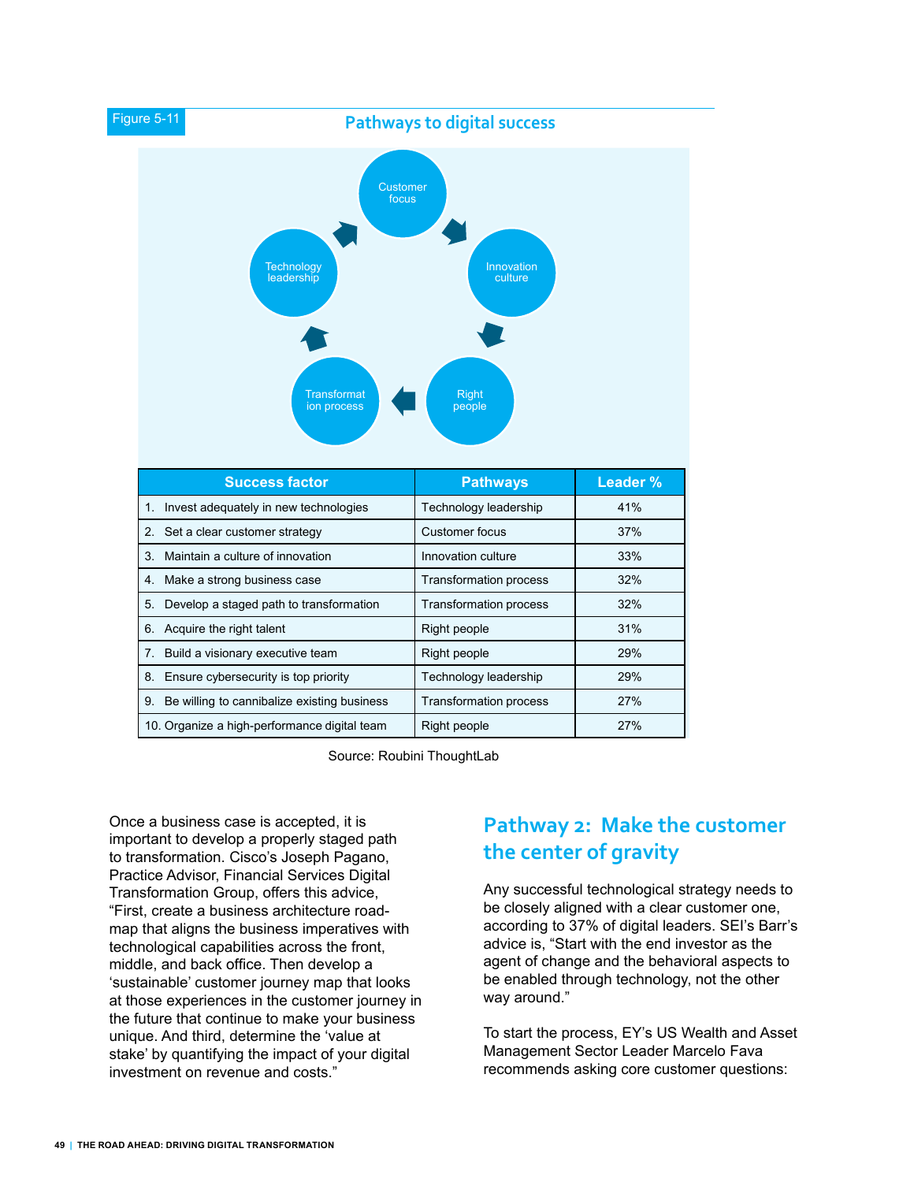Figure 5-11

**Pathways to digital success**

Customer focus → Innovation culture → Right people → Transformation process → Technology leadership → Customer focus

| Success factor | Pathways | Leader % |
|---|---|---|
| 1. Invest adequately in new technologies | Technology leadership | 41% |
| 2. Set a clear customer strategy | Customer focus | 37% |
| 3. Maintain a culture of innovation | Innovation culture | 33% |
| 4. Make a strong business case | Transformation process | 32% |
| 5. Develop a staged path to transformation | Transformation process | 32% |
| 6. Acquire the right talent | Right people | 31% |
| 7. Build a visionary executive team | Right people | 29% |
| 8. Ensure cybersecurity is top priority | Technology leadership | 29% |
| 9. Be willing to cannibalize existing business | Transformation process | 27% |
| 10. Organize a high-performance digital team | Right people | 27% |

Source: Roubini ThoughtLab

Once a business case is accepted, it is important to develop a properly staged path to transformation. Cisco's Joseph Pagano, Practice Advisor, Financial Services Digital Transformation Group, offers this advice, "First, create a business architecture road-map that aligns the business imperatives with technological capabilities across the front, middle, and back office. Then develop a 'sustainable' customer journey map that looks at those experiences in the customer journey in the future that continue to make your business unique. And third, determine the 'value at stake' by quantifying the impact of your digital investment on revenue and costs."

## Pathway 2: Make the customer the center of gravity

Any successful technological strategy needs to be closely aligned with a clear customer one, according to 37% of digital leaders. SEI's Barr's advice is, "Start with the end investor as the agent of change and the behavioral aspects to be enabled through technology, not the other way around."

To start the process, EY's US Wealth and Asset Management Sector Leader Marcelo Fava recommends asking core customer questions: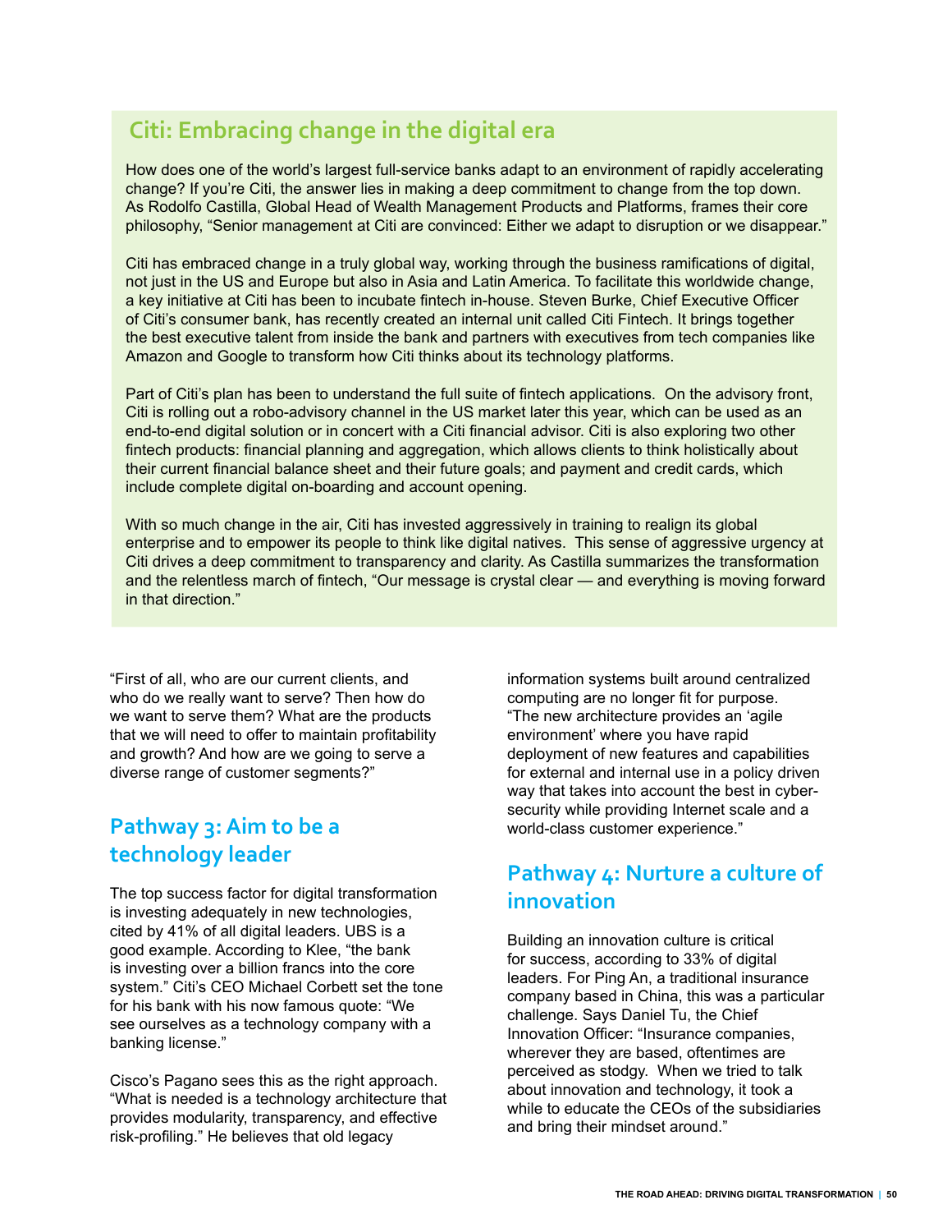## Citi: Embracing change in the digital era

How does one of the world's largest full-service banks adapt to an environment of rapidly accelerating change? If you're Citi, the answer lies in making a deep commitment to change from the top down. As Rodolfo Castilla, Global Head of Wealth Management Products and Platforms, frames their core philosophy, "Senior management at Citi are convinced: Either we adapt to disruption or we disappear."

Citi has embraced change in a truly global way, working through the business ramifications of digital, not just in the US and Europe but also in Asia and Latin America. To facilitate this worldwide change, a key initiative at Citi has been to incubate fintech in-house. Steven Burke, Chief Executive Officer of Citi's consumer bank, has recently created an internal unit called Citi Fintech. It brings together the best executive talent from inside the bank and partners with executives from tech companies like Amazon and Google to transform how Citi thinks about its technology platforms.

Part of Citi's plan has been to understand the full suite of fintech applications. On the advisory front, Citi is rolling out a robo-advisory channel in the US market later this year, which can be used as an end-to-end digital solution or in concert with a Citi financial advisor. Citi is also exploring two other fintech products: financial planning and aggregation, which allows clients to think holistically about their current financial balance sheet and their future goals; and payment and credit cards, which include complete digital on-boarding and account opening.

With so much change in the air, Citi has invested aggressively in training to realign its global enterprise and to empower its people to think like digital natives. This sense of aggressive urgency at Citi drives a deep commitment to transparency and clarity. As Castilla summarizes the transformation and the relentless march of fintech, "Our message is crystal clear — and everything is moving forward in that direction."

"First of all, who are our current clients, and who do we really want to serve? Then how do we want to serve them? What are the products that we will need to offer to maintain profitability and growth? And how are we going to serve a diverse range of customer segments?"

## Pathway 3: Aim to be a technology leader

The top success factor for digital transformation is investing adequately in new technologies, cited by 41% of all digital leaders. UBS is a good example. According to Klee, "the bank is investing over a billion francs into the core system." Citi's CEO Michael Corbett set the tone for his bank with his now famous quote: "We see ourselves as a technology company with a banking license."

Cisco's Pagano sees this as the right approach. "What is needed is a technology architecture that provides modularity, transparency, and effective risk-profiling." He believes that old legacy information systems built around centralized computing are no longer fit for purpose. "The new architecture provides an 'agile environment' where you have rapid deployment of new features and capabilities for external and internal use in a policy driven way that takes into account the best in cyber-security while providing Internet scale and a world-class customer experience."

## Pathway 4: Nurture a culture of innovation

Building an innovation culture is critical for success, according to 33% of digital leaders. For Ping An, a traditional insurance company based in China, this was a particular challenge. Says Daniel Tu, the Chief Innovation Officer: "Insurance companies, wherever they are based, oftentimes are perceived as stodgy. When we tried to talk about innovation and technology, it took a while to educate the CEOs of the subsidiaries and bring their mindset around."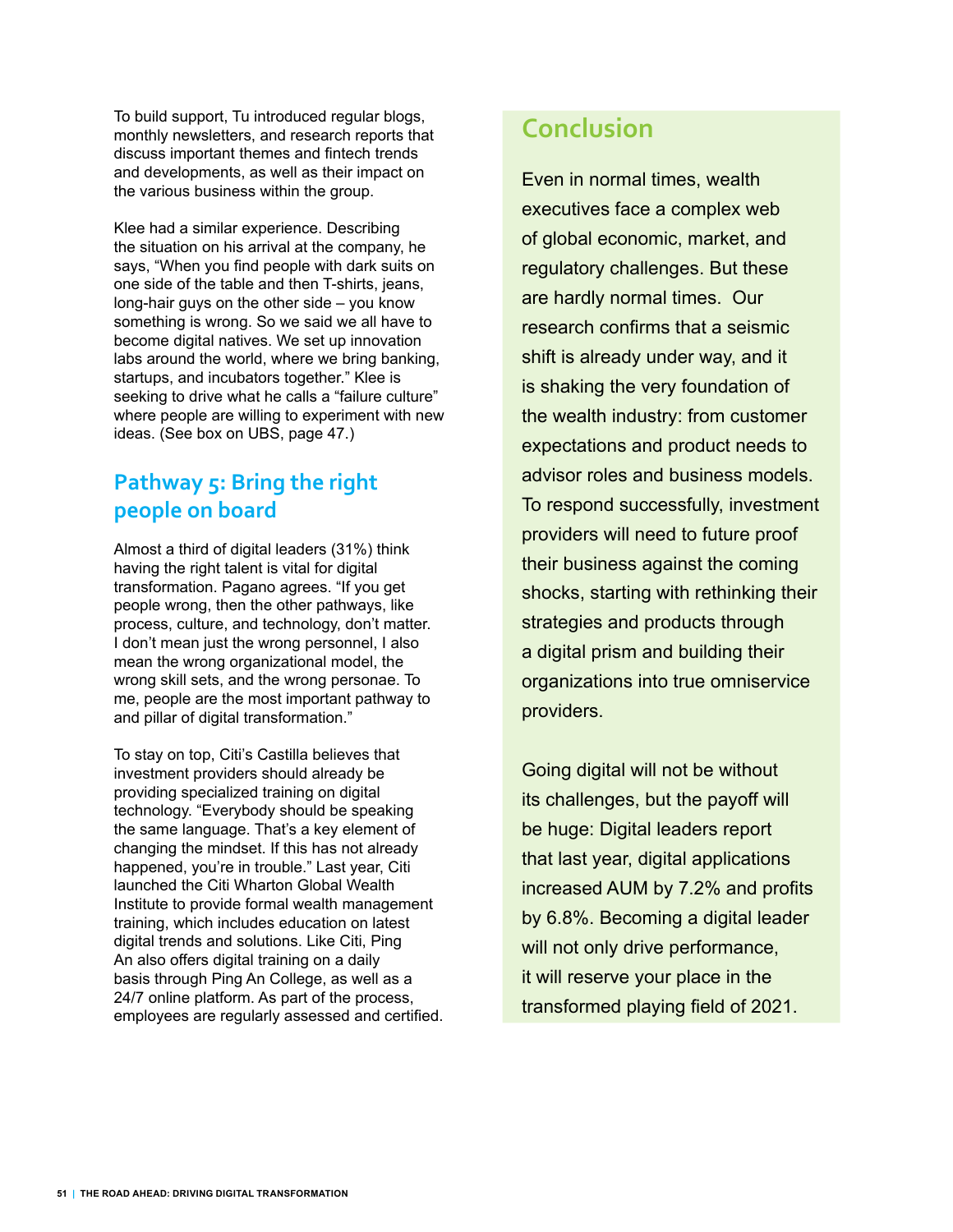To build support, Tu introduced regular blogs, monthly newsletters, and research reports that discuss important themes and fintech trends and developments, as well as their impact on the various business within the group.

Klee had a similar experience. Describing the situation on his arrival at the company, he says, "When you find people with dark suits on one side of the table and then T-shirts, jeans, long-hair guys on the other side – you know something is wrong. So we said we all have to become digital natives. We set up innovation labs around the world, where we bring banking, startups, and incubators together." Klee is seeking to drive what he calls a "failure culture" where people are willing to experiment with new ideas. (See box on UBS, page 47.)

## Pathway 5: Bring the right people on board

Almost a third of digital leaders (31%) think having the right talent is vital for digital transformation. Pagano agrees. "If you get people wrong, then the other pathways, like process, culture, and technology, don't matter. I don't mean just the wrong personnel, I also mean the wrong organizational model, the wrong skill sets, and the wrong personae. To me, people are the most important pathway to and pillar of digital transformation."

To stay on top, Citi's Castilla believes that investment providers should already be providing specialized training on digital technology. "Everybody should be speaking the same language. That's a key element of changing the mindset. If this has not already happened, you're in trouble." Last year, Citi launched the Citi Wharton Global Wealth Institute to provide formal wealth management training, which includes education on latest digital trends and solutions. Like Citi, Ping An also offers digital training on a daily basis through Ping An College, as well as a 24/7 online platform. As part of the process, employees are regularly assessed and certified.

## Conclusion

Even in normal times, wealth executives face a complex web of global economic, market, and regulatory challenges. But these are hardly normal times. Our research confirms that a seismic shift is already under way, and it is shaking the very foundation of the wealth industry: from customer expectations and product needs to advisor roles and business models. To respond successfully, investment providers will need to future proof their business against the coming shocks, starting with rethinking their strategies and products through a digital prism and building their organizations into true omniservice providers.

Going digital will not be without its challenges, but the payoff will be huge: Digital leaders report that last year, digital applications increased AUM by 7.2% and profits by 6.8%. Becoming a digital leader will not only drive performance, it will reserve your place in the transformed playing field of 2021.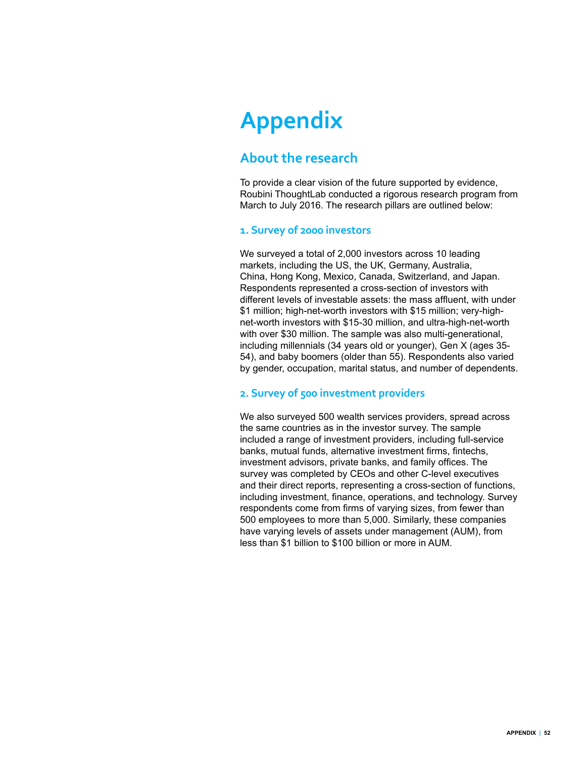# Appendix

## About the research

To provide a clear vision of the future supported by evidence, Roubini ThoughtLab conducted a rigorous research program from March to July 2016. The research pillars are outlined below:

### 1. Survey of 2000 investors

We surveyed a total of 2,000 investors across 10 leading markets, including the US, the UK, Germany, Australia, China, Hong Kong, Mexico, Canada, Switzerland, and Japan. Respondents represented a cross-section of investors with different levels of investable assets: the mass affluent, with under $1 million; high-net-worth investors with $15 million; very-high-net-worth investors with $15-30 million, and ultra-high-net-worth with over $30 million. The sample was also multi-generational, including millennials (34 years old or younger), Gen X (ages 35-54), and baby boomers (older than 55). Respondents also varied by gender, occupation, marital status, and number of dependents.

### 2. Survey of 500 investment providers

We also surveyed 500 wealth services providers, spread across the same countries as in the investor survey. The sample included a range of investment providers, including full-service banks, mutual funds, alternative investment firms, fintechs, investment advisors, private banks, and family offices. The survey was completed by CEOs and other C-level executives and their direct reports, representing a cross-section of functions, including investment, finance, operations, and technology. Survey respondents come from firms of varying sizes, from fewer than 500 employees to more than 5,000. Similarly, these companies have varying levels of assets under management (AUM), from less than $1 billion to $100 billion or more in AUM.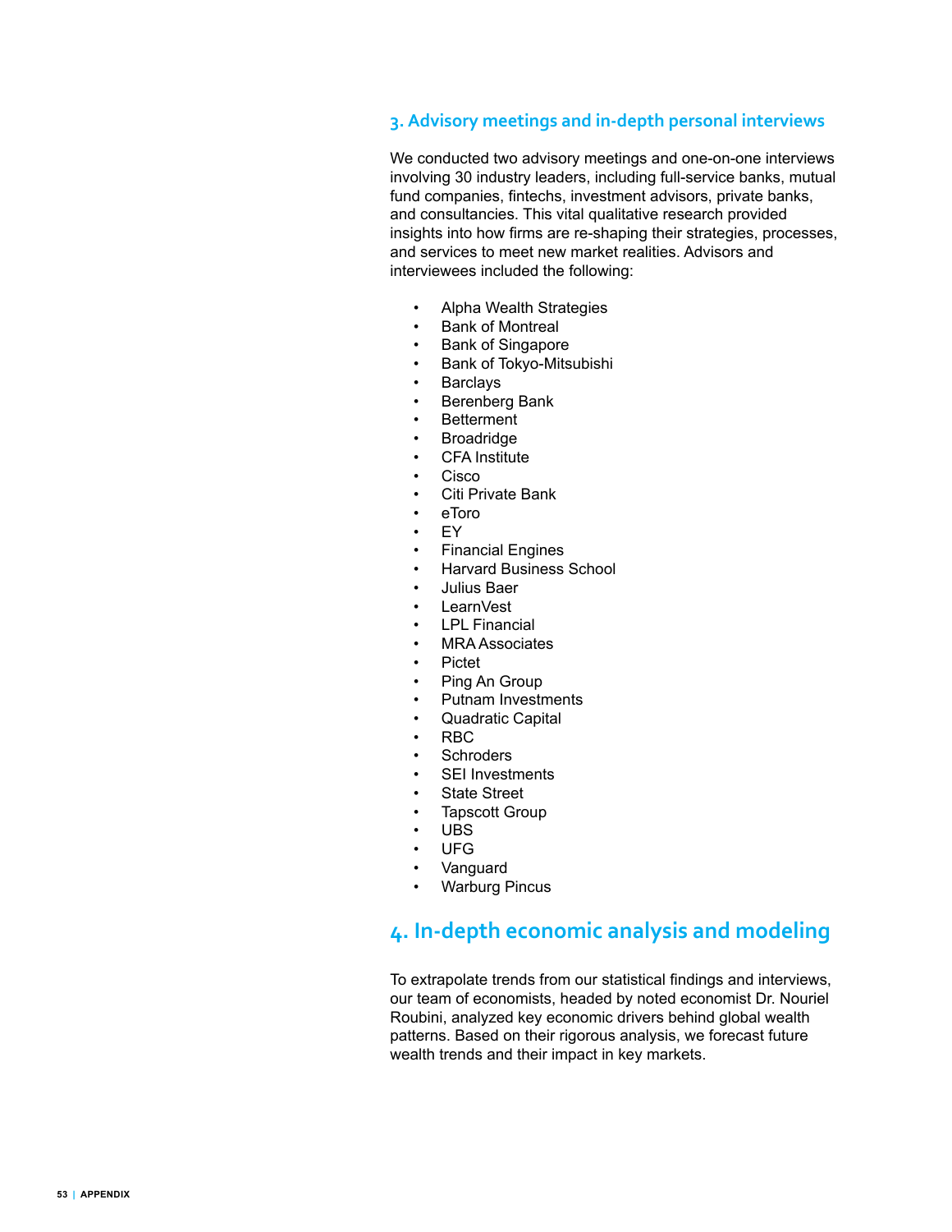## 3. Advisory meetings and in-depth personal interviews

We conducted two advisory meetings and one-on-one interviews involving 30 industry leaders, including full-service banks, mutual fund companies, fintechs, investment advisors, private banks, and consultancies. This vital qualitative research provided insights into how firms are re-shaping their strategies, processes, and services to meet new market realities. Advisors and interviewees included the following:

- Alpha Wealth Strategies
- Bank of Montreal
- Bank of Singapore
- Bank of Tokyo-Mitsubishi
- Barclays
- Berenberg Bank
- Betterment
- Broadridge
- CFA Institute
- Cisco
- Citi Private Bank
- eToro
- EY
- Financial Engines
- Harvard Business School
- Julius Baer
- LearnVest
- LPL Financial
- MRA Associates
- Pictet
- Ping An Group
- Putnam Investments
- Quadratic Capital
- RBC
- Schroders
- SEI Investments
- State Street
- Tapscott Group
- UBS
- UFG
- Vanguard
- Warburg Pincus

## 4. In-depth economic analysis and modeling

To extrapolate trends from our statistical findings and interviews, our team of economists, headed by noted economist Dr. Nouriel Roubini, analyzed key economic drivers behind global wealth patterns. Based on their rigorous analysis, we forecast future wealth trends and their impact in key markets.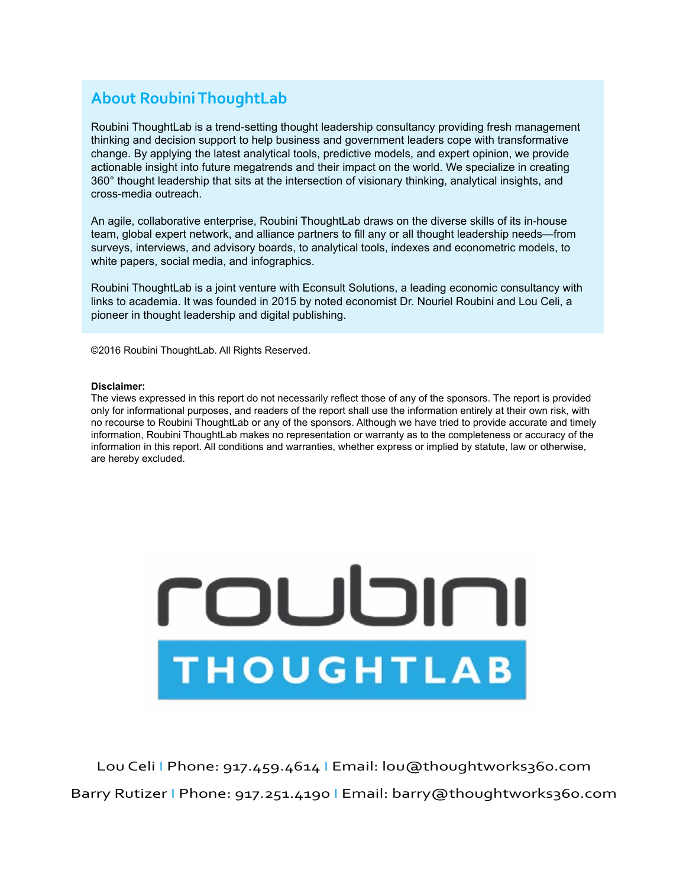## About Roubini ThoughtLab

Roubini ThoughtLab is a trend-setting thought leadership consultancy providing fresh management thinking and decision support to help business and government leaders cope with transformative change. By applying the latest analytical tools, predictive models, and expert opinion, we provide actionable insight into future megatrends and their impact on the world. We specialize in creating 360° thought leadership that sits at the intersection of visionary thinking, analytical insights, and cross-media outreach.

An agile, collaborative enterprise, Roubini ThoughtLab draws on the diverse skills of its in-house team, global expert network, and alliance partners to fill any or all thought leadership needs—from surveys, interviews, and advisory boards, to analytical tools, indexes and econometric models, to white papers, social media, and infographics.

Roubini ThoughtLab is a joint venture with Econsult Solutions, a leading economic consultancy with links to academia. It was founded in 2015 by noted economist Dr. Nouriel Roubini and Lou Celi, a pioneer in thought leadership and digital publishing.

©2016 Roubini ThoughtLab. All Rights Reserved.

**Disclaimer:**
The views expressed in this report do not necessarily reflect those of any of the sponsors. The report is provided only for informational purposes, and readers of the report shall use the information entirely at their own risk, with no recourse to Roubini ThoughtLab or any of the sponsors. Although we have tried to provide accurate and timely information, Roubini ThoughtLab makes no representation or warranty as to the completeness or accuracy of the information in this report. All conditions and warranties, whether express or implied by statute, law or otherwise, are hereby excluded.

roubini THOUGHTLAB

Lou Celi | Phone: 917.459.4614 | Email: lou@thoughtworks360.com

Barry Rutizer | Phone: 917.251.4190 | Email: barry@thoughtworks360.com